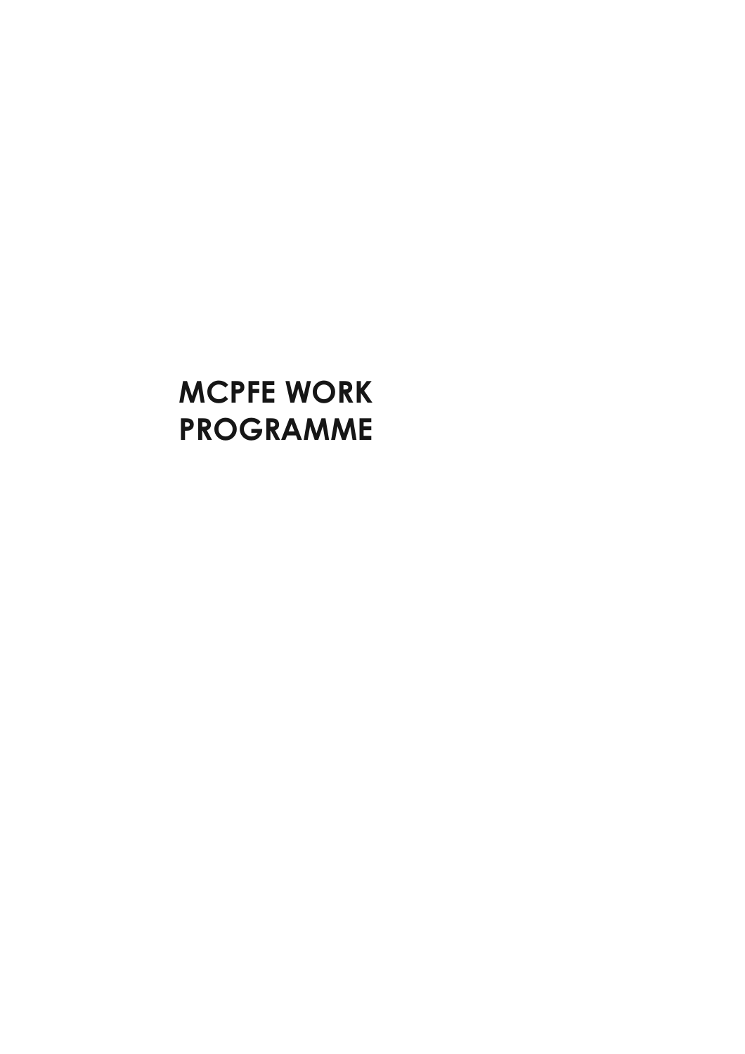# MCPFE WORK PROGRAMME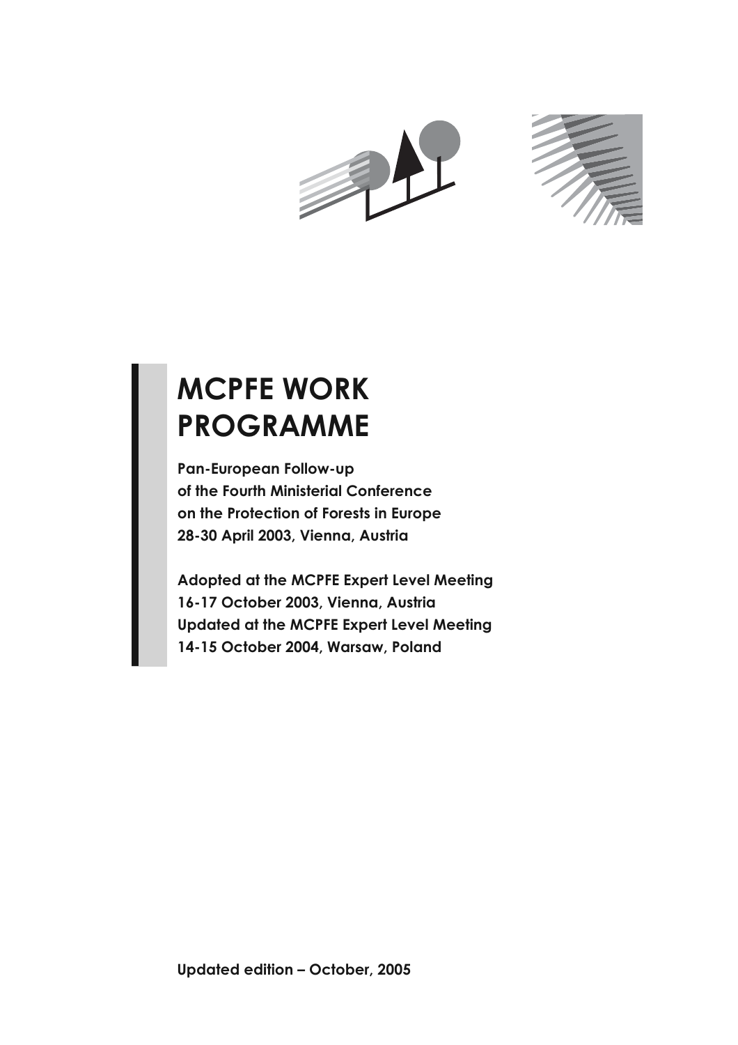# MCPFE WORK PROGRAMME

**Pan-European Follow-up of the Fourth Ministerial Conference on the Protection of Forests in Europe 28-30 April 2003, Vienna, Austria**

**Adopted at the MCPFE Expert Level Meeting 16-17 October 2003, Vienna, Austria**
**Updated at the MCPFE Expert Level Meeting 14-15 October 2004, Warsaw, Poland**

**Updated edition – October, 2005**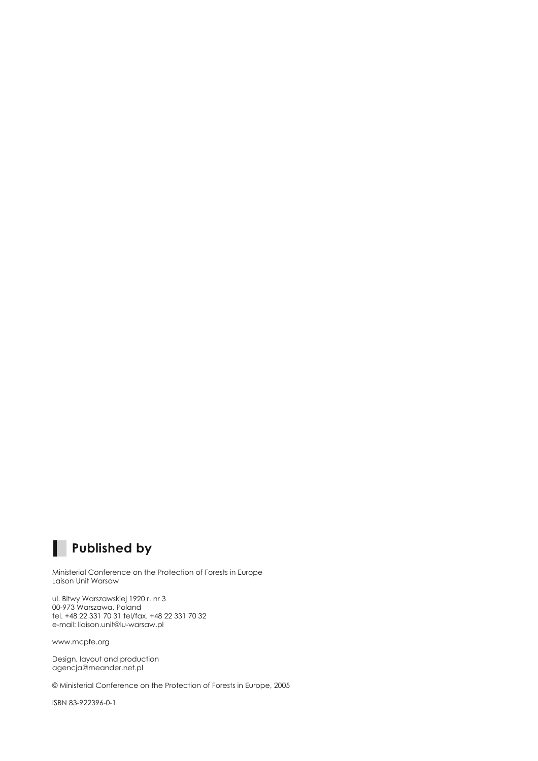## Published by

Ministerial Conference on the Protection of Forests in Europe
Laison Unit Warsaw

ul. Bitwy Warszawskiej 1920 r. nr 3
00-973 Warszawa, Poland
tel. +48 22 331 70 31 tel/fax. +48 22 331 70 32
e-mail: liaison.unit@lu-warsaw.pl

www.mcpfe.org

Design, layout and production
agencja@meander.net.pl

© Ministerial Conference on the Protection of Forests in Europe, 2005

ISBN 83-922396-0-1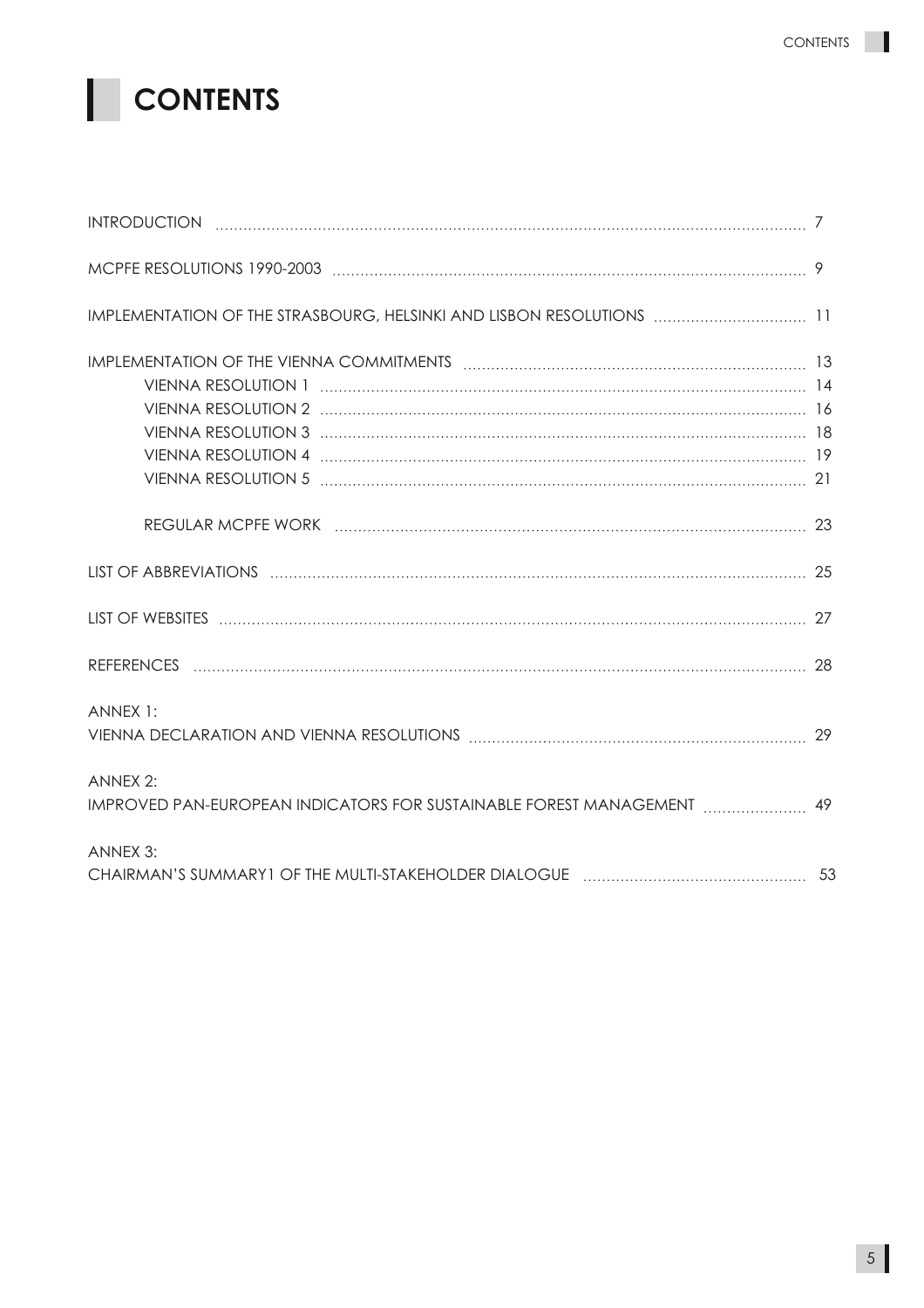# CONTENTS

| | |
|---|---|
| INTRODUCTION | 7 |
| MCPFE RESOLUTIONS 1990-2003 | 9 |
| IMPLEMENTATION OF THE STRASBOURG, HELSINKI AND LISBON RESOLUTIONS | 11 |
| IMPLEMENTATION OF THE VIENNA COMMITMENTS | 13 |
| VIENNA RESOLUTION 1 | 14 |
| VIENNA RESOLUTION 2 | 16 |
| VIENNA RESOLUTION 3 | 18 |
| VIENNA RESOLUTION 4 | 19 |
| VIENNA RESOLUTION 5 | 21 |
| REGULAR MCPFE WORK | 23 |
| LIST OF ABBREVIATIONS | 25 |
| LIST OF WEBSITES | 27 |
| REFERENCES | 28 |
| ANNEX 1: VIENNA DECLARATION AND VIENNA RESOLUTIONS | 29 |
| ANNEX 2: IMPROVED PAN-EUROPEAN INDICATORS FOR SUSTAINABLE FOREST MANAGEMENT | 49 |
| ANNEX 3: CHAIRMAN'S SUMMARY1 OF THE MULTI-STAKEHOLDER DIALOGUE | 53 |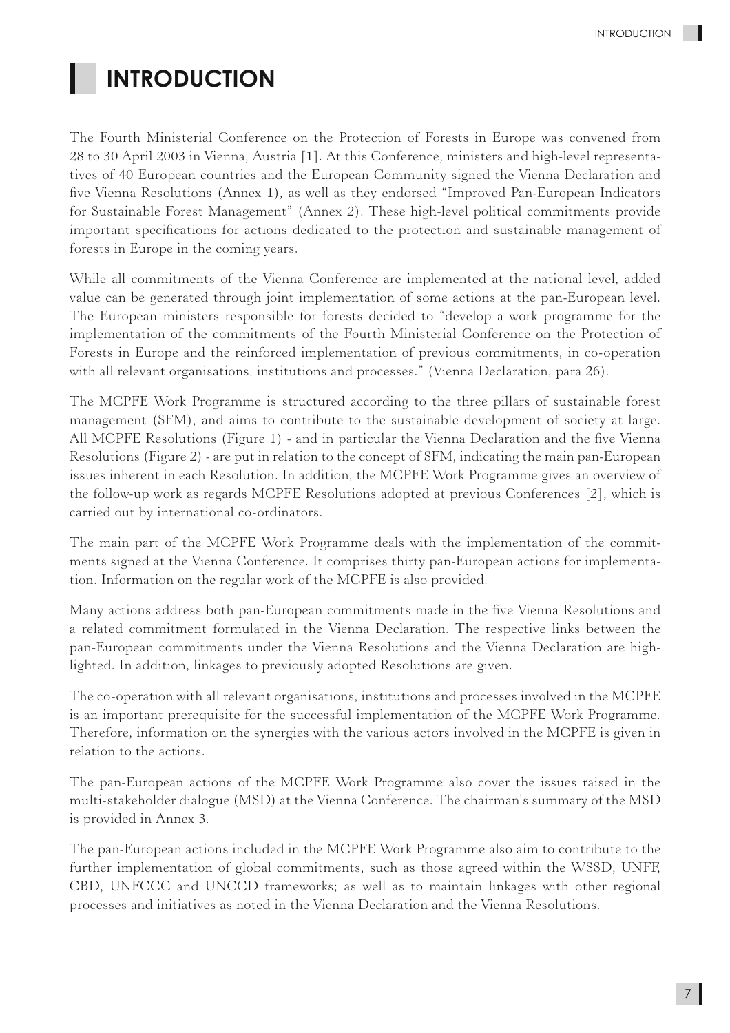# INTRODUCTION

The Fourth Ministerial Conference on the Protection of Forests in Europe was convened from 28 to 30 April 2003 in Vienna, Austria [1]. At this Conference, ministers and high-level representatives of 40 European countries and the European Community signed the Vienna Declaration and five Vienna Resolutions (Annex 1), as well as they endorsed "Improved Pan-European Indicators for Sustainable Forest Management" (Annex 2). These high-level political commitments provide important specifications for actions dedicated to the protection and sustainable management of forests in Europe in the coming years.

While all commitments of the Vienna Conference are implemented at the national level, added value can be generated through joint implementation of some actions at the pan-European level. The European ministers responsible for forests decided to "develop a work programme for the implementation of the commitments of the Fourth Ministerial Conference on the Protection of Forests in Europe and the reinforced implementation of previous commitments, in co-operation with all relevant organisations, institutions and processes." (Vienna Declaration, para 26).

The MCPFE Work Programme is structured according to the three pillars of sustainable forest management (SFM), and aims to contribute to the sustainable development of society at large. All MCPFE Resolutions (Figure 1) - and in particular the Vienna Declaration and the five Vienna Resolutions (Figure 2) - are put in relation to the concept of SFM, indicating the main pan-European issues inherent in each Resolution. In addition, the MCPFE Work Programme gives an overview of the follow-up work as regards MCPFE Resolutions adopted at previous Conferences [2], which is carried out by international co-ordinators.

The main part of the MCPFE Work Programme deals with the implementation of the commitments signed at the Vienna Conference. It comprises thirty pan-European actions for implementation. Information on the regular work of the MCPFE is also provided.

Many actions address both pan-European commitments made in the five Vienna Resolutions and a related commitment formulated in the Vienna Declaration. The respective links between the pan-European commitments under the Vienna Resolutions and the Vienna Declaration are highlighted. In addition, linkages to previously adopted Resolutions are given.

The co-operation with all relevant organisations, institutions and processes involved in the MCPFE is an important prerequisite for the successful implementation of the MCPFE Work Programme. Therefore, information on the synergies with the various actors involved in the MCPFE is given in relation to the actions.

The pan-European actions of the MCPFE Work Programme also cover the issues raised in the multi-stakeholder dialogue (MSD) at the Vienna Conference. The chairman's summary of the MSD is provided in Annex 3.

The pan-European actions included in the MCPFE Work Programme also aim to contribute to the further implementation of global commitments, such as those agreed within the WSSD, UNFF, CBD, UNFCCC and UNCCD frameworks; as well as to maintain linkages with other regional processes and initiatives as noted in the Vienna Declaration and the Vienna Resolutions.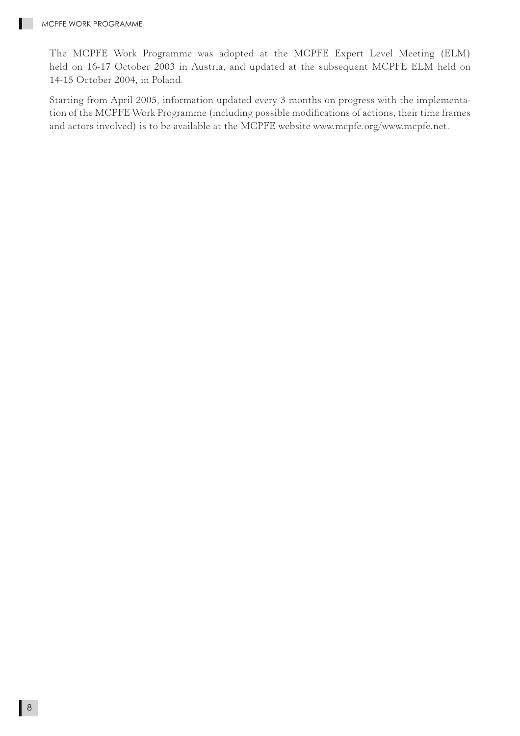The MCPFE Work Programme was adopted at the MCPFE Expert Level Meeting (ELM) held on 16-17 October 2003 in Austria, and updated at the subsequent MCPFE ELM held on 14-15 October 2004, in Poland.

Starting from April 2005, information updated every 3 months on progress with the implementation of the MCPFE Work Programme (including possible modifications of actions, their time frames and actors involved) is to be available at the MCPFE website www.mcpfe.org/www.mcpfe.net.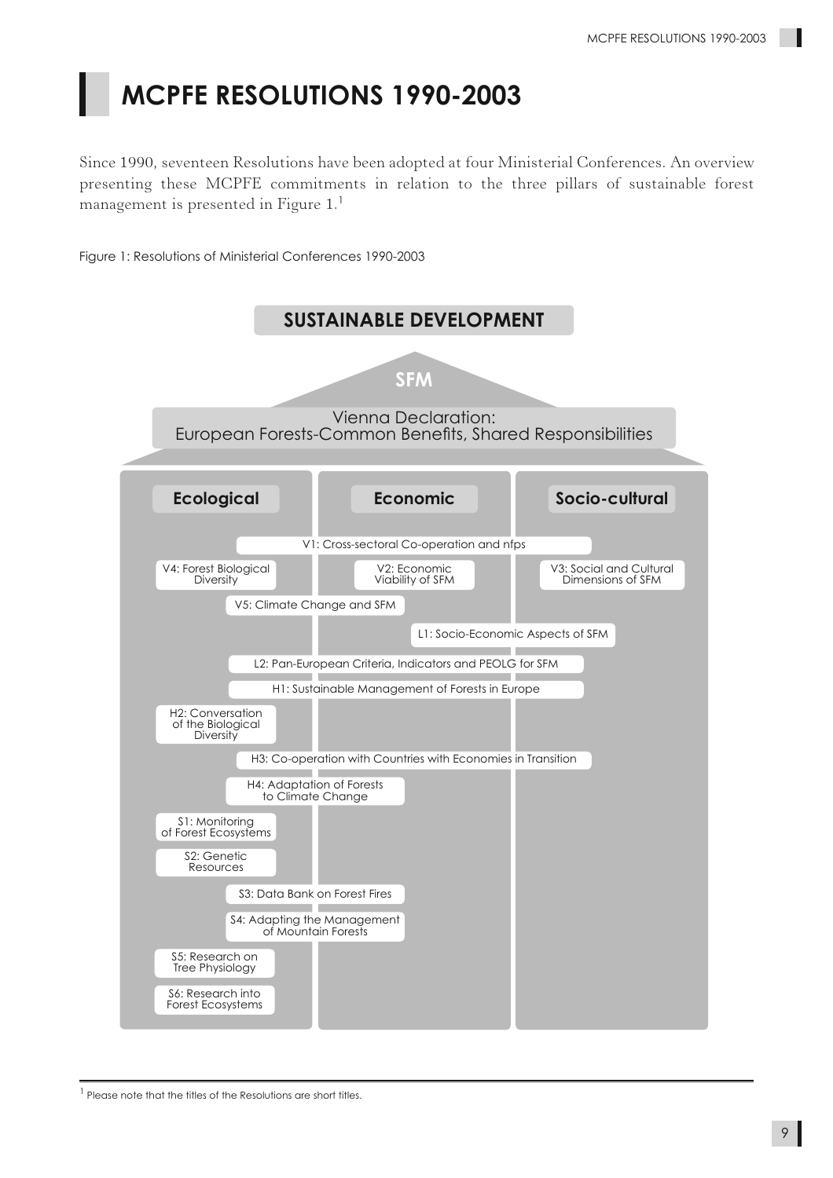# MCPFE RESOLUTIONS 1990-2003

Since 1990, seventeen Resolutions have been adopted at four Ministerial Conferences. An overview presenting these MCPFE commitments in relation to the three pillars of sustainable forest management is presented in Figure 1.[1]

Figure 1: Resolutions of Ministerial Conferences 1990-2003

**SUSTAINABLE DEVELOPMENT**

**SFM**

Vienna Declaration:
European Forests-Common Benefits, Shared Responsibilities

| Ecological | Economic | Socio-cultural |
|---|---|---|
| V1: Cross-sectoral Co-operation and nfps | V1: Cross-sectoral Co-operation and nfps | V1: Cross-sectoral Co-operation and nfps |
| V4: Forest Biological Diversity | V2: Economic Viability of SFM | V3: Social and Cultural Dimensions of SFM |
| V5: Climate Change and SFM | V5: Climate Change and SFM | |
| | L1: Socio-Economic Aspects of SFM | L1: Socio-Economic Aspects of SFM |
| L2: Pan-European Criteria, Indicators and PEOLG for SFM | L2: Pan-European Criteria, Indicators and PEOLG for SFM | L2: Pan-European Criteria, Indicators and PEOLG for SFM |
| H1: Sustainable Management of Forests in Europe | H1: Sustainable Management of Forests in Europe | H1: Sustainable Management of Forests in Europe |
| H2: Conversation of the Biological Diversity | | |
| H3: Co-operation with Countries with Economies in Transition | H3: Co-operation with Countries with Economies in Transition | H3: Co-operation with Countries with Economies in Transition |
| H4: Adaptation of Forests to Climate Change | H4: Adaptation of Forests to Climate Change | |
| S1: Monitoring of Forest Ecosystems | | |
| S2: Genetic Resources | | |
| S3: Data Bank on Forest Fires | S3: Data Bank on Forest Fires | |
| S4: Adapting the Management of Mountain Forests | S4: Adapting the Management of Mountain Forests | |
| S5: Research on Tree Physiology | | |
| S6: Research into Forest Ecosystems | | |

[1] Please note that the titles of the Resolutions are short titles.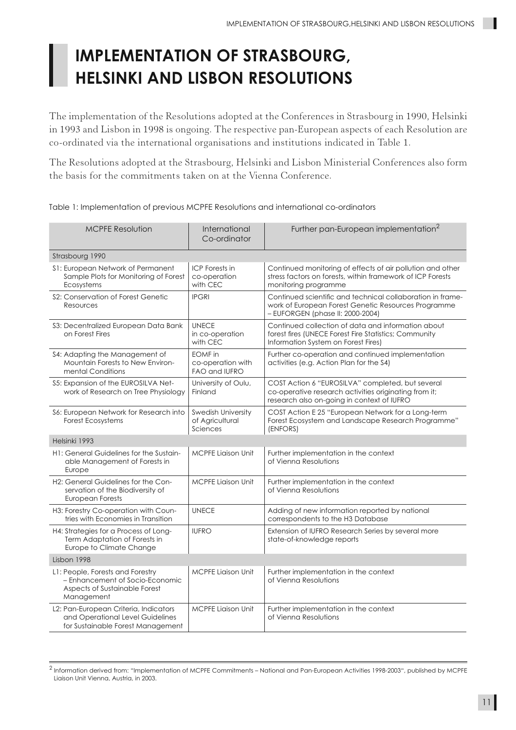# IMPLEMENTATION OF STRASBOURG, HELSINKI AND LISBON RESOLUTIONS

The implementation of the Resolutions adopted at the Conferences in Strasbourg in 1990, Helsinki in 1993 and Lisbon in 1998 is ongoing. The respective pan-European aspects of each Resolution are co-ordinated via the international organisations and institutions indicated in Table 1.

The Resolutions adopted at the Strasbourg, Helsinki and Lisbon Ministerial Conferences also form the basis for the commitments taken on at the Vienna Conference.

Table 1: Implementation of previous MCPFE Resolutions and international co-ordinators

| MCPFE Resolution | International Co-ordinator | Further pan-European implementation[2] |
|---|---|---|
| Strasbourg 1990 | | |
| S1: European Network of Permanent Sample Plots for Monitoring of Forest Ecosystems | ICP Forests in co-operation with CEC | Continued monitoring of effects of air pollution and other stress factors on forests, within framework of ICP Forests monitoring programme |
| S2: Conservation of Forest Genetic Resources | IPGRI | Continued scientific and technical collaboration in framework of European Forest Genetic Resources Programme – EUFORGEN (phase II: 2000-2004) |
| S3: Decentralized European Data Bank on Forest Fires | UNECE in co-operation with CEC | Continued collection of data and information about forest fires (UNECE Forest Fire Statistics; Community Information System on Forest Fires) |
| S4: Adapting the Management of Mountain Forests to New Environmental Conditions | EOMF in co-operation with FAO and IUFRO | Further co-operation and continued implementation activities (e.g. Action Plan for the S4) |
| S5: Expansion of the EUROSILVA Network of Research on Tree Physiology | University of Oulu, Finland | COST Action 6 "EUROSILVA" completed, but several co-operative research activities originating from it; research also on-going in context of IUFRO |
| S6: European Network for Research into Forest Ecosystems | Swedish University of Agricultural Sciences | COST Action E 25 "European Network for a Long-term Forest Ecosystem and Landscape Research Programme" (ENFORS) |
| Helsinki 1993 | | |
| H1: General Guidelines for the Sustainable Management of Forests in Europe | MCPFE Liaison Unit | Further implementation in the context of Vienna Resolutions |
| H2: General Guidelines for the Conservation of the Biodiversity of European Forests | MCPFE Liaison Unit | Further implementation in the context of Vienna Resolutions |
| H3: Forestry Co-operation with Countries with Economies in Transition | UNECE | Adding of new information reported by national correspondents to the H3 Database |
| H4: Strategies for a Process of Long-Term Adaptation of Forests in Europe to Climate Change | IUFRO | Extension of IUFRO Research Series by several more state-of-knowledge reports |
| Lisbon 1998 | | |
| L1: People, Forests and Forestry – Enhancement of Socio-Economic Aspects of Sustainable Forest Management | MCPFE Liaison Unit | Further implementation in the context of Vienna Resolutions |
| L2: Pan-European Criteria, Indicators and Operational Level Guidelines for Sustainable Forest Management | MCPFE Liaison Unit | Further implementation in the context of Vienna Resolutions |

[2] Information derived from: "Implementation of MCPFE Commitments – National and Pan-European Activities 1998-2003", published by MCPFE Liaison Unit Vienna, Austria, in 2003.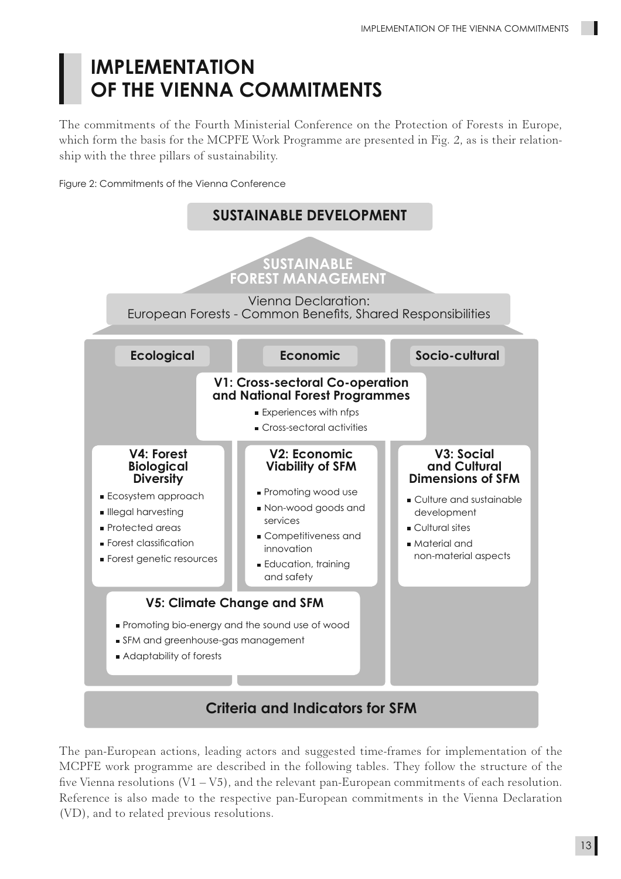# IMPLEMENTATION OF THE VIENNA COMMITMENTS

The commitments of the Fourth Ministerial Conference on the Protection of Forests in Europe, which form the basis for the MCPFE Work Programme are presented in Fig. 2, as is their relationship with the three pillars of sustainability.

Figure 2: Commitments of the Vienna Conference

**SUSTAINABLE DEVELOPMENT**

**SUSTAINABLE FOREST MANAGEMENT**

Vienna Declaration:
European Forests - Common Benefits, Shared Responsibilities

**Ecological** | **Economic** | **Socio-cultural**

**V1: Cross-sectoral Co-operation and National Forest Programmes**

- Experiences with nfps
- Cross-sectoral activities

**V4: Forest Biological Diversity**

- Ecosystem approach
- Illegal harvesting
- Protected areas
- Forest classification
- Forest genetic resources

**V2: Economic Viability of SFM**

- Promoting wood use
- Non-wood goods and services
- Competitiveness and innovation
- Education, training and safety

**V3: Social and Cultural Dimensions of SFM**

- Culture and sustainable development
- Cultural sites
- Material and non-material aspects

**V5: Climate Change and SFM**

- Promoting bio-energy and the sound use of wood
- SFM and greenhouse-gas management
- Adaptability of forests

**Criteria and Indicators for SFM**

The pan-European actions, leading actors and suggested time-frames for implementation of the MCPFE work programme are described in the following tables. They follow the structure of the five Vienna resolutions (V1 – V5), and the relevant pan-European commitments of each resolution. Reference is also made to the respective pan-European commitments in the Vienna Declaration (VD), and to related previous resolutions.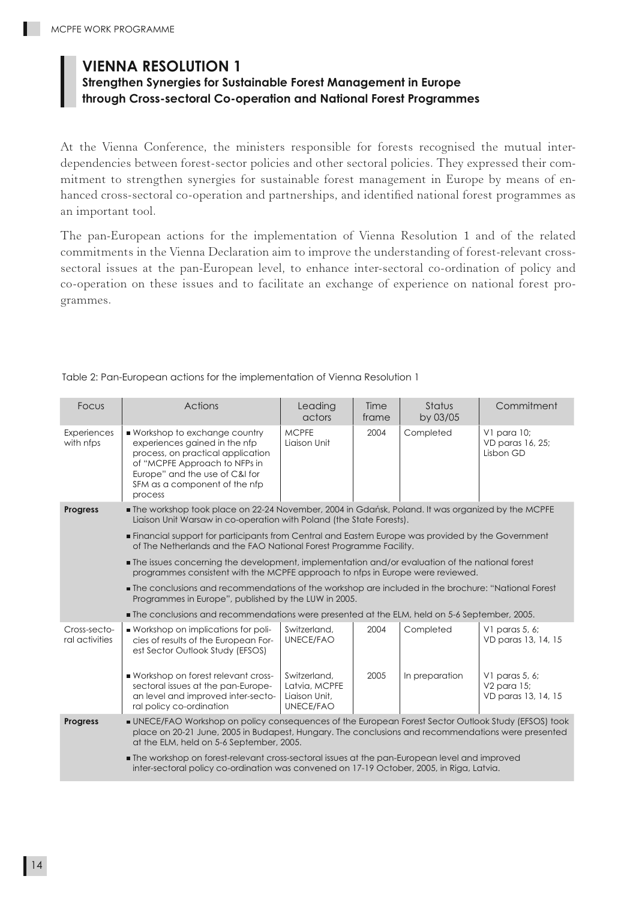# VIENNA RESOLUTION 1

## Strengthen Synergies for Sustainable Forest Management in Europe through Cross-sectoral Co-operation and National Forest Programmes

At the Vienna Conference, the ministers responsible for forests recognised the mutual interdependencies between forest-sector policies and other sectoral policies. They expressed their commitment to strengthen synergies for sustainable forest management in Europe by means of enhanced cross-sectoral co-operation and partnerships, and identified national forest programmes as an important tool.

The pan-European actions for the implementation of Vienna Resolution 1 and of the related commitments in the Vienna Declaration aim to improve the understanding of forest-relevant cross-sectoral issues at the pan-European level, to enhance inter-sectoral co-ordination of policy and co-operation on these issues and to facilitate an exchange of experience on national forest programmes.

Table 2: Pan-European actions for the implementation of Vienna Resolution 1

| Focus | Actions | Leading actors | Time frame | Status by 03/05 | Commitment |
|---|---|---|---|---|---|
| Experiences with nfps | ■ Workshop to exchange country experiences gained in the nfp process, on practical application of "MCPFE Approach to NFPs in Europe" and the use of C&I for SFM as a component of the nfp process | MCPFE Liaison Unit | 2004 | Completed | V1 para 10; VD paras 16, 25; Lisbon GD |
| **Progress** | ■ The workshop took place on 22-24 November, 2004 in Gdańsk, Poland. It was organized by the MCPFE Liaison Unit Warsaw in co-operation with Poland (the State Forests).<br>■ Financial support for participants from Central and Eastern Europe was provided by the Government of The Netherlands and the FAO National Forest Programme Facility.<br>■ The issues concerning the development, implementation and/or evaluation of the national forest programmes consistent with the MCPFE approach to nfps in Europe were reviewed.<br>■ The conclusions and recommendations of the workshop are included in the brochure: "National Forest Programmes in Europe", published by the LUW in 2005.<br>■ The conclusions and recommendations were presented at the ELM, held on 5-6 September, 2005. | | | | |
| Cross-sectoral activities | ■ Workshop on implications for policies of results of the European Forest Sector Outlook Study (EFSOS) | Switzerland, UNECE/FAO | 2004 | Completed | V1 paras 5, 6; VD paras 13, 14, 15 |
| | ■ Workshop on forest relevant cross-sectoral issues at the pan-European level and improved inter-sectoral policy co-ordination | Switzerland, Latvia, MCPFE Liaison Unit, UNECE/FAO | 2005 | In preparation | V1 paras 5, 6; V2 para 15; VD paras 13, 14, 15 |
| **Progress** | ■ UNECE/FAO Workshop on policy consequences of the European Forest Sector Outlook Study (EFSOS) took place on 20-21 June, 2005 in Budapest, Hungary. The conclusions and recommendations were presented at the ELM, held on 5-6 September, 2005.<br>■ The workshop on forest-relevant cross-sectoral issues at the pan-European level and improved inter-sectoral policy co-ordination was convened on 17-19 October, 2005, in Riga, Latvia. | | | | |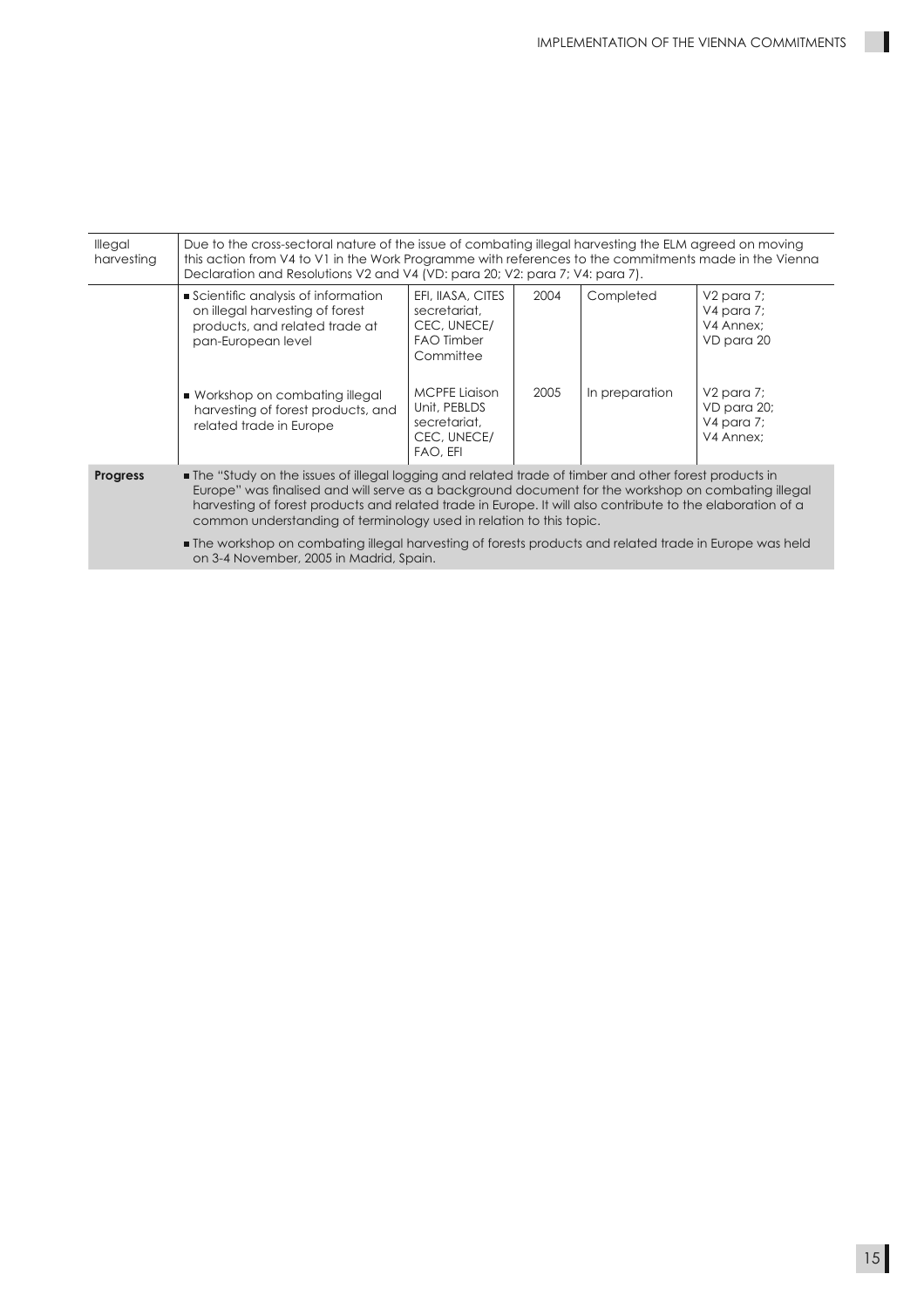| | | | | | |
|---|---|---|---|---|---|
| Illegal harvesting | Due to the cross-sectoral nature of the issue of combating illegal harvesting the ELM agreed on moving this action from V4 to V1 in the Work Programme with references to the commitments made in the Vienna Declaration and Resolutions V2 and V4 (VD: para 20; V2: para 7; V4: para 7). | | | | |
| | ■ Scientific analysis of information on illegal harvesting of forest products, and related trade at pan-European level | EFI, IIASA, CITES secretariat, CEC, UNECE/ FAO Timber Committee | 2004 | Completed | V2 para 7; V4 para 7; V4 Annex; VD para 20 |
| | ■ Workshop on combating illegal harvesting of forest products, and related trade in Europe | MCPFE Liaison Unit, PEBLDS secretariat, CEC, UNECE/ FAO, EFI | 2005 | In preparation | V2 para 7; VD para 20; V4 para 7; V4 Annex; |
| **Progress** | ■ The "Study on the issues of illegal logging and related trade of timber and other forest products in Europe" was finalised and will serve as a background document for the workshop on combating illegal harvesting of forest products and related trade in Europe. It will also contribute to the elaboration of a common understanding of terminology used in relation to this topic.<br>■ The workshop on combating illegal harvesting of forests products and related trade in Europe was held on 3-4 November, 2005 in Madrid, Spain. | | | | |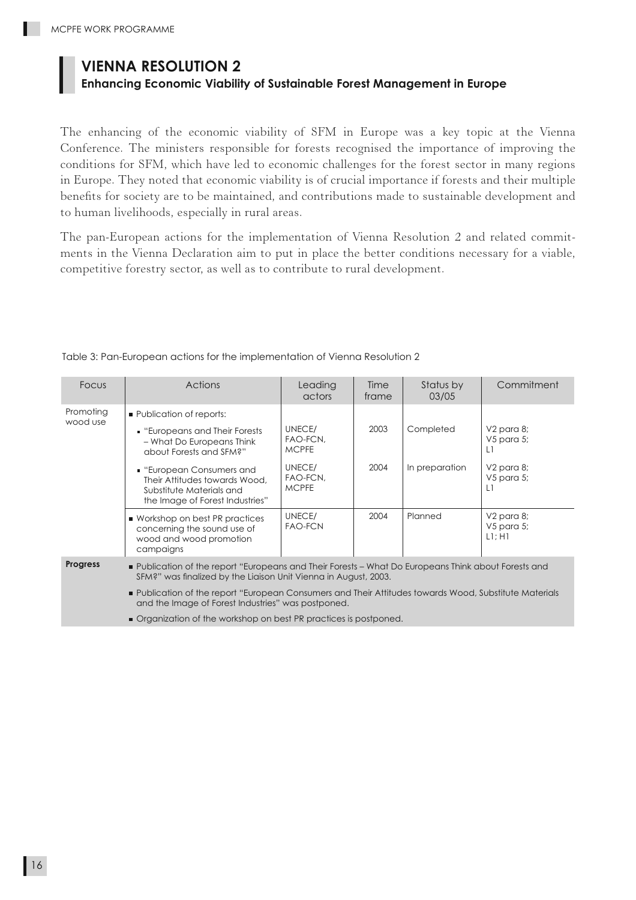# VIENNA RESOLUTION 2

## Enhancing Economic Viability of Sustainable Forest Management in Europe

The enhancing of the economic viability of SFM in Europe was a key topic at the Vienna Conference. The ministers responsible for forests recognised the importance of improving the conditions for SFM, which have led to economic challenges for the forest sector in many regions in Europe. They noted that economic viability is of crucial importance if forests and their multiple benefits for society are to be maintained, and contributions made to sustainable development and to human livelihoods, especially in rural areas.

The pan-European actions for the implementation of Vienna Resolution 2 and related commitments in the Vienna Declaration aim to put in place the better conditions necessary for a viable, competitive forestry sector, as well as to contribute to rural development.

Table 3: Pan-European actions for the implementation of Vienna Resolution 2

| Focus | Actions | Leading actors | Time frame | Status by 03/05 | Commitment |
|---|---|---|---|---|---|
| Promoting wood use | ■ Publication of reports: | | | | |
| | ▪ "Europeans and Their Forests – What Do Europeans Think about Forests and SFM?" | UNECE/ FAO-FCN, MCPFE | 2003 | Completed | V2 para 8; V5 para 5; L1 |
| | ▪ "European Consumers and Their Attitudes towards Wood, Substitute Materials and the Image of Forest Industries" | UNECE/ FAO-FCN, MCPFE | 2004 | In preparation | V2 para 8; V5 para 5; L1 |
| | ■ Workshop on best PR practices concerning the sound use of wood and wood promotion campaigns | UNECE/ FAO-FCN | 2004 | Planned | V2 para 8; V5 para 5; L1; H1 |
| **Progress** | ■ Publication of the report "Europeans and Their Forests – What Do Europeans Think about Forests and SFM?" was finalized by the Liaison Unit Vienna in August, 2003.<br>■ Publication of the report "European Consumers and Their Attitudes towards Wood, Substitute Materials and the Image of Forest Industries" was postponed.<br>■ Organization of the workshop on best PR practices is postponed. | | | | |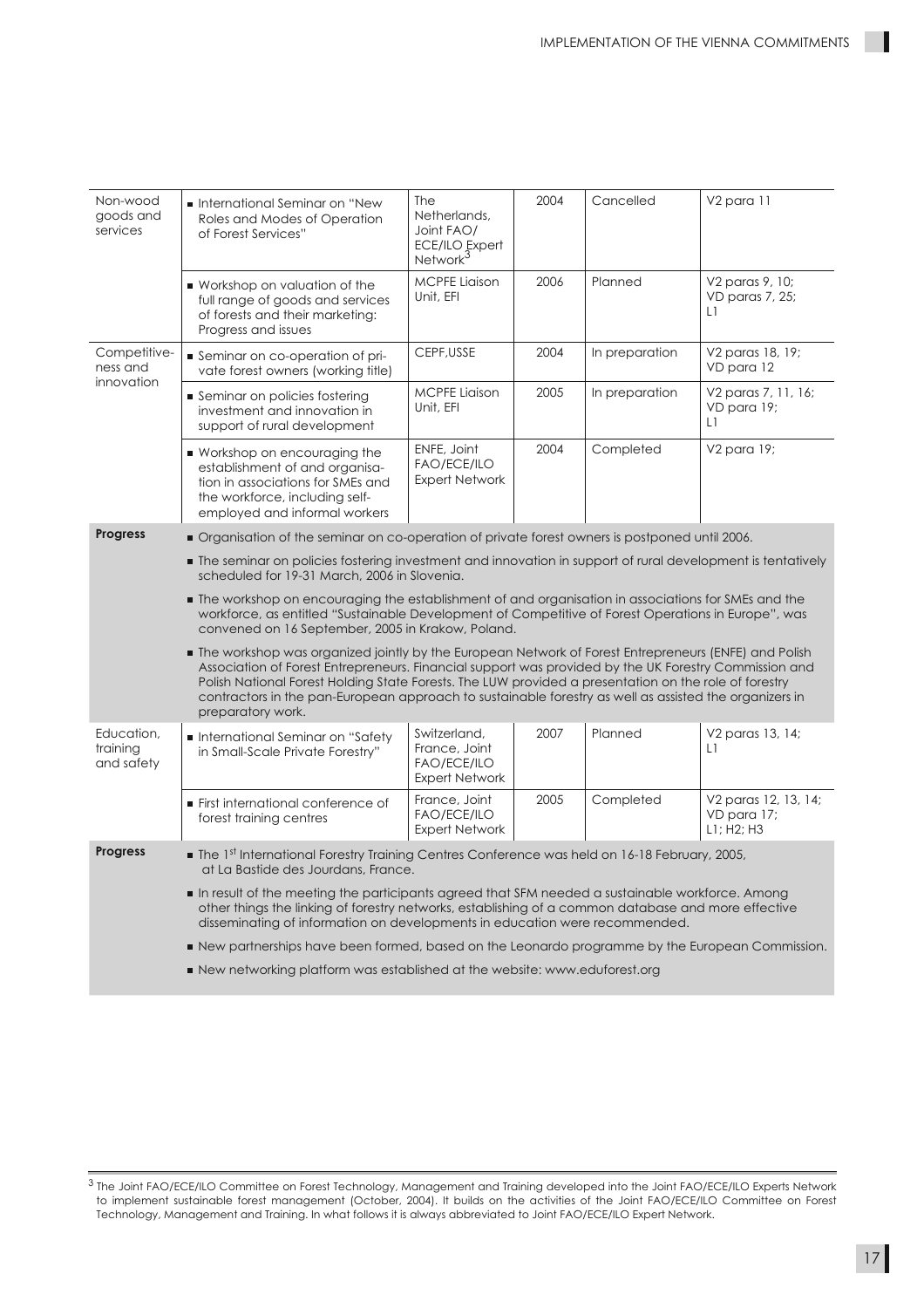| | | | | | |
|---|---|---|---|---|---|
| Non-wood goods and services | ■ International Seminar on "New Roles and Modes of Operation of Forest Services" | The Netherlands, Joint FAO/ ECE/ILO Expert Network[3] | 2004 | Cancelled | V2 para 11 |
| | ■ Workshop on valuation of the full range of goods and services of forests and their marketing: Progress and issues | MCPFE Liaison Unit, EFI | 2006 | Planned | V2 paras 9, 10; VD paras 7, 25; L1 |
| Competitiveness and innovation | ■ Seminar on co-operation of private forest owners (working title) | CEPF,USSE | 2004 | In preparation | V2 paras 18, 19; VD para 12 |
| | ■ Seminar on policies fostering investment and innovation in support of rural development | MCPFE Liaison Unit, EFI | 2005 | In preparation | V2 paras 7, 11, 16; VD para 19; L1 |
| | ■ Workshop on encouraging the establishment of and organisation in associations for SMEs and the workforce, including self-employed and informal workers | ENFE, Joint FAO/ECE/ILO Expert Network | 2004 | Completed | V2 para 19; |
| **Progress** | ■ Organisation of the seminar on co-operation of private forest owners is postponed until 2006.<br>■ The seminar on policies fostering investment and innovation in support of rural development is tentatively scheduled for 19-31 March, 2006 in Slovenia.<br>■ The workshop on encouraging the establishment of and organisation in associations for SMEs and the workforce, as entitled "Sustainable Development of Competitive of Forest Operations in Europe", was convened on 16 September, 2005 in Krakow, Poland.<br>■ The workshop was organized jointly by the European Network of Forest Entrepreneurs (ENFE) and Polish Association of Forest Entrepreneurs. Financial support was provided by the UK Forestry Commission and Polish National Forest Holding State Forests. The LUW provided a presentation on the role of forestry contractors in the pan-European approach to sustainable forestry as well as assisted the organizers in preparatory work. | | | | |
| Education, training and safety | ■ International Seminar on "Safety in Small-Scale Private Forestry" | Switzerland, France, Joint FAO/ECE/ILO Expert Network | 2007 | Planned | V2 paras 13, 14; L1 |
| | ■ First international conference of forest training centres | France, Joint FAO/ECE/ILO Expert Network | 2005 | Completed | V2 paras 12, 13, 14; VD para 17; L1; H2; H3 |
| **Progress** | ■ The 1st International Forestry Training Centres Conference was held on 16-18 February, 2005, at La Bastide des Jourdans, France.<br>■ In result of the meeting the participants agreed that SFM needed a sustainable workforce. Among other things the linking of forestry networks, establishing of a common database and more effective disseminating of information on developments in education were recommended.<br>■ New partnerships have been formed, based on the Leonardo programme by the European Commission.<br>■ New networking platform was established at the website: www.eduforest.org | | | | |

[3] The Joint FAO/ECE/ILO Committee on Forest Technology, Management and Training developed into the Joint FAO/ECE/ILO Experts Network to implement sustainable forest management (October, 2004). It builds on the activities of the Joint FAO/ECE/ILO Committee on Forest Technology, Management and Training. In what follows it is always abbreviated to Joint FAO/ECE/ILO Expert Network.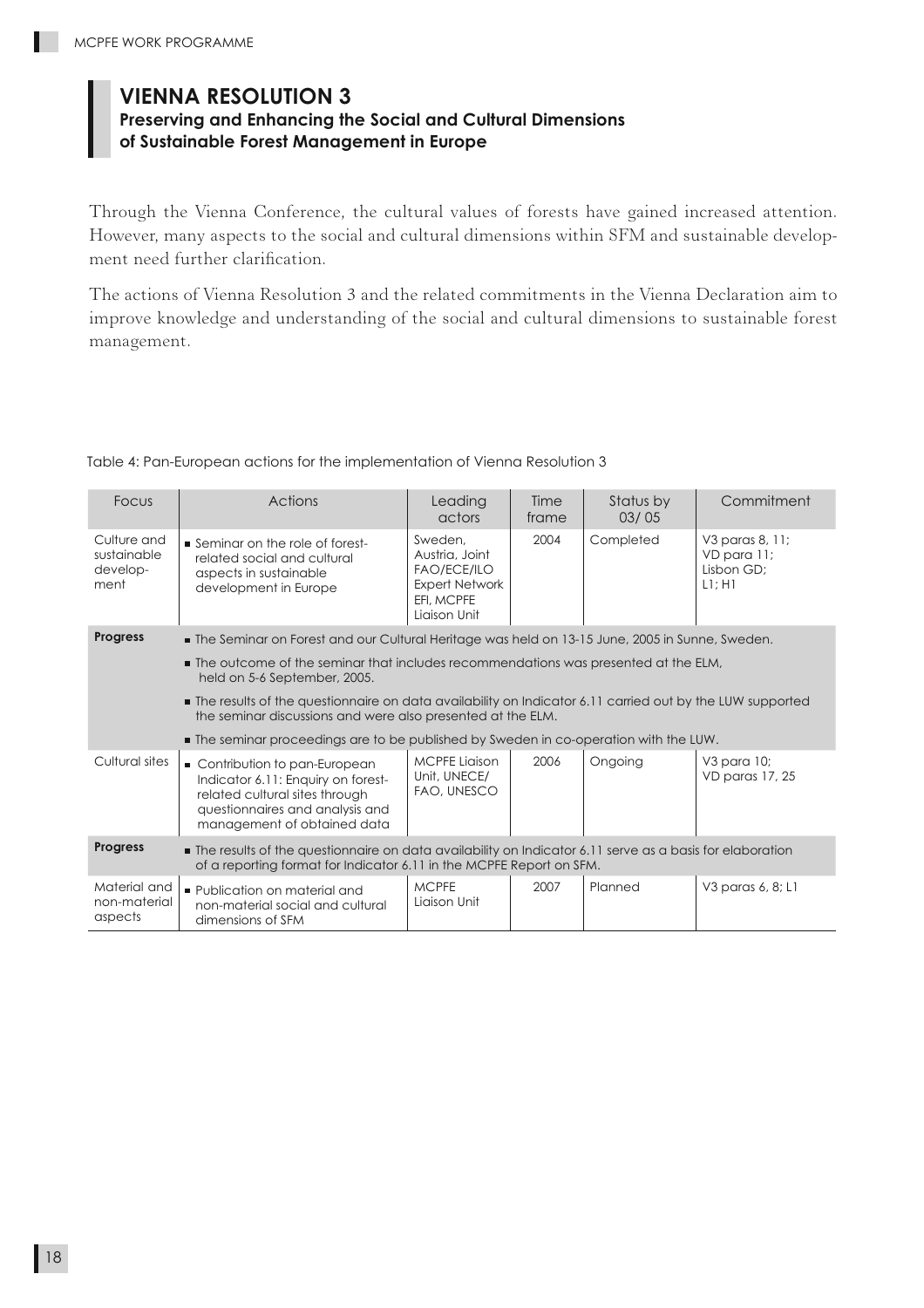# VIENNA RESOLUTION 3

## Preserving and Enhancing the Social and Cultural Dimensions of Sustainable Forest Management in Europe

Through the Vienna Conference, the cultural values of forests have gained increased attention. However, many aspects to the social and cultural dimensions within SFM and sustainable development need further clarification.

The actions of Vienna Resolution 3 and the related commitments in the Vienna Declaration aim to improve knowledge and understanding of the social and cultural dimensions to sustainable forest management.

Table 4: Pan-European actions for the implementation of Vienna Resolution 3

| Focus | Actions | Leading actors | Time frame | Status by 03/05 | Commitment |
|---|---|---|---|---|---|
| Culture and sustainable development | ■ Seminar on the role of forest-related social and cultural aspects in sustainable development in Europe | Sweden, Austria, Joint FAO/ECE/ILO Expert Network EFI, MCPFE Liaison Unit | 2004 | Completed | V3 paras 8, 11; VD para 11; Lisbon GD; L1; H1 |
| **Progress** | ■ The Seminar on Forest and our Cultural Heritage was held on 13-15 June, 2005 in Sunne, Sweden.<br>■ The outcome of the seminar that includes recommendations was presented at the ELM, held on 5-6 September, 2005.<br>■ The results of the questionnaire on data availability on Indicator 6.11 carried out by the LUW supported the seminar discussions and were also presented at the ELM.<br>■ The seminar proceedings are to be published by Sweden in co-operation with the LUW. | | | | |
| Cultural sites | ■ Contribution to pan-European Indicator 6.11: Enquiry on forest-related cultural sites through questionnaires and analysis and management of obtained data | MCPFE Liaison Unit, UNECE/FAO, UNESCO | 2006 | Ongoing | V3 para 10; VD paras 17, 25 |
| **Progress** | ■ The results of the questionnaire on data availability on Indicator 6.11 serve as a basis for elaboration of a reporting format for Indicator 6.11 in the MCPFE Report on SFM. | | | | |
| Material and non-material aspects | ■ Publication on material and non-material social and cultural dimensions of SFM | MCPFE Liaison Unit | 2007 | Planned | V3 paras 6, 8; L1 |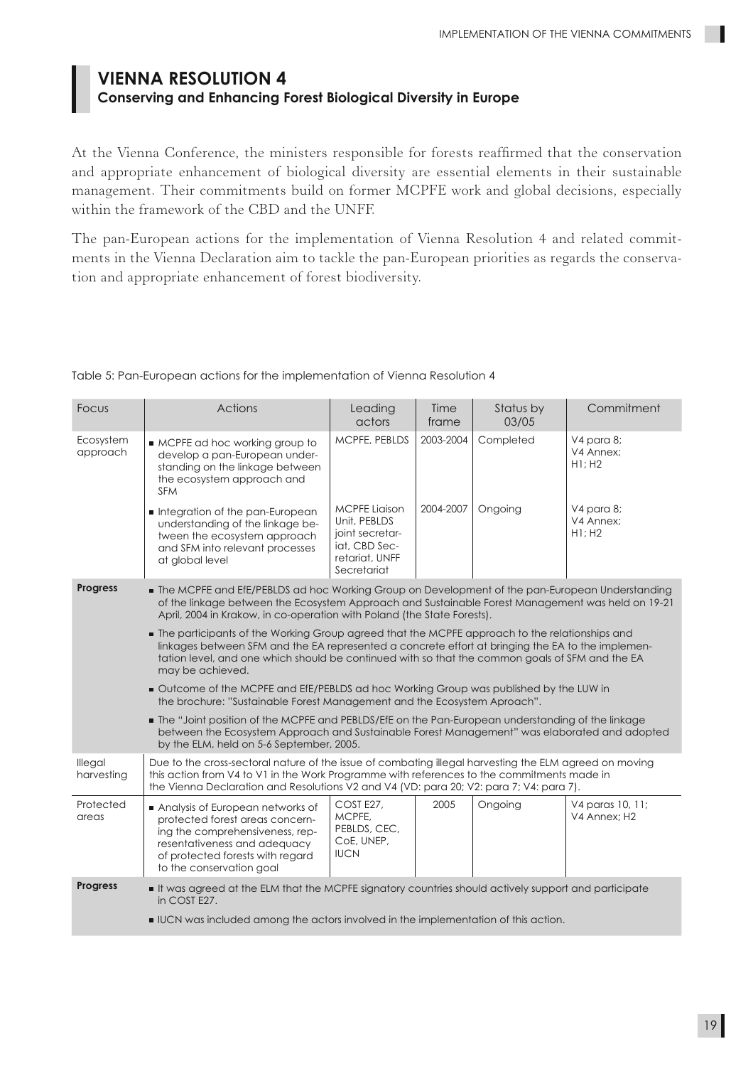## VIENNA RESOLUTION 4

### Conserving and Enhancing Forest Biological Diversity in Europe

At the Vienna Conference, the ministers responsible for forests reaffirmed that the conservation and appropriate enhancement of biological diversity are essential elements in their sustainable management. Their commitments build on former MCPFE work and global decisions, especially within the framework of the CBD and the UNFF.

The pan-European actions for the implementation of Vienna Resolution 4 and related commitments in the Vienna Declaration aim to tackle the pan-European priorities as regards the conservation and appropriate enhancement of forest biodiversity.

Table 5: Pan-European actions for the implementation of Vienna Resolution 4

| Focus | Actions | Leading actors | Time frame | Status by 03/05 | Commitment |
|---|---|---|---|---|---|
| Ecosystem approach | ■ MCPFE ad hoc working group to develop a pan-European understanding on the linkage between the ecosystem approach and SFM | MCPFE, PEBLDS | 2003-2004 | Completed | V4 para 8; V4 Annex; H1; H2 |
| | ■ Integration of the pan-European understanding of the linkage between the ecosystem approach and SFM into relevant processes at global level | MCPFE Liaison Unit, PEBLDS joint secretariat, CBD Secretariat, UNFF Secretariat | 2004-2007 | Ongoing | V4 para 8; V4 Annex; H1; H2 |
| **Progress** | ■ The MCPFE and EfE/PEBLDS ad hoc Working Group on Development of the pan-European Understanding of the linkage between the Ecosystem Approach and Sustainable Forest Management was held on 19-21 April, 2004 in Krakow, in co-operation with Poland (the State Forests).<br>■ The participants of the Working Group agreed that the MCPFE approach to the relationships and linkages between SFM and the EA represented a concrete effort at bringing the EA to the implementation level, and one which should be continued with so that the common goals of SFM and the EA may be achieved.<br>■ Outcome of the MCPFE and EfE/PEBLDS ad hoc Working Group was published by the LUW in the brochure: "Sustainable Forest Management and the Ecosystem Aproach".<br>■ The "Joint position of the MCPFE and PEBLDS/EfE on the Pan-European understanding of the linkage between the Ecosystem Approach and Sustainable Forest Management" was elaborated and adopted by the ELM, held on 5-6 September, 2005. | | | | |
| Illegal harvesting | Due to the cross-sectoral nature of the issue of combating illegal harvesting the ELM agreed on moving this action from V4 to V1 in the Work Programme with references to the commitments made in the Vienna Declaration and Resolutions V2 and V4 (VD: para 20; V2: para 7; V4: para 7). | | | | |
| Protected areas | ■ Analysis of European networks of protected forest areas concerning the comprehensiveness, representativeness and adequacy of protected forests with regard to the conservation goal | COST E27, MCPFE, PEBLDS, CEC, CoE, UNEP, IUCN | 2005 | Ongoing | V4 paras 10, 11; V4 Annex; H2 |
| **Progress** | ■ It was agreed at the ELM that the MCPFE signatory countries should actively support and participate in COST E27.<br>■ IUCN was included among the actors involved in the implementation of this action. | | | | |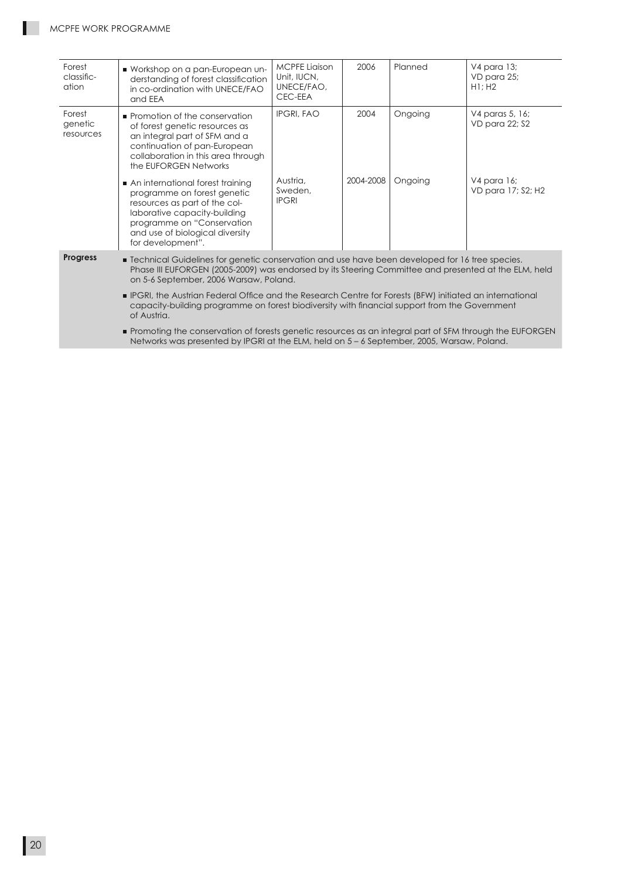| | | | | | |
|---|---|---|---|---|---|
| Forest classific-ation | ■ Workshop on a pan-European un-derstanding of forest classification in co-ordination with UNECE/FAO and EEA | MCPFE Liaison Unit, IUCN, UNECE/FAO, CEC-EEA | 2006 | Planned | V4 para 13; VD para 25; H1; H2 |
| Forest genetic resources | ■ Promotion of the conservation of forest genetic resources as an integral part of SFM and a continuation of pan-European collaboration in this area through the EUFORGEN Networks | IPGRI, FAO | 2004 | Ongoing | V4 paras 5, 16; VD para 22; S2 |
| | ■ An international forest training programme on forest genetic resources as part of the col-laborative capacity-building programme on "Conservation and use of biological diversity for development". | Austria, Sweden, IPGRI | 2004-2008 | Ongoing | V4 para 16; VD para 17; S2; H2 |
| **Progress** | ■ Technical Guidelines for genetic conservation and use have been developed for 16 tree species. Phase III EUFORGEN (2005-2009) was endorsed by its Steering Committee and presented at the ELM, held on 5-6 September, 2006 Warsaw, Poland. ■ IPGRI, the Austrian Federal Office and the Research Centre for Forests (BFW) initiated an international capacity-building programme on forest biodiversity with financial support from the Government of Austria. ■ Promoting the conservation of forests genetic resources as an integral part of SFM through the EUFORGEN Networks was presented by IPGRI at the ELM, held on 5 – 6 September, 2005, Warsaw, Poland. | | | | |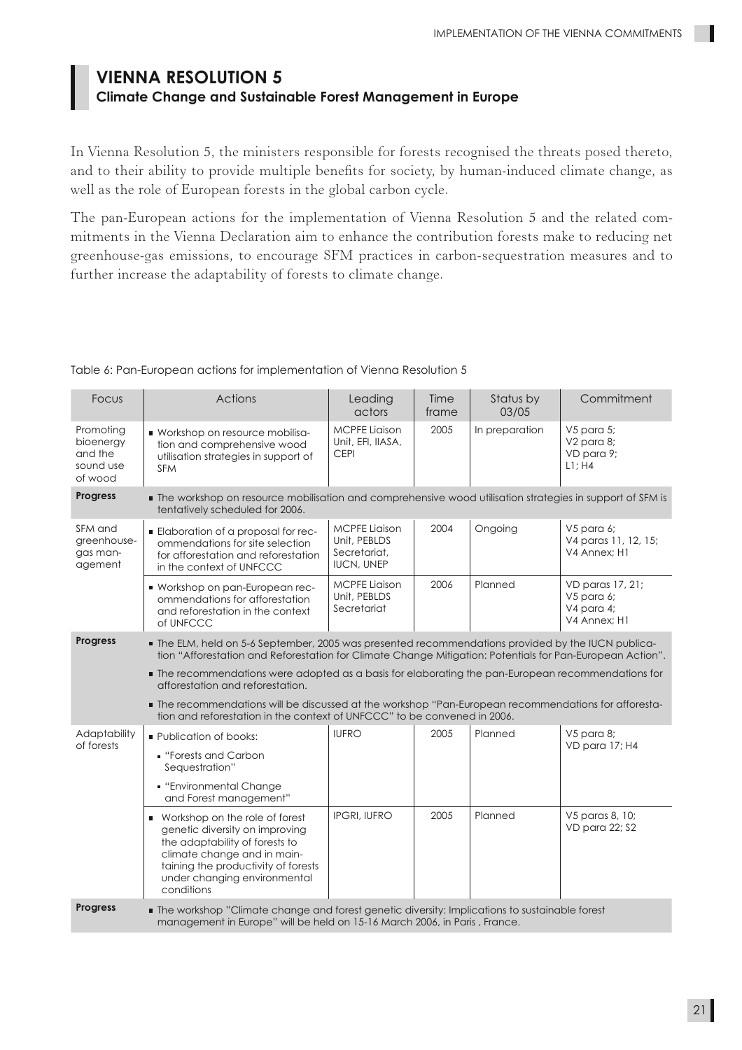## VIENNA RESOLUTION 5

### Climate Change and Sustainable Forest Management in Europe

In Vienna Resolution 5, the ministers responsible for forests recognised the threats posed thereto, and to their ability to provide multiple benefits for society, by human-induced climate change, as well as the role of European forests in the global carbon cycle.

The pan-European actions for the implementation of Vienna Resolution 5 and the related commitments in the Vienna Declaration aim to enhance the contribution forests make to reducing net greenhouse-gas emissions, to encourage SFM practices in carbon-sequestration measures and to further increase the adaptability of forests to climate change.

Table 6: Pan-European actions for implementation of Vienna Resolution 5

| Focus | Actions | Leading actors | Time frame | Status by 03/05 | Commitment |
|---|---|---|---|---|---|
| Promoting bioenergy and the sound use of wood | ■ Workshop on resource mobilisation and comprehensive wood utilisation strategies in support of SFM | MCPFE Liaison Unit, EFI, IIASA, CEPI | 2005 | In preparation | V5 para 5; V2 para 8; VD para 9; L1; H4 |
| **Progress** | ■ The workshop on resource mobilisation and comprehensive wood utilisation strategies in support of SFM is tentatively scheduled for 2006. | | | | |
| SFM and greenhouse-gas management | ■ Elaboration of a proposal for recommendations for site selection for afforestation and reforestation in the context of UNFCCC | MCPFE Liaison Unit, PEBLDS Secretariat, IUCN, UNEP | 2004 | Ongoing | V5 para 6; V4 paras 11, 12, 15; V4 Annex; H1 |
| | ■ Workshop on pan-European recommendations for afforestation and reforestation in the context of UNFCCC | MCPFE Liaison Unit, PEBLDS Secretariat | 2006 | Planned | VD paras 17, 21; V5 para 6; V4 para 4; V4 Annex; H1 |
| **Progress** | ■ The ELM, held on 5-6 September, 2005 was presented recommendations provided by the IUCN publication "Afforestation and Reforestation for Climate Change Mitigation: Potentials for Pan-European Action". ■ The recommendations were adopted as a basis for elaborating the pan-European recommendations for afforestation and reforestation. ■ The recommendations will be discussed at the workshop "Pan-European recommendations for afforestation and reforestation in the context of UNFCCC" to be convened in 2006. | | | | |
| Adaptability of forests | ■ Publication of books: ▪ "Forests and Carbon Sequestration" ▪ "Environmental Change and Forest management" | IUFRO | 2005 | Planned | V5 para 8; VD para 17; H4 |
| | ■ Workshop on the role of forest genetic diversity on improving the adaptability of forests to climate change and in maintaining the productivity of forests under changing environmental conditions | IPGRI, IUFRO | 2005 | Planned | V5 paras 8, 10; VD para 22; S2 |
| **Progress** | ■ The workshop "Climate change and forest genetic diversity: Implications to sustainable forest management in Europe" will be held on 15-16 March 2006, in Paris , France. | | | | |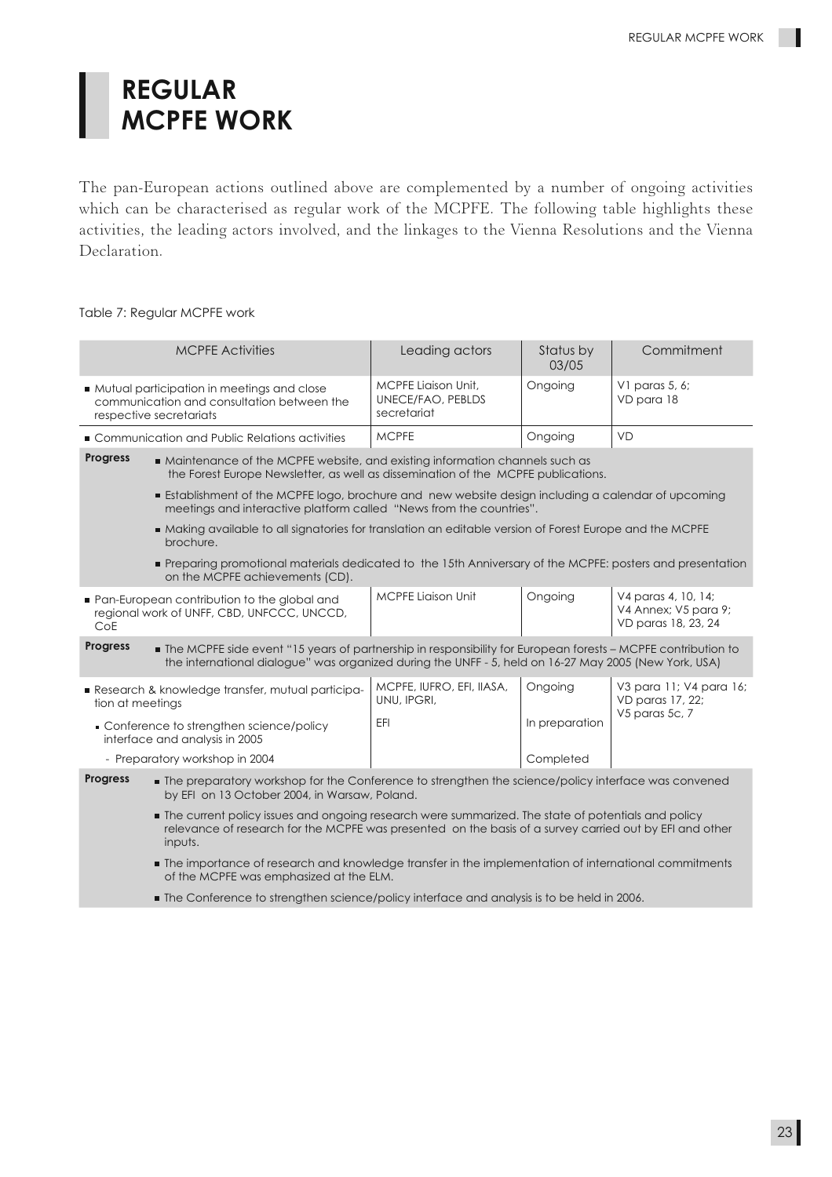# REGULAR MCPFE WORK

The pan-European actions outlined above are complemented by a number of ongoing activities which can be characterised as regular work of the MCPFE. The following table highlights these activities, the leading actors involved, and the linkages to the Vienna Resolutions and the Vienna Declaration.

Table 7: Regular MCPFE work

| MCPFE Activities | Leading actors | Status by 03/05 | Commitment |
|---|---|---|---|
| ■ Mutual participation in meetings and close communication and consultation between the respective secretariats | MCPFE Liaison Unit, UNECE/FAO, PEBLDS secretariat | Ongoing | V1 paras 5, 6; VD para 18 |
| ■ Communication and Public Relations activities | MCPFE | Ongoing | VD |
| **Progress** ■ Maintenance of the MCPFE website, and existing information channels such as the Forest Europe Newsletter, as well as dissemination of the MCPFE publications. ■ Establishment of the MCPFE logo, brochure and new website design including a calendar of upcoming meetings and interactive platform called "News from the countries". ■ Making available to all signatories for translation an editable version of Forest Europe and the MCPFE brochure. ■ Preparing promotional materials dedicated to the 15th Anniversary of the MCPFE: posters and presentation on the MCPFE achievements (CD). | | | |
| ■ Pan-European contribution to the global and regional work of UNFF, CBD, UNFCCC, UNCCD, CoE | MCPFE Liaison Unit | Ongoing | V4 paras 4, 10, 14; V4 Annex; V5 para 9; VD paras 18, 23, 24 |
| **Progress** ■ The MCPFE side event "15 years of partnership in responsibility for European forests – MCPFE contribution to the international dialogue" was organized during the UNFF - 5, held on 16-27 May 2005 (New York, USA) | | | |
| ■ Research & knowledge transfer, mutual participation at meetings | MCPFE, IUFRO, EFI, IIASA, UNU, IPGRI, | Ongoing | V3 para 11; V4 para 16; VD paras 17, 22; V5 paras 5c, 7 |
| ▪ Conference to strengthen science/policy interface and analysis in 2005 | EFI | In preparation | |
| - Preparatory workshop in 2004 | | Completed | |
| **Progress** ■ The preparatory workshop for the Conference to strengthen the science/policy interface was convened by EFI on 13 October 2004, in Warsaw, Poland. ■ The current policy issues and ongoing research were summarized. The state of potentials and policy relevance of research for the MCPFE was presented on the basis of a survey carried out by EFI and other inputs. ■ The importance of research and knowledge transfer in the implementation of international commitments of the MCPFE was emphasized at the ELM. ■ The Conference to strengthen science/policy interface and analysis is to be held in 2006. | | | |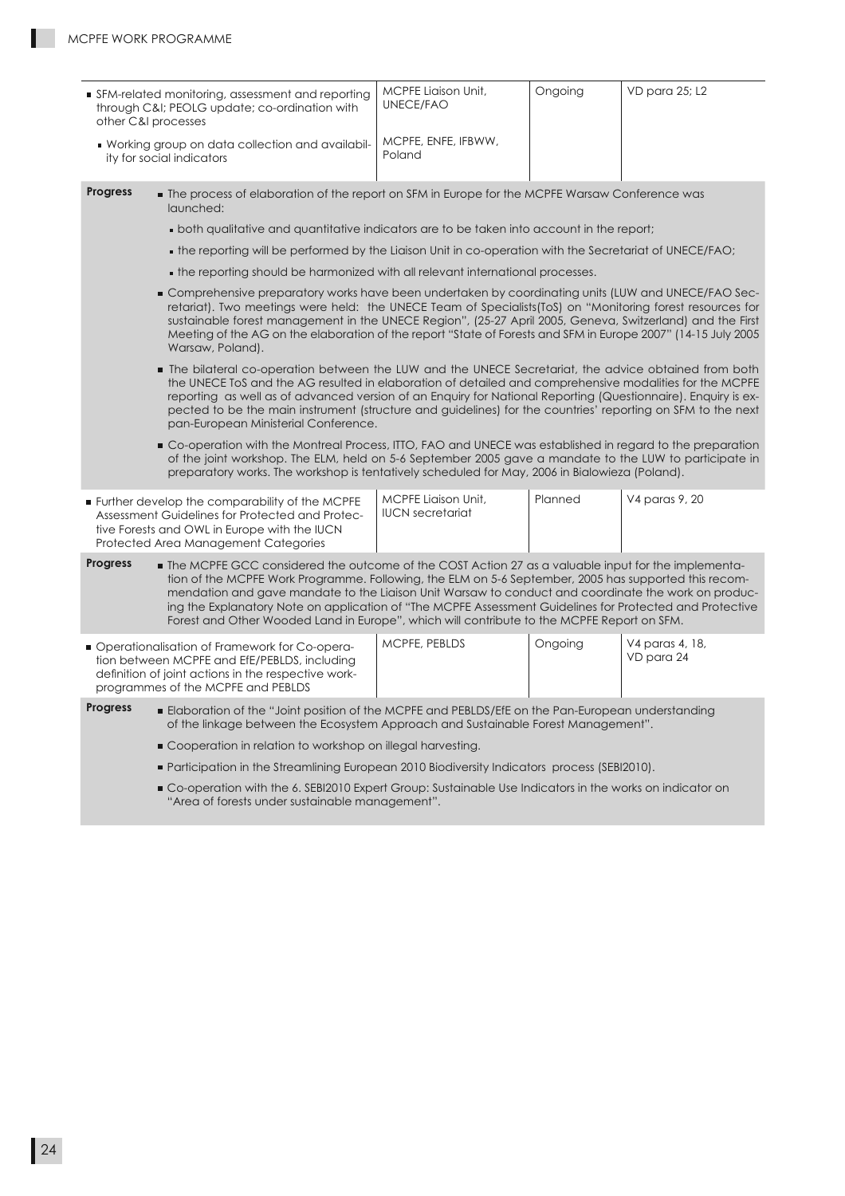| | | | |
|---|---|---|---|
| ■ SFM-related monitoring, assessment and reporting through C&I; PEOLG update; co-ordination with other C&I processes | MCPFE Liaison Unit, UNECE/FAO | Ongoing | VD para 25; L2 |
| ▪ Working group on data collection and availability for social indicators | MCPFE, ENFE, IFBWW, Poland | | |

**Progress**

- The process of elaboration of the report on SFM in Europe for the MCPFE Warsaw Conference was launched:
  - both qualitative and quantitative indicators are to be taken into account in the report;
  - the reporting will be performed by the Liaison Unit in co-operation with the Secretariat of UNECE/FAO;
  - the reporting should be harmonized with all relevant international processes.
- Comprehensive preparatory works have been undertaken by coordinating units (LUW and UNECE/FAO Secretariat). Two meetings were held: the UNECE Team of Specialists(ToS) on "Monitoring forest resources for sustainable forest management in the UNECE Region", (25-27 April 2005, Geneva, Switzerland) and the First Meeting of the AG on the elaboration of the report "State of Forests and SFM in Europe 2007" (14-15 July 2005 Warsaw, Poland).
- The bilateral co-operation between the LUW and the UNECE Secretariat, the advice obtained from both the UNECE ToS and the AG resulted in elaboration of detailed and comprehensive modalities for the MCPFE reporting as well as of advanced version of an Enquiry for National Reporting (Questionnaire). Enquiry is expected to be the main instrument (structure and guidelines) for the countries' reporting on SFM to the next pan-European Ministerial Conference.
- Co-operation with the Montreal Process, ITTO, FAO and UNECE was established in regard to the preparation of the joint workshop. The ELM, held on 5-6 September 2005 gave a mandate to the LUW to participate in preparatory works. The workshop is tentatively scheduled for May, 2006 in Bialowieza (Poland).

| | | | |
|---|---|---|---|
| ■ Further develop the comparability of the MCPFE Assessment Guidelines for Protected and Protective Forests and OWL in Europe with the IUCN Protected Area Management Categories | MCPFE Liaison Unit, IUCN secretariat | Planned | V4 paras 9, 20 |

**Progress**

- The MCPFE GCC considered the outcome of the COST Action 27 as a valuable input for the implementation of the MCPFE Work Programme. Following, the ELM on 5-6 September, 2005 has supported this recommendation and gave mandate to the Liaison Unit Warsaw to conduct and coordinate the work on producing the Explanatory Note on application of "The MCPFE Assessment Guidelines for Protected and Protective Forest and Other Wooded Land in Europe", which will contribute to the MCPFE Report on SFM.

| | | | |
|---|---|---|---|
| ■ Operationalisation of Framework for Co-operation between MCPFE and EfE/PEBLDS, including definition of joint actions in the respective work-programmes of the MCPFE and PEBLDS | MCPFE, PEBLDS | Ongoing | V4 paras 4, 18, VD para 24 |

**Progress**

- Elaboration of the "Joint position of the MCPFE and PEBLDS/EfE on the Pan-European understanding of the linkage between the Ecosystem Approach and Sustainable Forest Management".
- Cooperation in relation to workshop on illegal harvesting.
- Participation in the Streamlining European 2010 Biodiversity Indicators process (SEBI2010).
- Co-operation with the 6. SEBI2010 Expert Group: Sustainable Use Indicators in the works on indicator on "Area of forests under sustainable management".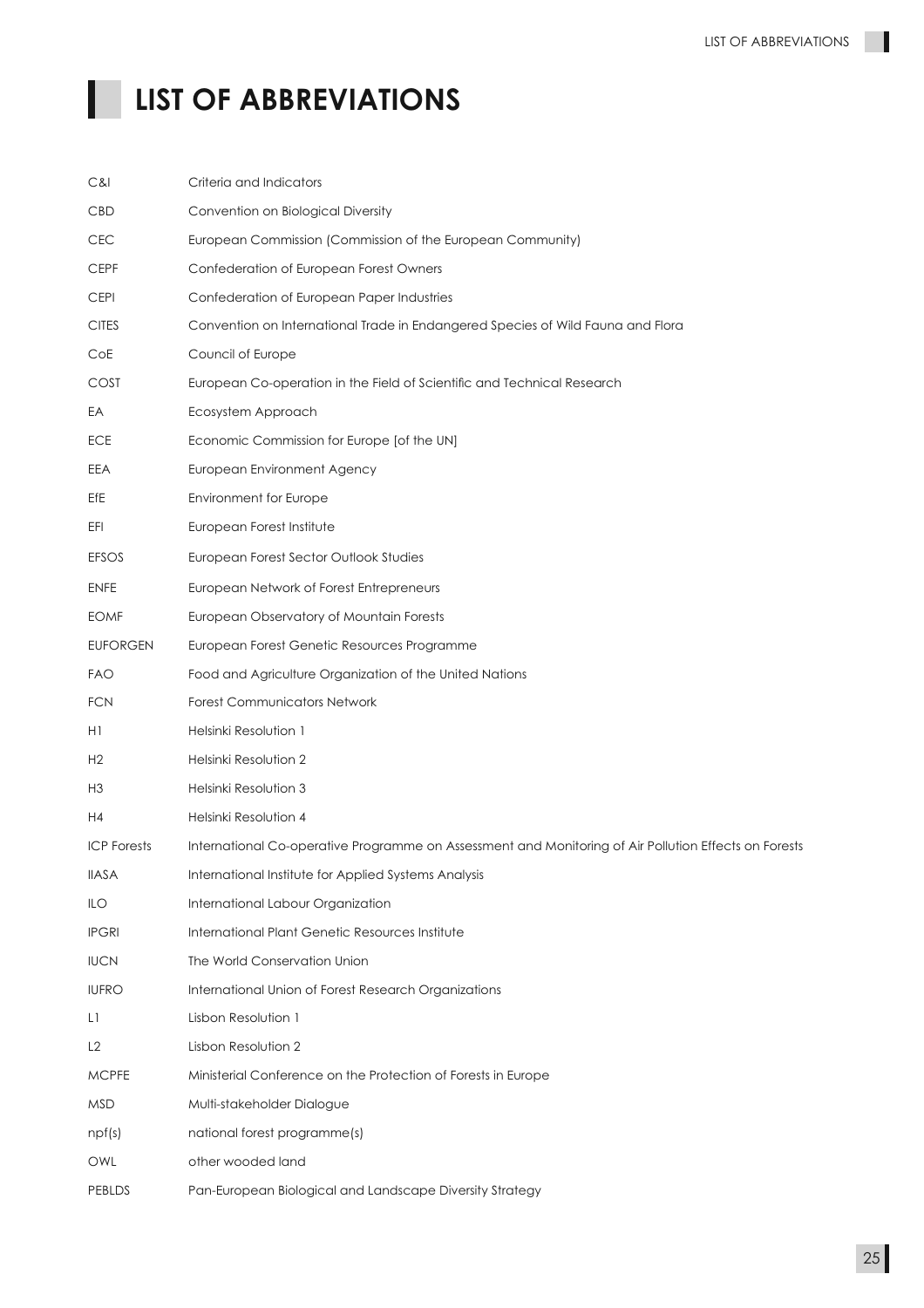# LIST OF ABBREVIATIONS

| | |
|---|---|
| C&I | Criteria and Indicators |
| CBD | Convention on Biological Diversity |
| CEC | European Commission (Commission of the European Community) |
| CEPF | Confederation of European Forest Owners |
| CEPI | Confederation of European Paper Industries |
| CITES | Convention on International Trade in Endangered Species of Wild Fauna and Flora |
| CoE | Council of Europe |
| COST | European Co-operation in the Field of Scientific and Technical Research |
| EA | Ecosystem Approach |
| ECE | Economic Commission for Europe [of the UN] |
| EEA | European Environment Agency |
| EfE | Environment for Europe |
| EFI | European Forest Institute |
| EFSOS | European Forest Sector Outlook Studies |
| ENFE | European Network of Forest Entrepreneurs |
| EOMF | European Observatory of Mountain Forests |
| EUFORGEN | European Forest Genetic Resources Programme |
| FAO | Food and Agriculture Organization of the United Nations |
| FCN | Forest Communicators Network |
| H1 | Helsinki Resolution 1 |
| H2 | Helsinki Resolution 2 |
| H3 | Helsinki Resolution 3 |
| H4 | Helsinki Resolution 4 |
| ICP Forests | International Co-operative Programme on Assessment and Monitoring of Air Pollution Effects on Forests |
| IIASA | International Institute for Applied Systems Analysis |
| ILO | International Labour Organization |
| IPGRI | International Plant Genetic Resources Institute |
| IUCN | The World Conservation Union |
| IUFRO | International Union of Forest Research Organizations |
| L1 | Lisbon Resolution 1 |
| L2 | Lisbon Resolution 2 |
| MCPFE | Ministerial Conference on the Protection of Forests in Europe |
| MSD | Multi-stakeholder Dialogue |
| npf(s) | national forest programme(s) |
| OWL | other wooded land |
| PEBLDS | Pan-European Biological and Landscape Diversity Strategy |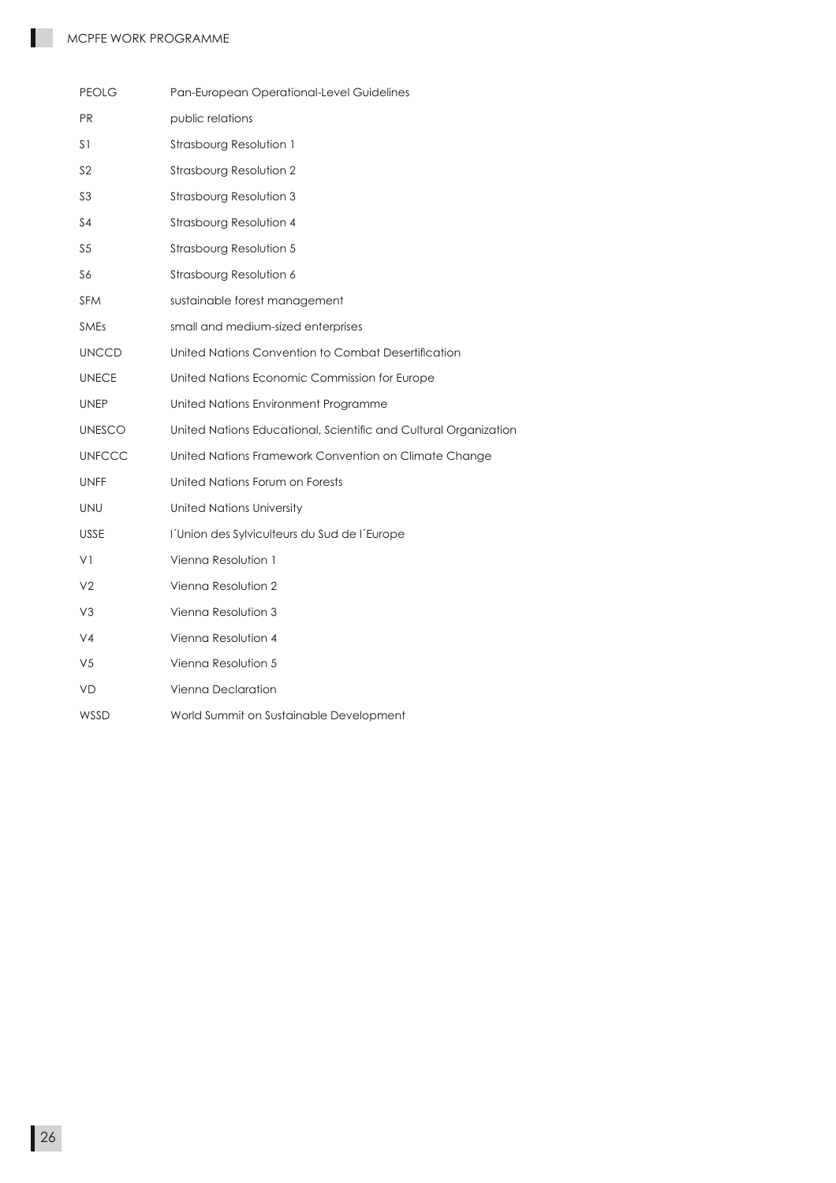| | |
|---|---|
| PEOLG | Pan-European Operational-Level Guidelines |
| PR | public relations |
| S1 | Strasbourg Resolution 1 |
| S2 | Strasbourg Resolution 2 |
| S3 | Strasbourg Resolution 3 |
| S4 | Strasbourg Resolution 4 |
| S5 | Strasbourg Resolution 5 |
| S6 | Strasbourg Resolution 6 |
| SFM | sustainable forest management |
| SMEs | small and medium-sized enterprises |
| UNCCD | United Nations Convention to Combat Desertification |
| UNECE | United Nations Economic Commission for Europe |
| UNEP | United Nations Environment Programme |
| UNESCO | United Nations Educational, Scientific and Cultural Organization |
| UNFCCC | United Nations Framework Convention on Climate Change |
| UNFF | United Nations Forum on Forests |
| UNU | United Nations University |
| USSE | l´Union des Sylviculteurs du Sud de l´Europe |
| V1 | Vienna Resolution 1 |
| V2 | Vienna Resolution 2 |
| V3 | Vienna Resolution 3 |
| V4 | Vienna Resolution 4 |
| V5 | Vienna Resolution 5 |
| VD | Vienna Declaration |
| WSSD | World Summit on Sustainable Development |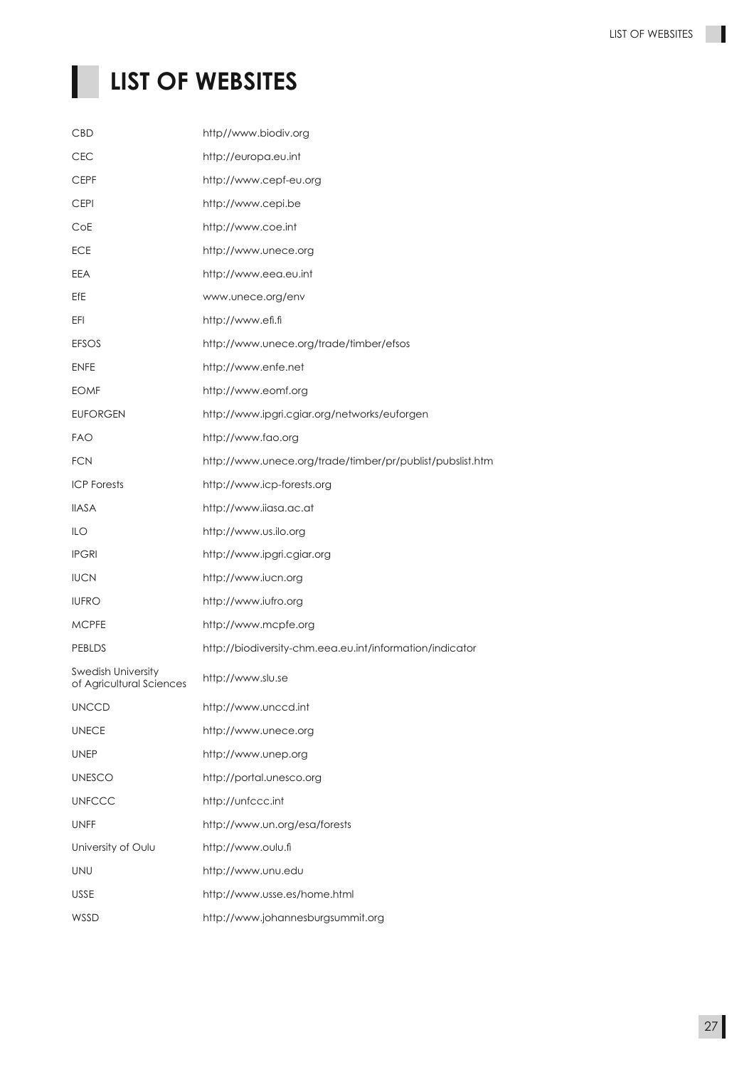# LIST OF WEBSITES

| | |
|---|---|
| CBD | http//www.biodiv.org |
| CEC | http://europa.eu.int |
| CEPF | http://www.cepf-eu.org |
| CEPI | http://www.cepi.be |
| CoE | http://www.coe.int |
| ECE | http://www.unece.org |
| EEA | http://www.eea.eu.int |
| EfE | www.unece.org/env |
| EFI | http://www.efi.fi |
| EFSOS | http://www.unece.org/trade/timber/efsos |
| ENFE | http://www.enfe.net |
| EOMF | http://www.eomf.org |
| EUFORGEN | http://www.ipgri.cgiar.org/networks/euforgen |
| FAO | http://www.fao.org |
| FCN | http://www.unece.org/trade/timber/pr/publist/pubslist.htm |
| ICP Forests | http://www.icp-forests.org |
| IIASA | http://www.iiasa.ac.at |
| ILO | http://www.us.ilo.org |
| IPGRI | http://www.ipgri.cgiar.org |
| IUCN | http://www.iucn.org |
| IUFRO | http://www.iufro.org |
| MCPFE | http://www.mcpfe.org |
| PEBLDS | http://biodiversity-chm.eea.eu.int/information/indicator |
| Swedish University of Agricultural Sciences | http://www.slu.se |
| UNCCD | http://www.unccd.int |
| UNECE | http://www.unece.org |
| UNEP | http://www.unep.org |
| UNESCO | http://portal.unesco.org |
| UNFCCC | http://unfccc.int |
| UNFF | http://www.un.org/esa/forests |
| University of Oulu | http://www.oulu.fi |
| UNU | http://www.unu.edu |
| USSE | http://www.usse.es/home.html |
| WSSD | http://www.johannesburgsummit.org |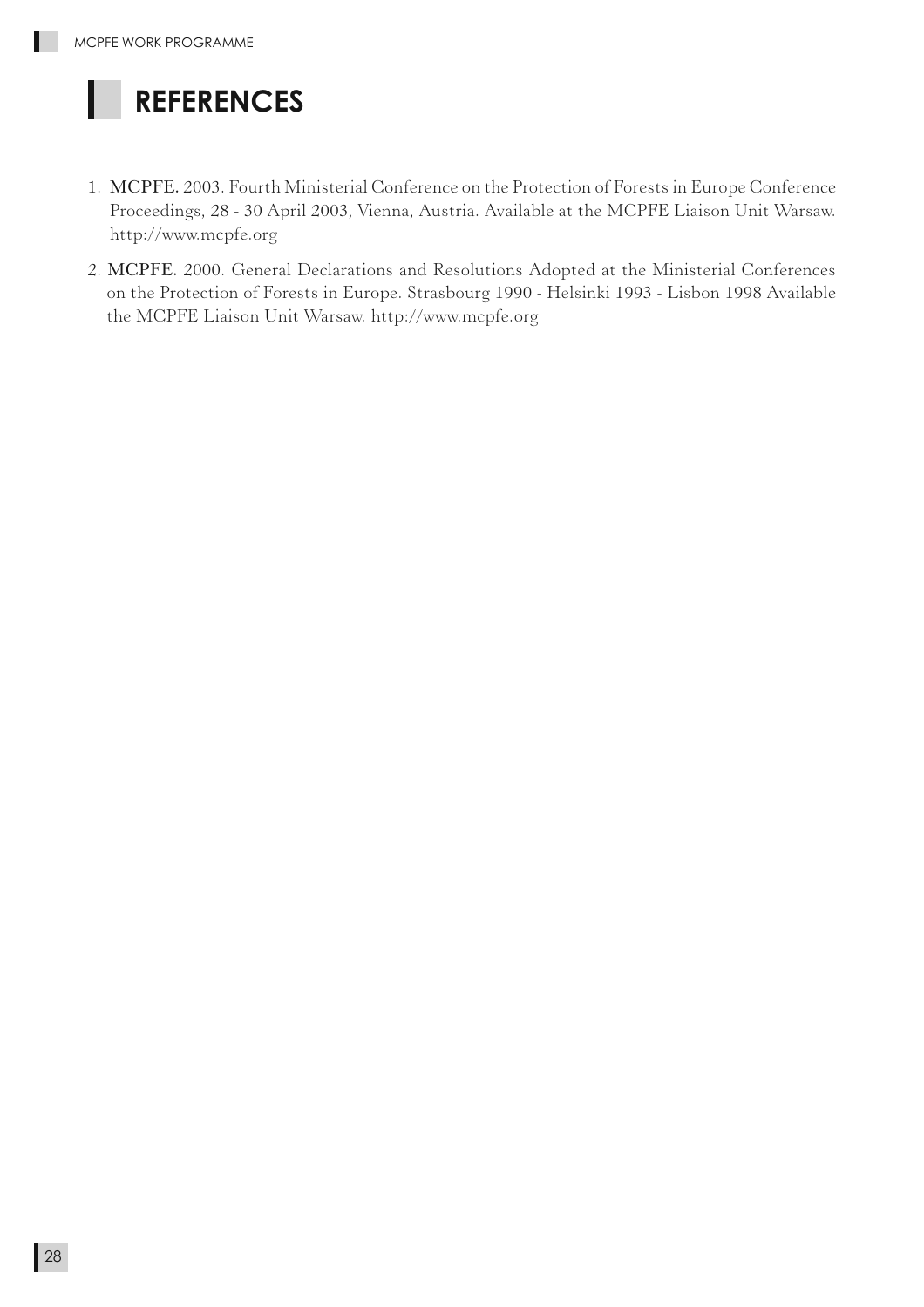# REFERENCES

1. **MCPFE.** 2003. Fourth Ministerial Conference on the Protection of Forests in Europe Conference Proceedings, 28 - 30 April 2003, Vienna, Austria. Available at the MCPFE Liaison Unit Warsaw. http://www.mcpfe.org

2. **MCPFE.** 2000. General Declarations and Resolutions Adopted at the Ministerial Conferences on the Protection of Forests in Europe. Strasbourg 1990 - Helsinki 1993 - Lisbon 1998 Available the MCPFE Liaison Unit Warsaw. http://www.mcpfe.org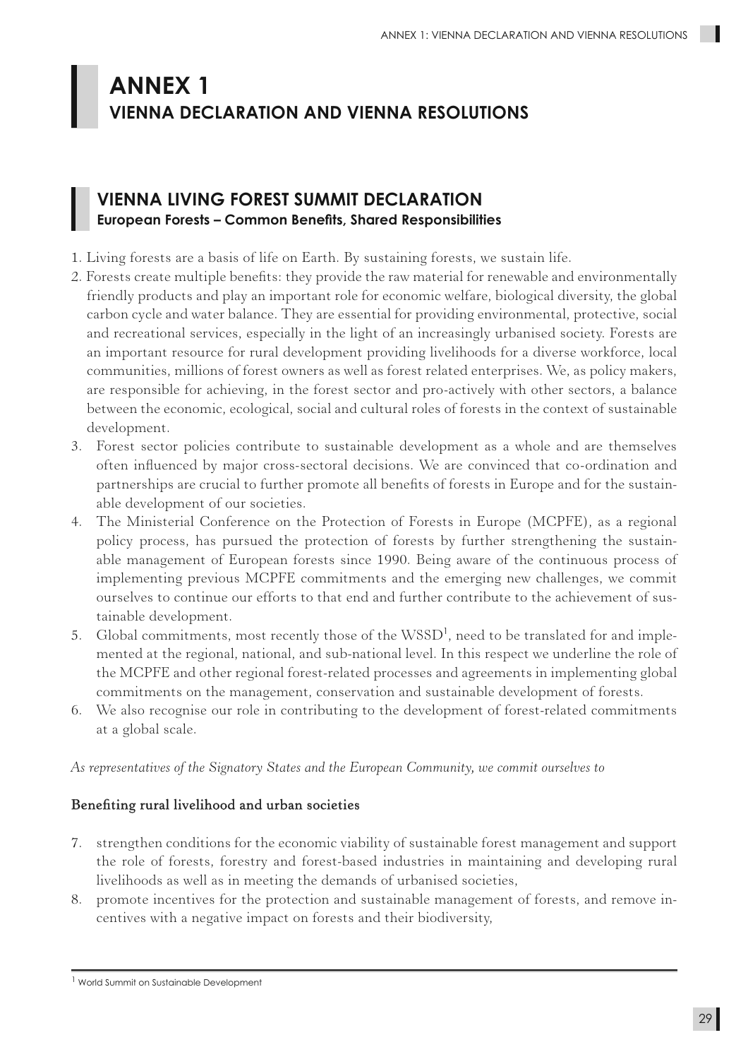# ANNEX 1
## VIENNA DECLARATION AND VIENNA RESOLUTIONS

## VIENNA LIVING FOREST SUMMIT DECLARATION
### European Forests – Common Benefits, Shared Responsibilities

1. Living forests are a basis of life on Earth. By sustaining forests, we sustain life.
2. Forests create multiple benefits: they provide the raw material for renewable and environmentally friendly products and play an important role for economic welfare, biological diversity, the global carbon cycle and water balance. They are essential for providing environmental, protective, social and recreational services, especially in the light of an increasingly urbanised society. Forests are an important resource for rural development providing livelihoods for a diverse workforce, local communities, millions of forest owners as well as forest related enterprises. We, as policy makers, are responsible for achieving, in the forest sector and pro-actively with other sectors, a balance between the economic, ecological, social and cultural roles of forests in the context of sustainable development.
3. Forest sector policies contribute to sustainable development as a whole and are themselves often influenced by major cross-sectoral decisions. We are convinced that co-ordination and partnerships are crucial to further promote all benefits of forests in Europe and for the sustainable development of our societies.
4. The Ministerial Conference on the Protection of Forests in Europe (MCPFE), as a regional policy process, has pursued the protection of forests by further strengthening the sustainable management of European forests since 1990. Being aware of the continuous process of implementing previous MCPFE commitments and the emerging new challenges, we commit ourselves to continue our efforts to that end and further contribute to the achievement of sustainable development.
5. Global commitments, most recently those of the WSSD[1], need to be translated for and implemented at the regional, national, and sub-national level. In this respect we underline the role of the MCPFE and other regional forest-related processes and agreements in implementing global commitments on the management, conservation and sustainable development of forests.
6. We also recognise our role in contributing to the development of forest-related commitments at a global scale.

*As representatives of the Signatory States and the European Community, we commit ourselves to*

**Benefiting rural livelihood and urban societies**

7. strengthen conditions for the economic viability of sustainable forest management and support the role of forests, forestry and forest-based industries in maintaining and developing rural livelihoods as well as in meeting the demands of urbanised societies,
8. promote incentives for the protection and sustainable management of forests, and remove incentives with a negative impact on forests and their biodiversity,

[1] World Summit on Sustainable Development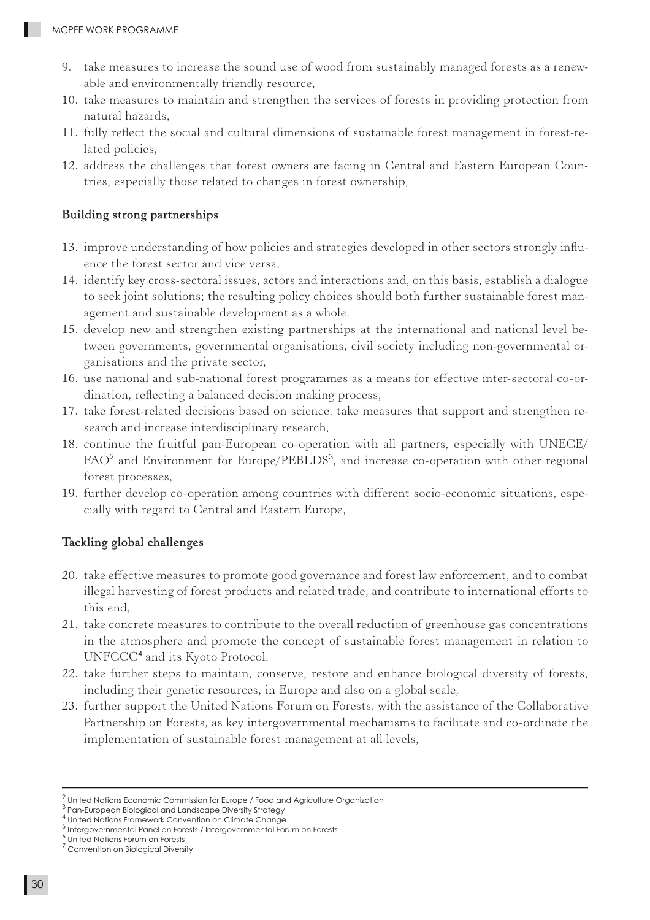9. take measures to increase the sound use of wood from sustainably managed forests as a renewable and environmentally friendly resource,
10. take measures to maintain and strengthen the services of forests in providing protection from natural hazards,
11. fully reflect the social and cultural dimensions of sustainable forest management in forest-related policies,
12. address the challenges that forest owners are facing in Central and Eastern European Countries, especially those related to changes in forest ownership,

**Building strong partnerships**

13. improve understanding of how policies and strategies developed in other sectors strongly influence the forest sector and vice versa,
14. identify key cross-sectoral issues, actors and interactions and, on this basis, establish a dialogue to seek joint solutions; the resulting policy choices should both further sustainable forest management and sustainable development as a whole,
15. develop new and strengthen existing partnerships at the international and national level between governments, governmental organisations, civil society including non-governmental organisations and the private sector,
16. use national and sub-national forest programmes as a means for effective inter-sectoral co-ordination, reflecting a balanced decision making process,
17. take forest-related decisions based on science, take measures that support and strengthen research and increase interdisciplinary research,
18. continue the fruitful pan-European co-operation with all partners, especially with UNECE/FAO[2] and Environment for Europe/PEBLDS[3], and increase co-operation with other regional forest processes,
19. further develop co-operation among countries with different socio-economic situations, especially with regard to Central and Eastern Europe,

**Tackling global challenges**

20. take effective measures to promote good governance and forest law enforcement, and to combat illegal harvesting of forest products and related trade, and contribute to international efforts to this end,
21. take concrete measures to contribute to the overall reduction of greenhouse gas concentrations in the atmosphere and promote the concept of sustainable forest management in relation to UNFCCC[4] and its Kyoto Protocol,
22. take further steps to maintain, conserve, restore and enhance biological diversity of forests, including their genetic resources, in Europe and also on a global scale,
23. further support the United Nations Forum on Forests, with the assistance of the Collaborative Partnership on Forests, as key intergovernmental mechanisms to facilitate and co-ordinate the implementation of sustainable forest management at all levels,

---

[2] United Nations Economic Commission for Europe / Food and Agriculture Organization
[3] Pan-European Biological and Landscape Diversity Strategy
[4] United Nations Framework Convention on Climate Change
[5] Intergovernmental Panel on Forests / Intergovernmental Forum on Forests
[6] United Nations Forum on Forests
[7] Convention on Biological Diversity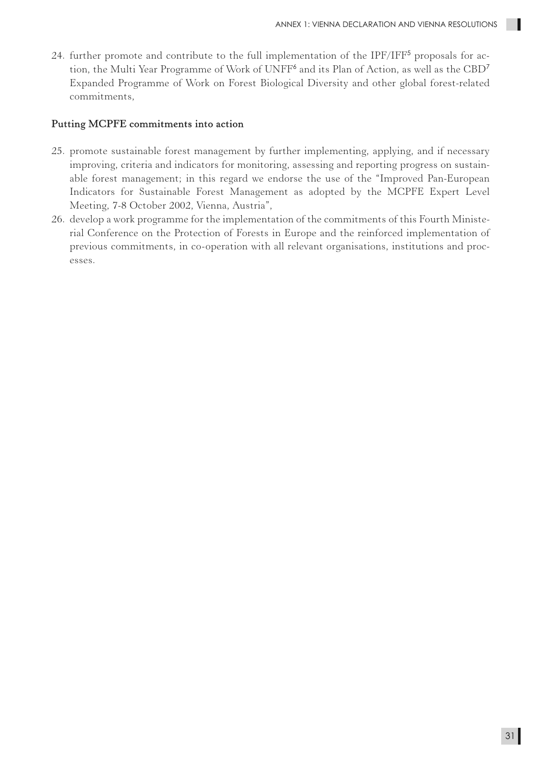24. further promote and contribute to the full implementation of the IPF/IFF[5] proposals for action, the Multi Year Programme of Work of UNFF[6] and its Plan of Action, as well as the CBD[7] Expanded Programme of Work on Forest Biological Diversity and other global forest-related commitments,

**Putting MCPFE commitments into action**

25. promote sustainable forest management by further implementing, applying, and if necessary improving, criteria and indicators for monitoring, assessing and reporting progress on sustainable forest management; in this regard we endorse the use of the "Improved Pan-European Indicators for Sustainable Forest Management as adopted by the MCPFE Expert Level Meeting, 7-8 October 2002, Vienna, Austria",
26. develop a work programme for the implementation of the commitments of this Fourth Ministerial Conference on the Protection of Forests in Europe and the reinforced implementation of previous commitments, in co-operation with all relevant organisations, institutions and processes.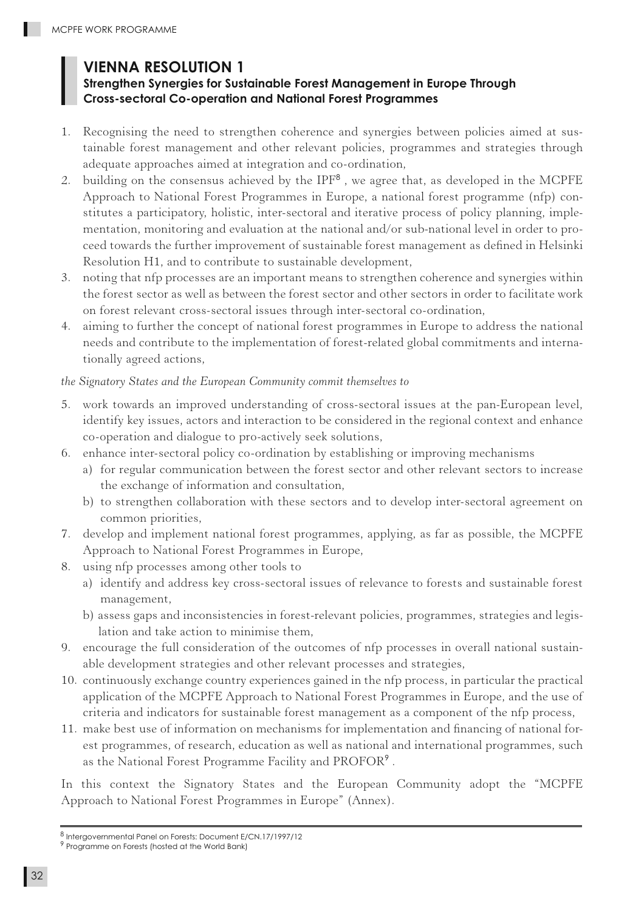# VIENNA RESOLUTION 1

## Strengthen Synergies for Sustainable Forest Management in Europe Through Cross-sectoral Co-operation and National Forest Programmes

1. Recognising the need to strengthen coherence and synergies between policies aimed at sustainable forest management and other relevant policies, programmes and strategies through adequate approaches aimed at integration and co-ordination,
2. building on the consensus achieved by the IPF[8] , we agree that, as developed in the MCPFE Approach to National Forest Programmes in Europe, a national forest programme (nfp) constitutes a participatory, holistic, inter-sectoral and iterative process of policy planning, implementation, monitoring and evaluation at the national and/or sub-national level in order to proceed towards the further improvement of sustainable forest management as defined in Helsinki Resolution H1, and to contribute to sustainable development,
3. noting that nfp processes are an important means to strengthen coherence and synergies within the forest sector as well as between the forest sector and other sectors in order to facilitate work on forest relevant cross-sectoral issues through inter-sectoral co-ordination,
4. aiming to further the concept of national forest programmes in Europe to address the national needs and contribute to the implementation of forest-related global commitments and internationally agreed actions,

*the Signatory States and the European Community commit themselves to*

5. work towards an improved understanding of cross-sectoral issues at the pan-European level, identify key issues, actors and interaction to be considered in the regional context and enhance co-operation and dialogue to pro-actively seek solutions,
6. enhance inter-sectoral policy co-ordination by establishing or improving mechanisms
   a) for regular communication between the forest sector and other relevant sectors to increase the exchange of information and consultation,
   b) to strengthen collaboration with these sectors and to develop inter-sectoral agreement on common priorities,
7. develop and implement national forest programmes, applying, as far as possible, the MCPFE Approach to National Forest Programmes in Europe,
8. using nfp processes among other tools to
   a) identify and address key cross-sectoral issues of relevance to forests and sustainable forest management,
   b) assess gaps and inconsistencies in forest-relevant policies, programmes, strategies and legislation and take action to minimise them,
9. encourage the full consideration of the outcomes of nfp processes in overall national sustainable development strategies and other relevant processes and strategies,
10. continuously exchange country experiences gained in the nfp process, in particular the practical application of the MCPFE Approach to National Forest Programmes in Europe, and the use of criteria and indicators for sustainable forest management as a component of the nfp process,
11. make best use of information on mechanisms for implementation and financing of national forest programmes, of research, education as well as national and international programmes, such as the National Forest Programme Facility and PROFOR[9] .

In this context the Signatory States and the European Community adopt the "MCPFE Approach to National Forest Programmes in Europe" (Annex).

---

[8] Intergovernmental Panel on Forests: Document E/CN.17/1997/12

[9] Programme on Forests (hosted at the World Bank)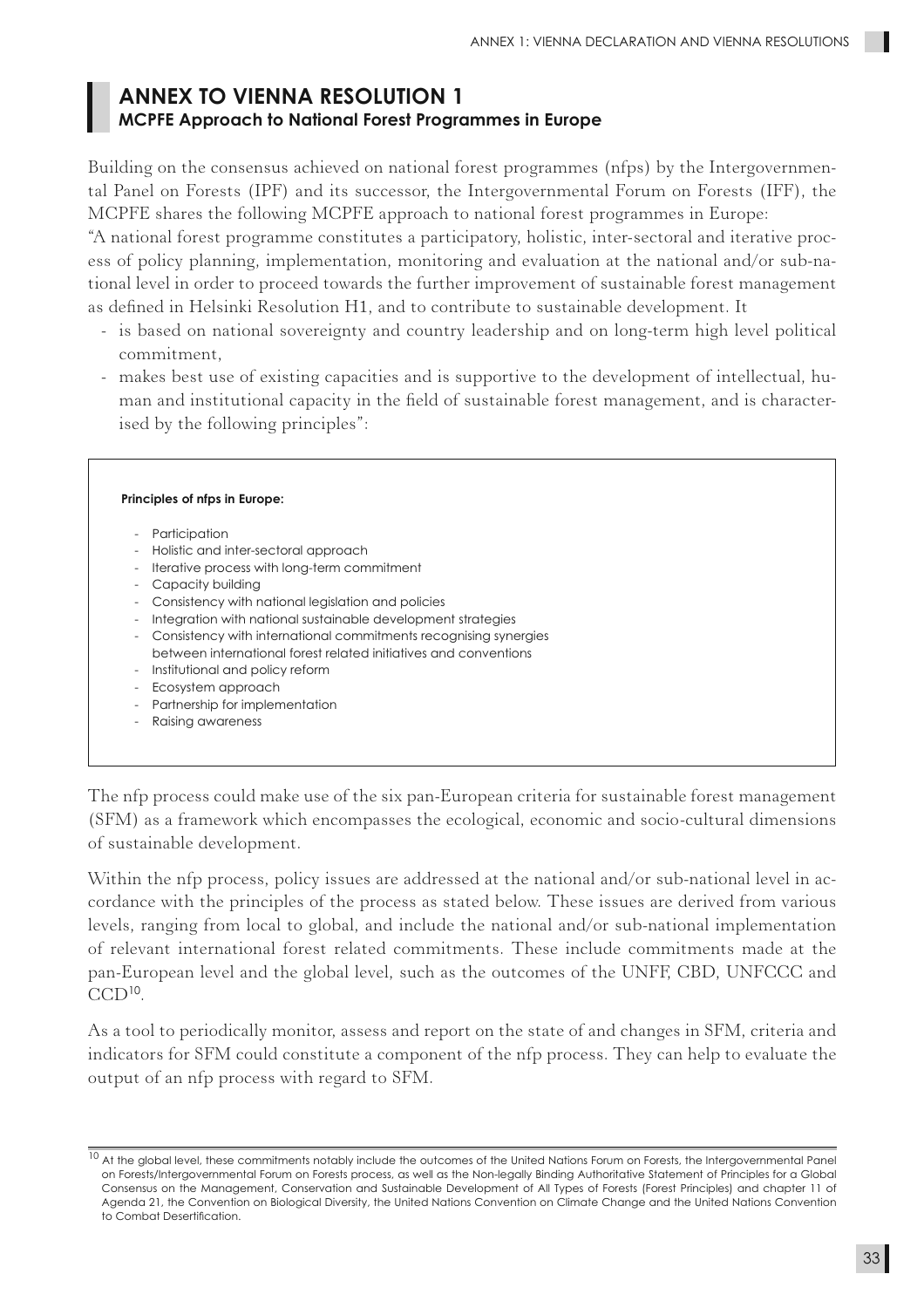## ANNEX TO VIENNA RESOLUTION 1

### MCPFE Approach to National Forest Programmes in Europe

Building on the consensus achieved on national forest programmes (nfps) by the Intergovernmental Panel on Forests (IPF) and its successor, the Intergovernmental Forum on Forests (IFF), the MCPFE shares the following MCPFE approach to national forest programmes in Europe:

"A national forest programme constitutes a participatory, holistic, inter-sectoral and iterative process of policy planning, implementation, monitoring and evaluation at the national and/or sub-national level in order to proceed towards the further improvement of sustainable forest management as defined in Helsinki Resolution H1, and to contribute to sustainable development. It

- is based on national sovereignty and country leadership and on long-term high level political commitment,
- makes best use of existing capacities and is supportive to the development of intellectual, human and institutional capacity in the field of sustainable forest management, and is characterised by the following principles":

**Principles of nfps in Europe:**

- Participation
- Holistic and inter-sectoral approach
- Iterative process with long-term commitment
- Capacity building
- Consistency with national legislation and policies
- Integration with national sustainable development strategies
- Consistency with international commitments recognising synergies between international forest related initiatives and conventions
- Institutional and policy reform
- Ecosystem approach
- Partnership for implementation
- Raising awareness

The nfp process could make use of the six pan-European criteria for sustainable forest management (SFM) as a framework which encompasses the ecological, economic and socio-cultural dimensions of sustainable development.

Within the nfp process, policy issues are addressed at the national and/or sub-national level in accordance with the principles of the process as stated below. These issues are derived from various levels, ranging from local to global, and include the national and/or sub-national implementation of relevant international forest related commitments. These include commitments made at the pan-European level and the global level, such as the outcomes of the UNFF, CBD, UNFCCC and CCD[10].

As a tool to periodically monitor, assess and report on the state of and changes in SFM, criteria and indicators for SFM could constitute a component of the nfp process. They can help to evaluate the output of an nfp process with regard to SFM.

---

[10] At the global level, these commitments notably include the outcomes of the United Nations Forum on Forests, the Intergovernmental Panel on Forests/Intergovernmental Forum on Forests process, as well as the Non-legally Binding Authoritative Statement of Principles for a Global Consensus on the Management, Conservation and Sustainable Development of All Types of Forests (Forest Principles) and chapter 11 of Agenda 21, the Convention on Biological Diversity, the United Nations Convention on Climate Change and the United Nations Convention to Combat Desertification.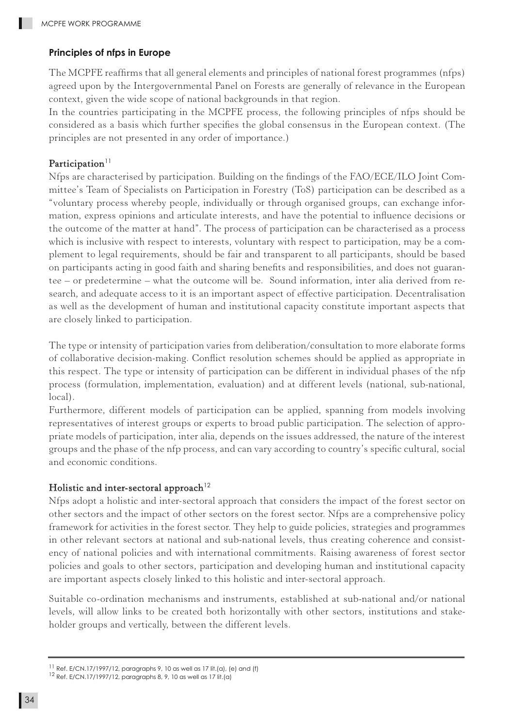### Principles of nfps in Europe

The MCPFE reaffirms that all general elements and principles of national forest programmes (nfps) agreed upon by the Intergovernmental Panel on Forests are generally of relevance in the European context, given the wide scope of national backgrounds in that region.

In the countries participating in the MCPFE process, the following principles of nfps should be considered as a basis which further specifies the global consensus in the European context. (The principles are not presented in any order of importance.)

#### Participation[11]

Nfps are characterised by participation. Building on the findings of the FAO/ECE/ILO Joint Committee's Team of Specialists on Participation in Forestry (ToS) participation can be described as a "voluntary process whereby people, individually or through organised groups, can exchange information, express opinions and articulate interests, and have the potential to influence decisions or the outcome of the matter at hand". The process of participation can be characterised as a process which is inclusive with respect to interests, voluntary with respect to participation, may be a complement to legal requirements, should be fair and transparent to all participants, should be based on participants acting in good faith and sharing benefits and responsibilities, and does not guarantee – or predetermine – what the outcome will be. Sound information, inter alia derived from research, and adequate access to it is an important aspect of effective participation. Decentralisation as well as the development of human and institutional capacity constitute important aspects that are closely linked to participation.

The type or intensity of participation varies from deliberation/consultation to more elaborate forms of collaborative decision-making. Conflict resolution schemes should be applied as appropriate in this respect. The type or intensity of participation can be different in individual phases of the nfp process (formulation, implementation, evaluation) and at different levels (national, sub-national, local).

Furthermore, different models of participation can be applied, spanning from models involving representatives of interest groups or experts to broad public participation. The selection of appropriate models of participation, inter alia, depends on the issues addressed, the nature of the interest groups and the phase of the nfp process, and can vary according to country's specific cultural, social and economic conditions.

#### Holistic and inter-sectoral approach[12]

Nfps adopt a holistic and inter-sectoral approach that considers the impact of the forest sector on other sectors and the impact of other sectors on the forest sector. Nfps are a comprehensive policy framework for activities in the forest sector. They help to guide policies, strategies and programmes in other relevant sectors at national and sub-national levels, thus creating coherence and consistency of national policies and with international commitments. Raising awareness of forest sector policies and goals to other sectors, participation and developing human and institutional capacity are important aspects closely linked to this holistic and inter-sectoral approach.

Suitable co-ordination mechanisms and instruments, established at sub-national and/or national levels, will allow links to be created both horizontally with other sectors, institutions and stakeholder groups and vertically, between the different levels.

---

[11] Ref. E/CN.17/1997/12, paragraphs 9, 10 as well as 17 lit.(a), (e) and (f)

[12] Ref. E/CN.17/1997/12, paragraphs 8, 9, 10 as well as 17 lit.(a)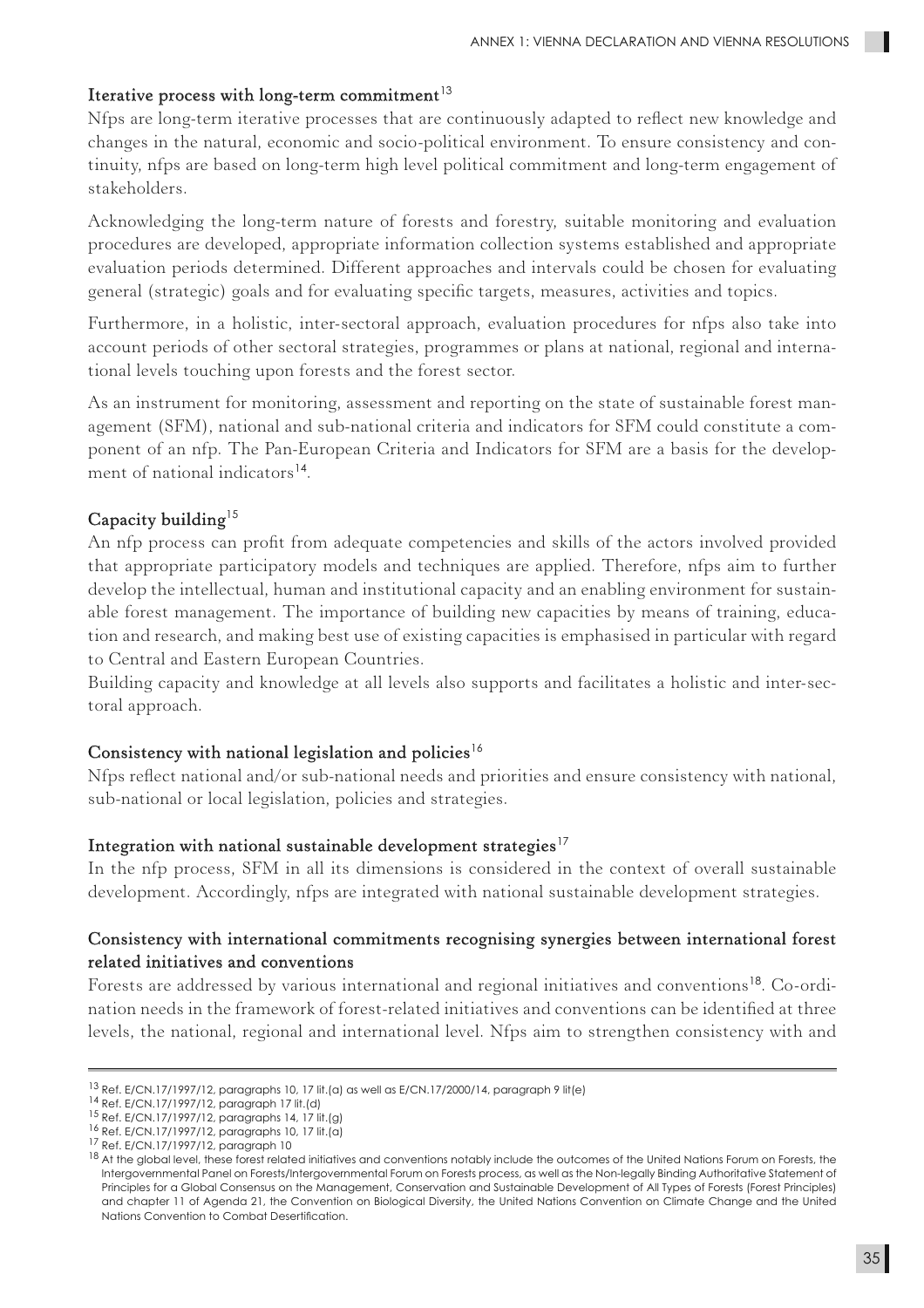### Iterative process with long-term commitment[13]

Nfps are long-term iterative processes that are continuously adapted to reflect new knowledge and changes in the natural, economic and socio-political environment. To ensure consistency and continuity, nfps are based on long-term high level political commitment and long-term engagement of stakeholders.

Acknowledging the long-term nature of forests and forestry, suitable monitoring and evaluation procedures are developed, appropriate information collection systems established and appropriate evaluation periods determined. Different approaches and intervals could be chosen for evaluating general (strategic) goals and for evaluating specific targets, measures, activities and topics.

Furthermore, in a holistic, inter-sectoral approach, evaluation procedures for nfps also take into account periods of other sectoral strategies, programmes or plans at national, regional and international levels touching upon forests and the forest sector.

As an instrument for monitoring, assessment and reporting on the state of sustainable forest management (SFM), national and sub-national criteria and indicators for SFM could constitute a component of an nfp. The Pan-European Criteria and Indicators for SFM are a basis for the development of national indicators[14].

### Capacity building[15]

An nfp process can profit from adequate competencies and skills of the actors involved provided that appropriate participatory models and techniques are applied. Therefore, nfps aim to further develop the intellectual, human and institutional capacity and an enabling environment for sustainable forest management. The importance of building new capacities by means of training, education and research, and making best use of existing capacities is emphasised in particular with regard to Central and Eastern European Countries.

Building capacity and knowledge at all levels also supports and facilitates a holistic and inter-sectoral approach.

### Consistency with national legislation and policies[16]

Nfps reflect national and/or sub-national needs and priorities and ensure consistency with national, sub-national or local legislation, policies and strategies.

### Integration with national sustainable development strategies[17]

In the nfp process, SFM in all its dimensions is considered in the context of overall sustainable development. Accordingly, nfps are integrated with national sustainable development strategies.

### Consistency with international commitments recognising synergies between international forest related initiatives and conventions

Forests are addressed by various international and regional initiatives and conventions[18]. Co-ordination needs in the framework of forest-related initiatives and conventions can be identified at three levels, the national, regional and international level. Nfps aim to strengthen consistency with and

---

[13] Ref. E/CN.17/1997/12, paragraphs 10, 17 lit.(a) as well as E/CN.17/2000/14, paragraph 9 lit(e)

[14] Ref. E/CN.17/1997/12, paragraph 17 lit.(d)

[15] Ref. E/CN.17/1997/12, paragraphs 14, 17 lit.(g)

[16] Ref. E/CN.17/1997/12, paragraphs 10, 17 lit.(a)

[17] Ref. E/CN.17/1997/12, paragraph 10

[18] At the global level, these forest related initiatives and conventions notably include the outcomes of the United Nations Forum on Forests, the Intergovernmental Panel on Forests/Intergovernmental Forum on Forests process, as well as the Non-legally Binding Authoritative Statement of Principles for a Global Consensus on the Management, Conservation and Sustainable Development of All Types of Forests (Forest Principles) and chapter 11 of Agenda 21, the Convention on Biological Diversity, the United Nations Convention on Climate Change and the United Nations Convention to Combat Desertification.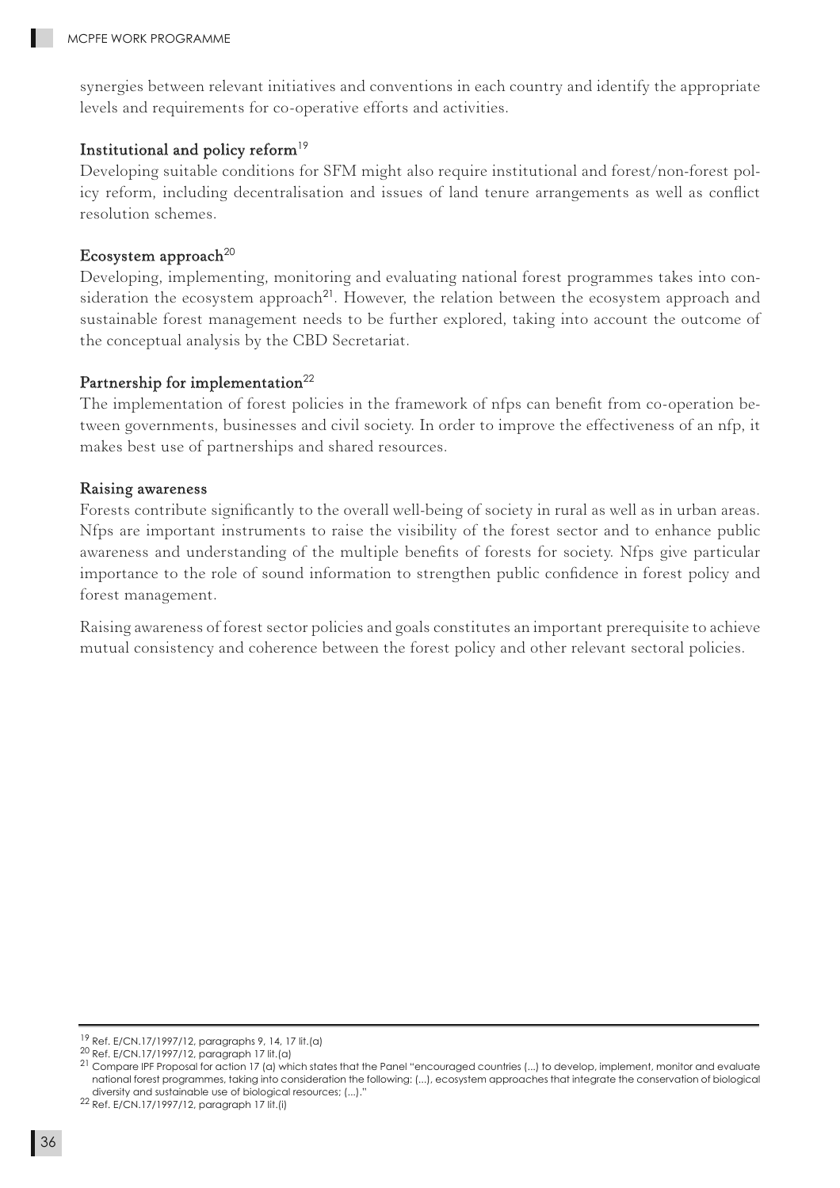synergies between relevant initiatives and conventions in each country and identify the appropriate levels and requirements for co-operative efforts and activities.

### Institutional and policy reform[19]

Developing suitable conditions for SFM might also require institutional and forest/non-forest policy reform, including decentralisation and issues of land tenure arrangements as well as conflict resolution schemes.

### Ecosystem approach[20]

Developing, implementing, monitoring and evaluating national forest programmes takes into consideration the ecosystem approach[21]. However, the relation between the ecosystem approach and sustainable forest management needs to be further explored, taking into account the outcome of the conceptual analysis by the CBD Secretariat.

### Partnership for implementation[22]

The implementation of forest policies in the framework of nfps can benefit from co-operation between governments, businesses and civil society. In order to improve the effectiveness of an nfp, it makes best use of partnerships and shared resources.

### Raising awareness

Forests contribute significantly to the overall well-being of society in rural as well as in urban areas. Nfps are important instruments to raise the visibility of the forest sector and to enhance public awareness and understanding of the multiple benefits of forests for society. Nfps give particular importance to the role of sound information to strengthen public confidence in forest policy and forest management.

Raising awareness of forest sector policies and goals constitutes an important prerequisite to achieve mutual consistency and coherence between the forest policy and other relevant sectoral policies.

---

[19] Ref. E/CN.17/1997/12, paragraphs 9, 14, 17 lit.(a)

[20] Ref. E/CN.17/1997/12, paragraph 17 lit.(a)

[21] Compare IPF Proposal for action 17 (a) which states that the Panel "encouraged countries (...) to develop, implement, monitor and evaluate national forest programmes, taking into consideration the following: (...), ecosystem approaches that integrate the conservation of biological diversity and sustainable use of biological resources; (...)."

[22] Ref. E/CN.17/1997/12, paragraph 17 lit.(i)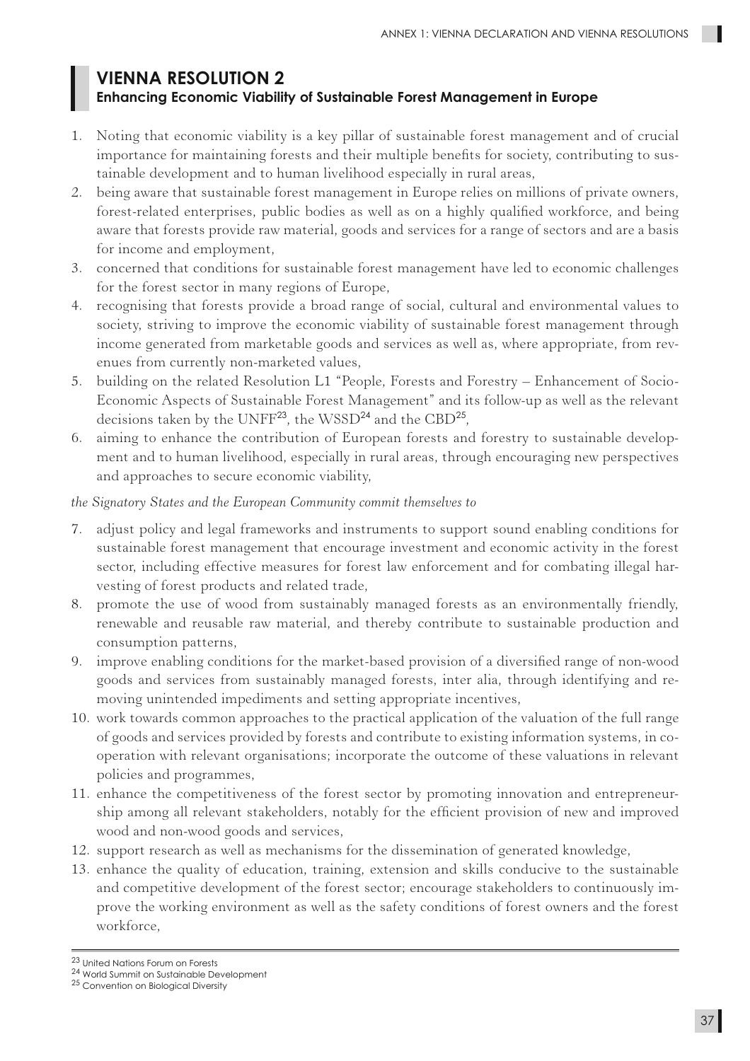# VIENNA RESOLUTION 2

## Enhancing Economic Viability of Sustainable Forest Management in Europe

1. Noting that economic viability is a key pillar of sustainable forest management and of crucial importance for maintaining forests and their multiple benefits for society, contributing to sustainable development and to human livelihood especially in rural areas,
2. being aware that sustainable forest management in Europe relies on millions of private owners, forest-related enterprises, public bodies as well as on a highly qualified workforce, and being aware that forests provide raw material, goods and services for a range of sectors and are a basis for income and employment,
3. concerned that conditions for sustainable forest management have led to economic challenges for the forest sector in many regions of Europe,
4. recognising that forests provide a broad range of social, cultural and environmental values to society, striving to improve the economic viability of sustainable forest management through income generated from marketable goods and services as well as, where appropriate, from revenues from currently non-marketed values,
5. building on the related Resolution L1 "People, Forests and Forestry – Enhancement of Socio-Economic Aspects of Sustainable Forest Management" and its follow-up as well as the relevant decisions taken by the UNFF[23], the WSSD[24] and the CBD[25],
6. aiming to enhance the contribution of European forests and forestry to sustainable development and to human livelihood, especially in rural areas, through encouraging new perspectives and approaches to secure economic viability,

*the Signatory States and the European Community commit themselves to*

7. adjust policy and legal frameworks and instruments to support sound enabling conditions for sustainable forest management that encourage investment and economic activity in the forest sector, including effective measures for forest law enforcement and for combating illegal harvesting of forest products and related trade,
8. promote the use of wood from sustainably managed forests as an environmentally friendly, renewable and reusable raw material, and thereby contribute to sustainable production and consumption patterns,
9. improve enabling conditions for the market-based provision of a diversified range of non-wood goods and services from sustainably managed forests, inter alia, through identifying and removing unintended impediments and setting appropriate incentives,
10. work towards common approaches to the practical application of the valuation of the full range of goods and services provided by forests and contribute to existing information systems, in co-operation with relevant organisations; incorporate the outcome of these valuations in relevant policies and programmes,
11. enhance the competitiveness of the forest sector by promoting innovation and entrepreneurship among all relevant stakeholders, notably for the efficient provision of new and improved wood and non-wood goods and services,
12. support research as well as mechanisms for the dissemination of generated knowledge,
13. enhance the quality of education, training, extension and skills conducive to the sustainable and competitive development of the forest sector; encourage stakeholders to continuously improve the working environment as well as the safety conditions of forest owners and the forest workforce,

---

[23] United Nations Forum on Forests

[24] World Summit on Sustainable Development

[25] Convention on Biological Diversity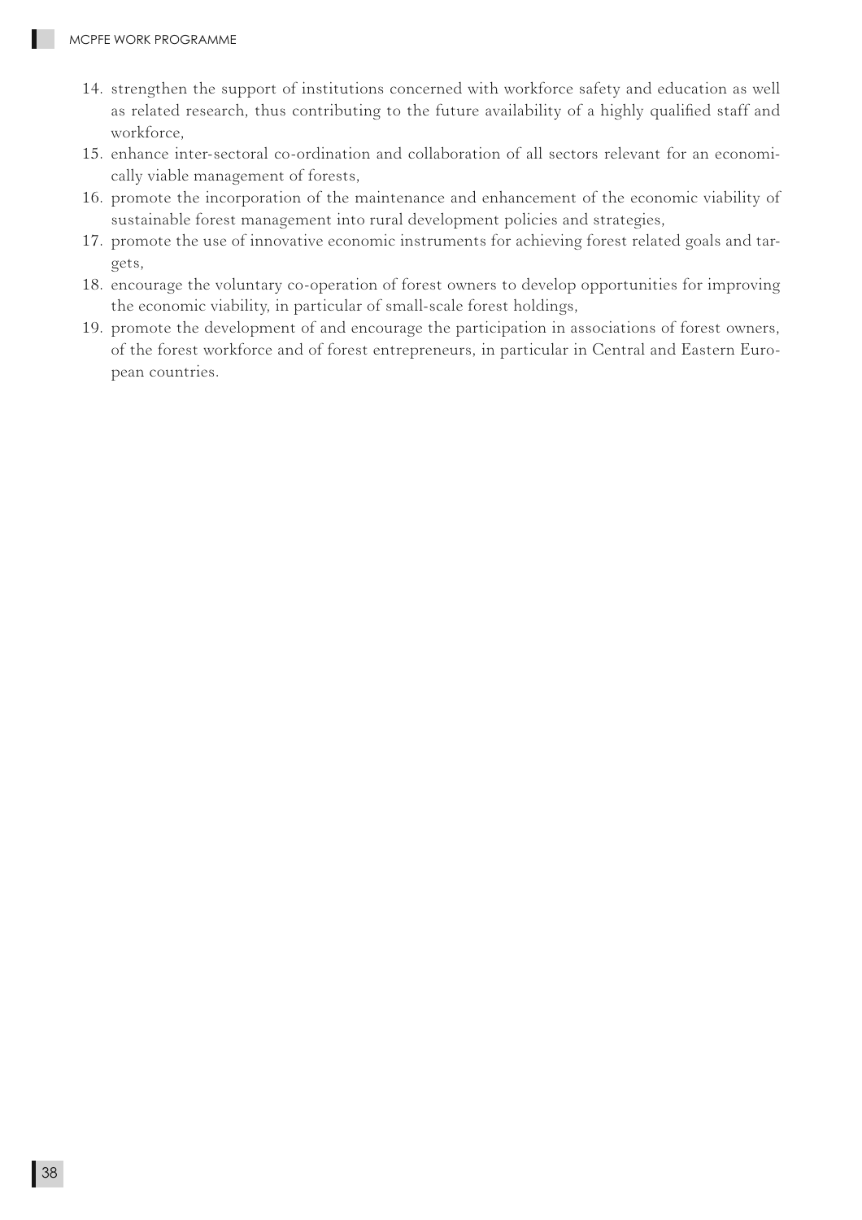14. strengthen the support of institutions concerned with workforce safety and education as well as related research, thus contributing to the future availability of a highly qualified staff and workforce,
15. enhance inter-sectoral co-ordination and collaboration of all sectors relevant for an economically viable management of forests,
16. promote the incorporation of the maintenance and enhancement of the economic viability of sustainable forest management into rural development policies and strategies,
17. promote the use of innovative economic instruments for achieving forest related goals and targets,
18. encourage the voluntary co-operation of forest owners to develop opportunities for improving the economic viability, in particular of small-scale forest holdings,
19. promote the development of and encourage the participation in associations of forest owners, of the forest workforce and of forest entrepreneurs, in particular in Central and Eastern European countries.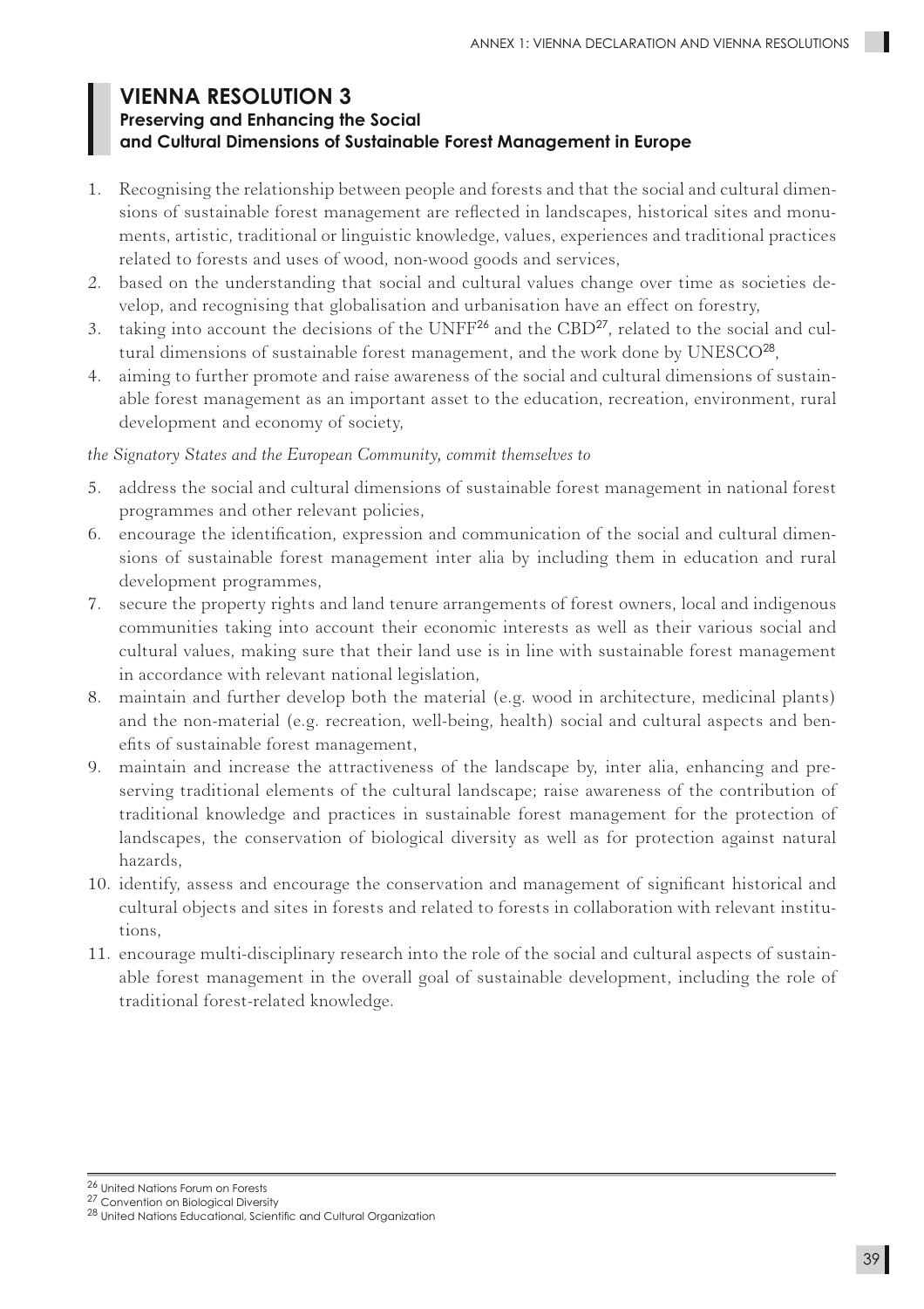# VIENNA RESOLUTION 3

## Preserving and Enhancing the Social and Cultural Dimensions of Sustainable Forest Management in Europe

1. Recognising the relationship between people and forests and that the social and cultural dimensions of sustainable forest management are reflected in landscapes, historical sites and monuments, artistic, traditional or linguistic knowledge, values, experiences and traditional practices related to forests and uses of wood, non-wood goods and services,
2. based on the understanding that social and cultural values change over time as societies develop, and recognising that globalisation and urbanisation have an effect on forestry,
3. taking into account the decisions of the UNFF[26] and the CBD[27], related to the social and cultural dimensions of sustainable forest management, and the work done by UNESCO[28],
4. aiming to further promote and raise awareness of the social and cultural dimensions of sustainable forest management as an important asset to the education, recreation, environment, rural development and economy of society,

*the Signatory States and the European Community, commit themselves to*

5. address the social and cultural dimensions of sustainable forest management in national forest programmes and other relevant policies,
6. encourage the identification, expression and communication of the social and cultural dimensions of sustainable forest management inter alia by including them in education and rural development programmes,
7. secure the property rights and land tenure arrangements of forest owners, local and indigenous communities taking into account their economic interests as well as their various social and cultural values, making sure that their land use is in line with sustainable forest management in accordance with relevant national legislation,
8. maintain and further develop both the material (e.g. wood in architecture, medicinal plants) and the non-material (e.g. recreation, well-being, health) social and cultural aspects and benefits of sustainable forest management,
9. maintain and increase the attractiveness of the landscape by, inter alia, enhancing and preserving traditional elements of the cultural landscape; raise awareness of the contribution of traditional knowledge and practices in sustainable forest management for the protection of landscapes, the conservation of biological diversity as well as for protection against natural hazards,
10. identify, assess and encourage the conservation and management of significant historical and cultural objects and sites in forests and related to forests in collaboration with relevant institutions,
11. encourage multi-disciplinary research into the role of the social and cultural aspects of sustainable forest management in the overall goal of sustainable development, including the role of traditional forest-related knowledge.

---

[26] United Nations Forum on Forests

[27] Convention on Biological Diversity

[28] United Nations Educational, Scientific and Cultural Organization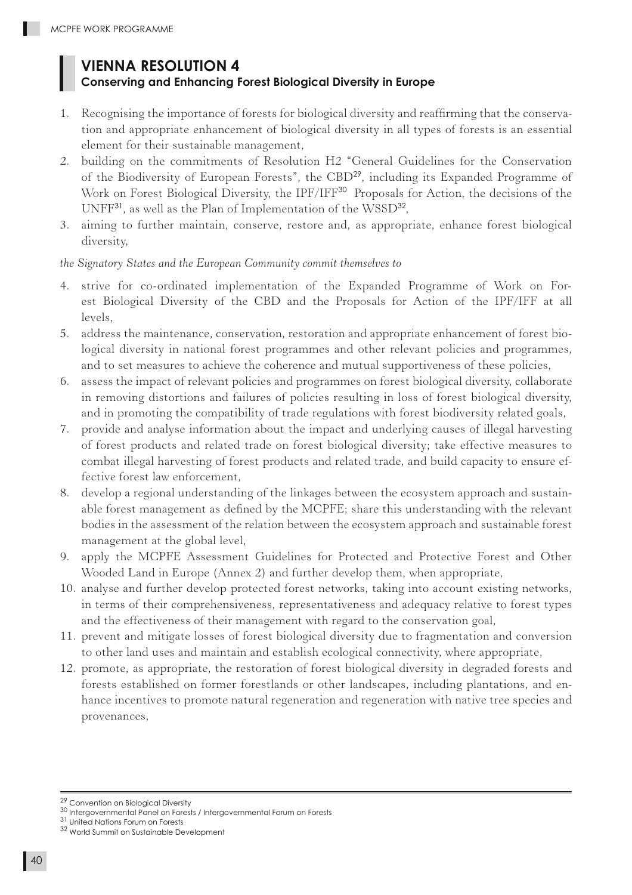# VIENNA RESOLUTION 4

## Conserving and Enhancing Forest Biological Diversity in Europe

1. Recognising the importance of forests for biological diversity and reaffirming that the conservation and appropriate enhancement of biological diversity in all types of forests is an essential element for their sustainable management,
2. building on the commitments of Resolution H2 "General Guidelines for the Conservation of the Biodiversity of European Forests", the CBD[29], including its Expanded Programme of Work on Forest Biological Diversity, the IPF/IFF[30] Proposals for Action, the decisions of the UNFF[31], as well as the Plan of Implementation of the WSSD[32],
3. aiming to further maintain, conserve, restore and, as appropriate, enhance forest biological diversity,

*the Signatory States and the European Community commit themselves to*

4. strive for co-ordinated implementation of the Expanded Programme of Work on Forest Biological Diversity of the CBD and the Proposals for Action of the IPF/IFF at all levels,
5. address the maintenance, conservation, restoration and appropriate enhancement of forest biological diversity in national forest programmes and other relevant policies and programmes, and to set measures to achieve the coherence and mutual supportiveness of these policies,
6. assess the impact of relevant policies and programmes on forest biological diversity, collaborate in removing distortions and failures of policies resulting in loss of forest biological diversity, and in promoting the compatibility of trade regulations with forest biodiversity related goals,
7. provide and analyse information about the impact and underlying causes of illegal harvesting of forest products and related trade on forest biological diversity; take effective measures to combat illegal harvesting of forest products and related trade, and build capacity to ensure effective forest law enforcement,
8. develop a regional understanding of the linkages between the ecosystem approach and sustainable forest management as defined by the MCPFE; share this understanding with the relevant bodies in the assessment of the relation between the ecosystem approach and sustainable forest management at the global level,
9. apply the MCPFE Assessment Guidelines for Protected and Protective Forest and Other Wooded Land in Europe (Annex 2) and further develop them, when appropriate,
10. analyse and further develop protected forest networks, taking into account existing networks, in terms of their comprehensiveness, representativeness and adequacy relative to forest types and the effectiveness of their management with regard to the conservation goal,
11. prevent and mitigate losses of forest biological diversity due to fragmentation and conversion to other land uses and maintain and establish ecological connectivity, where appropriate,
12. promote, as appropriate, the restoration of forest biological diversity in degraded forests and forests established on former forestlands or other landscapes, including plantations, and enhance incentives to promote natural regeneration and regeneration with native tree species and provenances,

---

[29] Convention on Biological Diversity

[30] Intergovernmental Panel on Forests / Intergovernmental Forum on Forests

[31] United Nations Forum on Forests

[32] World Summit on Sustainable Development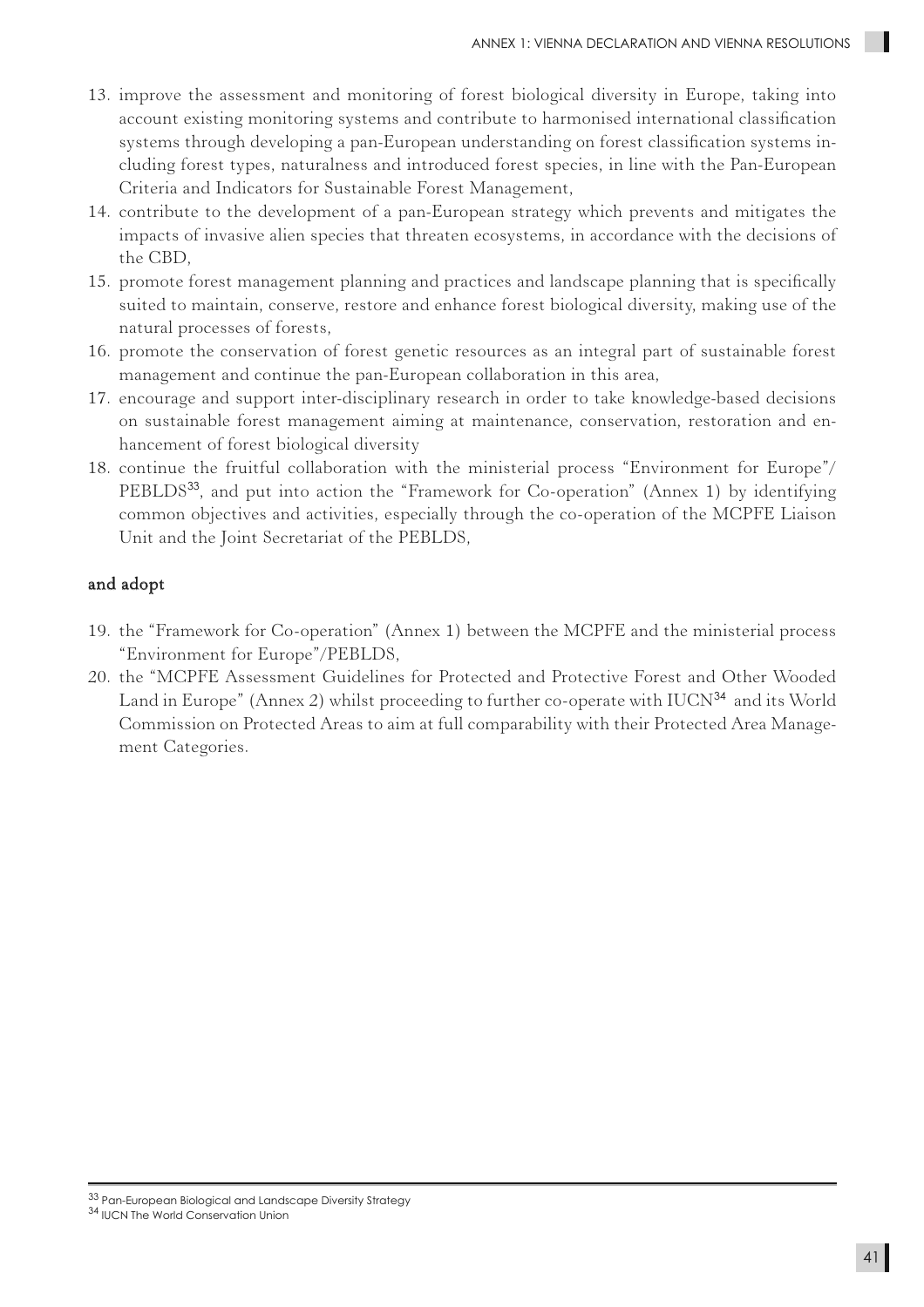13. improve the assessment and monitoring of forest biological diversity in Europe, taking into account existing monitoring systems and contribute to harmonised international classification systems through developing a pan-European understanding on forest classification systems including forest types, naturalness and introduced forest species, in line with the Pan-European Criteria and Indicators for Sustainable Forest Management,
14. contribute to the development of a pan-European strategy which prevents and mitigates the impacts of invasive alien species that threaten ecosystems, in accordance with the decisions of the CBD,
15. promote forest management planning and practices and landscape planning that is specifically suited to maintain, conserve, restore and enhance forest biological diversity, making use of the natural processes of forests,
16. promote the conservation of forest genetic resources as an integral part of sustainable forest management and continue the pan-European collaboration in this area,
17. encourage and support inter-disciplinary research in order to take knowledge-based decisions on sustainable forest management aiming at maintenance, conservation, restoration and enhancement of forest biological diversity
18. continue the fruitful collaboration with the ministerial process "Environment for Europe"/PEBLDS[33], and put into action the "Framework for Co-operation" (Annex 1) by identifying common objectives and activities, especially through the co-operation of the MCPFE Liaison Unit and the Joint Secretariat of the PEBLDS,

**and adopt**

19. the "Framework for Co-operation" (Annex 1) between the MCPFE and the ministerial process "Environment for Europe"/PEBLDS,
20. the "MCPFE Assessment Guidelines for Protected and Protective Forest and Other Wooded Land in Europe" (Annex 2) whilst proceeding to further co-operate with IUCN[34] and its World Commission on Protected Areas to aim at full comparability with their Protected Area Management Categories.

---

[33] Pan-European Biological and Landscape Diversity Strategy

[34] IUCN The World Conservation Union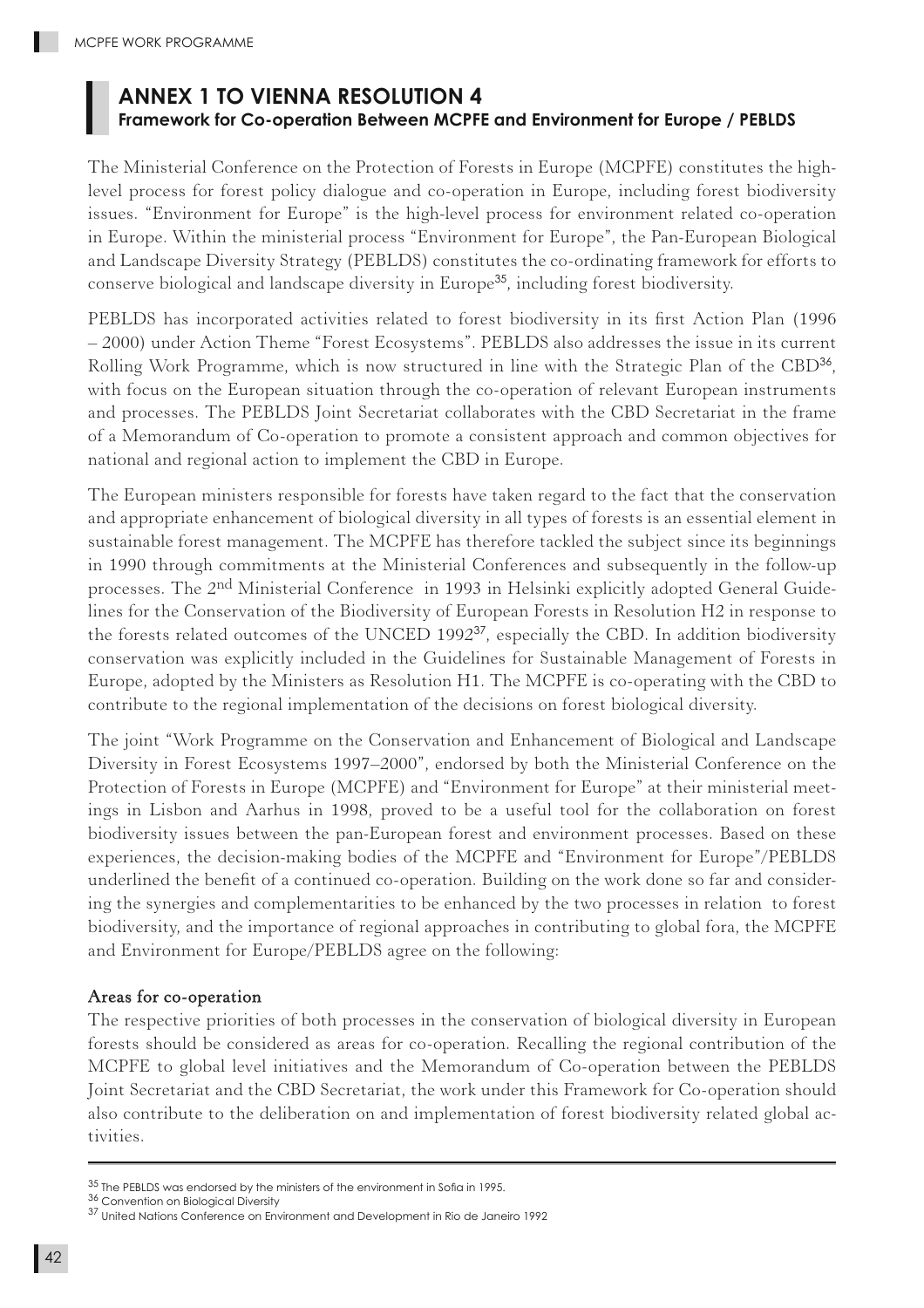# ANNEX 1 TO VIENNA RESOLUTION 4

## Framework for Co-operation Between MCPFE and Environment for Europe / PEBLDS

The Ministerial Conference on the Protection of Forests in Europe (MCPFE) constitutes the high-level process for forest policy dialogue and co-operation in Europe, including forest biodiversity issues. "Environment for Europe" is the high-level process for environment related co-operation in Europe. Within the ministerial process "Environment for Europe", the Pan-European Biological and Landscape Diversity Strategy (PEBLDS) constitutes the co-ordinating framework for efforts to conserve biological and landscape diversity in Europe[35], including forest biodiversity.

PEBLDS has incorporated activities related to forest biodiversity in its first Action Plan (1996 – 2000) under Action Theme "Forest Ecosystems". PEBLDS also addresses the issue in its current Rolling Work Programme, which is now structured in line with the Strategic Plan of the CBD[36], with focus on the European situation through the co-operation of relevant European instruments and processes. The PEBLDS Joint Secretariat collaborates with the CBD Secretariat in the frame of a Memorandum of Co-operation to promote a consistent approach and common objectives for national and regional action to implement the CBD in Europe.

The European ministers responsible for forests have taken regard to the fact that the conservation and appropriate enhancement of biological diversity in all types of forests is an essential element in sustainable forest management. The MCPFE has therefore tackled the subject since its beginnings in 1990 through commitments at the Ministerial Conferences and subsequently in the follow-up processes. The 2nd Ministerial Conference in 1993 in Helsinki explicitly adopted General Guidelines for the Conservation of the Biodiversity of European Forests in Resolution H2 in response to the forests related outcomes of the UNCED 1992[37], especially the CBD. In addition biodiversity conservation was explicitly included in the Guidelines for Sustainable Management of Forests in Europe, adopted by the Ministers as Resolution H1. The MCPFE is co-operating with the CBD to contribute to the regional implementation of the decisions on forest biological diversity.

The joint "Work Programme on the Conservation and Enhancement of Biological and Landscape Diversity in Forest Ecosystems 1997–2000", endorsed by both the Ministerial Conference on the Protection of Forests in Europe (MCPFE) and "Environment for Europe" at their ministerial meetings in Lisbon and Aarhus in 1998, proved to be a useful tool for the collaboration on forest biodiversity issues between the pan-European forest and environment processes. Based on these experiences, the decision-making bodies of the MCPFE and "Environment for Europe"/PEBLDS underlined the benefit of a continued co-operation. Building on the work done so far and considering the synergies and complementarities to be enhanced by the two processes in relation to forest biodiversity, and the importance of regional approaches in contributing to global fora, the MCPFE and Environment for Europe/PEBLDS agree on the following:

**Areas for co-operation**

The respective priorities of both processes in the conservation of biological diversity in European forests should be considered as areas for co-operation. Recalling the regional contribution of the MCPFE to global level initiatives and the Memorandum of Co-operation between the PEBLDS Joint Secretariat and the CBD Secretariat, the work under this Framework for Co-operation should also contribute to the deliberation on and implementation of forest biodiversity related global activities.

---

[35] The PEBLDS was endorsed by the ministers of the environment in Sofia in 1995.

[36] Convention on Biological Diversity

[37] United Nations Conference on Environment and Development in Rio de Janeiro 1992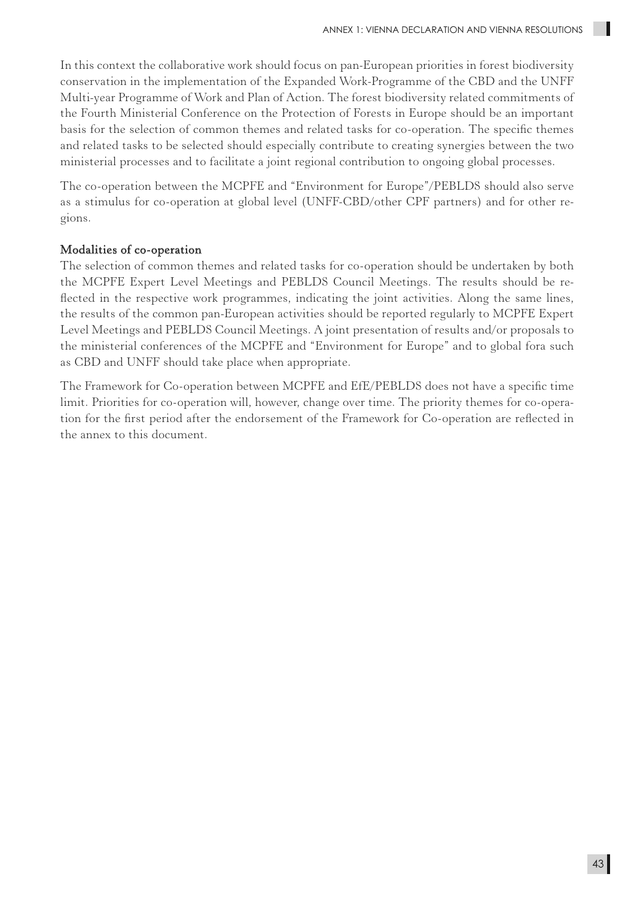In this context the collaborative work should focus on pan-European priorities in forest biodiversity conservation in the implementation of the Expanded Work-Programme of the CBD and the UNFF Multi-year Programme of Work and Plan of Action. The forest biodiversity related commitments of the Fourth Ministerial Conference on the Protection of Forests in Europe should be an important basis for the selection of common themes and related tasks for co-operation. The specific themes and related tasks to be selected should especially contribute to creating synergies between the two ministerial processes and to facilitate a joint regional contribution to ongoing global processes.

The co-operation between the MCPFE and "Environment for Europe"/PEBLDS should also serve as a stimulus for co-operation at global level (UNFF-CBD/other CPF partners) and for other regions.

#### Modalities of co-operation

The selection of common themes and related tasks for co-operation should be undertaken by both the MCPFE Expert Level Meetings and PEBLDS Council Meetings. The results should be reflected in the respective work programmes, indicating the joint activities. Along the same lines, the results of the common pan-European activities should be reported regularly to MCPFE Expert Level Meetings and PEBLDS Council Meetings. A joint presentation of results and/or proposals to the ministerial conferences of the MCPFE and "Environment for Europe" and to global fora such as CBD and UNFF should take place when appropriate.

The Framework for Co-operation between MCPFE and EfE/PEBLDS does not have a specific time limit. Priorities for co-operation will, however, change over time. The priority themes for co-operation for the first period after the endorsement of the Framework for Co-operation are reflected in the annex to this document.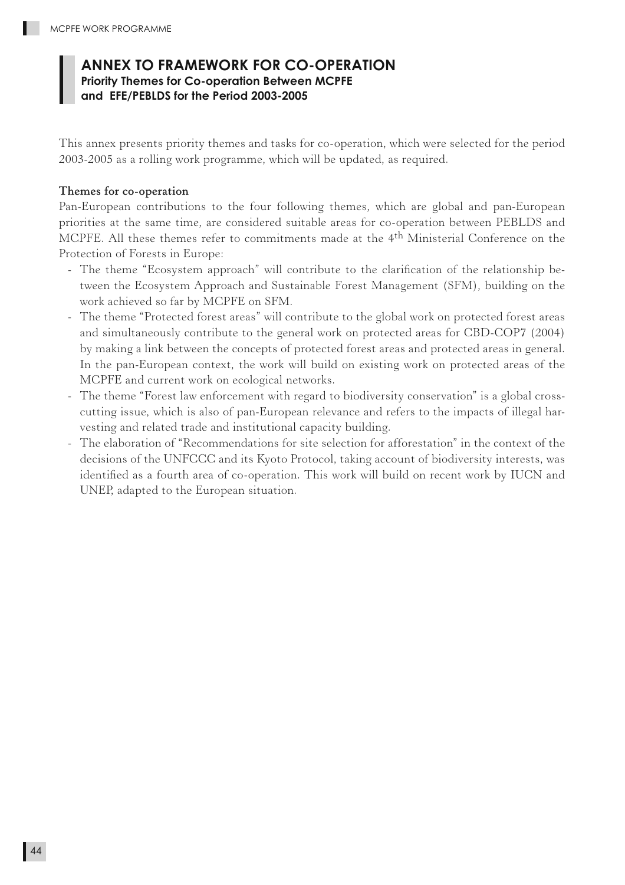## ANNEX TO FRAMEWORK FOR CO-OPERATION

### Priority Themes for Co-operation Between MCPFE and EFE/PEBLDS for the Period 2003-2005

This annex presents priority themes and tasks for co-operation, which were selected for the period 2003-2005 as a rolling work programme, which will be updated, as required.

**Themes for co-operation**

Pan-European contributions to the four following themes, which are global and pan-European priorities at the same time, are considered suitable areas for co-operation between PEBLDS and MCPFE. All these themes refer to commitments made at the 4th Ministerial Conference on the Protection of Forests in Europe:

- The theme "Ecosystem approach" will contribute to the clarification of the relationship between the Ecosystem Approach and Sustainable Forest Management (SFM), building on the work achieved so far by MCPFE on SFM.
- The theme "Protected forest areas" will contribute to the global work on protected forest areas and simultaneously contribute to the general work on protected areas for CBD-COP7 (2004) by making a link between the concepts of protected forest areas and protected areas in general. In the pan-European context, the work will build on existing work on protected areas of the MCPFE and current work on ecological networks.
- The theme "Forest law enforcement with regard to biodiversity conservation" is a global cross-cutting issue, which is also of pan-European relevance and refers to the impacts of illegal harvesting and related trade and institutional capacity building.
- The elaboration of "Recommendations for site selection for afforestation" in the context of the decisions of the UNFCCC and its Kyoto Protocol, taking account of biodiversity interests, was identified as a fourth area of co-operation. This work will build on recent work by IUCN and UNEP, adapted to the European situation.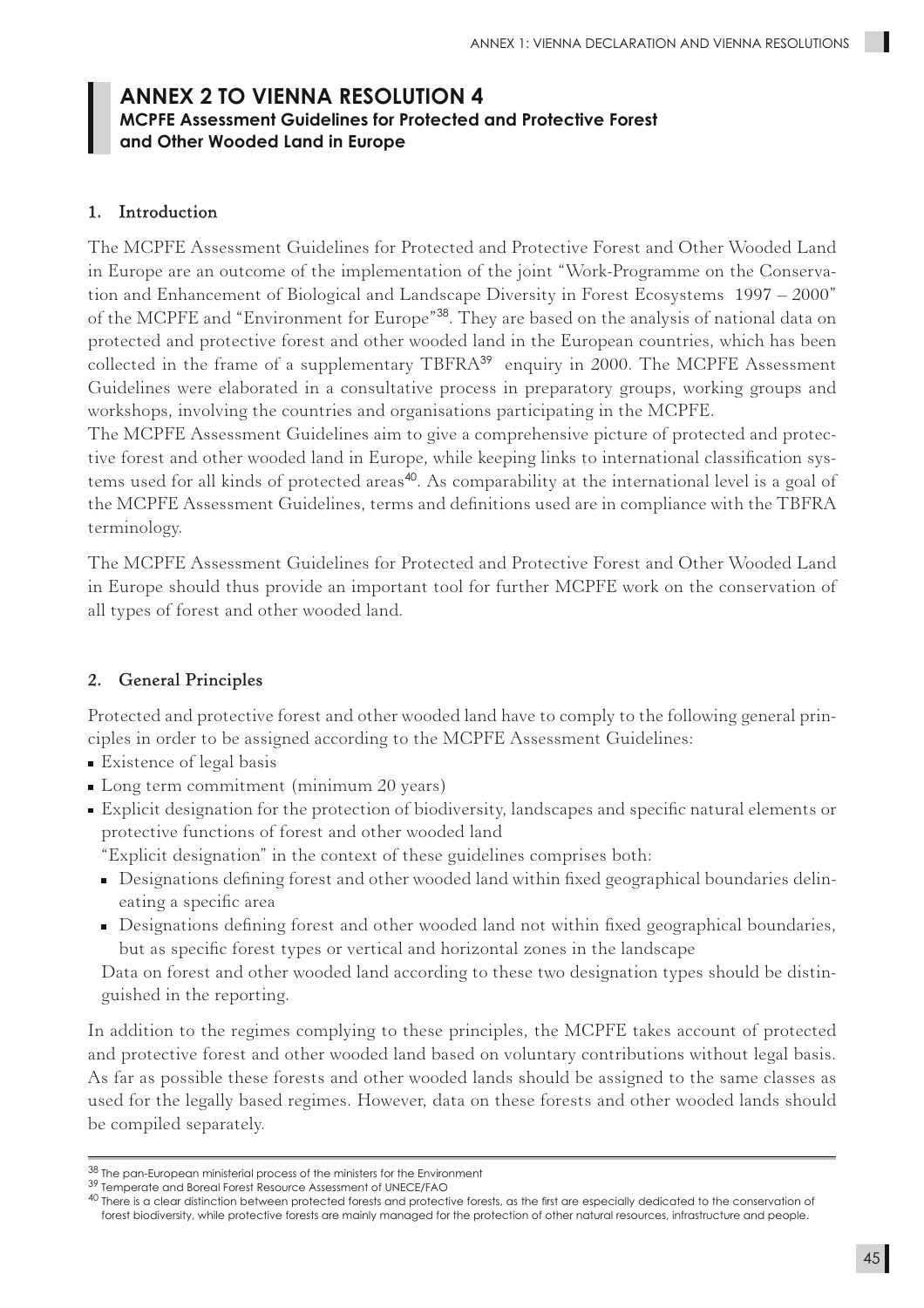# ANNEX 2 TO VIENNA RESOLUTION 4

## MCPFE Assessment Guidelines for Protected and Protective Forest and Other Wooded Land in Europe

### 1. Introduction

The MCPFE Assessment Guidelines for Protected and Protective Forest and Other Wooded Land in Europe are an outcome of the implementation of the joint "Work-Programme on the Conservation and Enhancement of Biological and Landscape Diversity in Forest Ecosystems 1997 – 2000" of the MCPFE and "Environment for Europe"[38]. They are based on the analysis of national data on protected and protective forest and other wooded land in the European countries, which has been collected in the frame of a supplementary TBFRA[39] enquiry in 2000. The MCPFE Assessment Guidelines were elaborated in a consultative process in preparatory groups, working groups and workshops, involving the countries and organisations participating in the MCPFE.

The MCPFE Assessment Guidelines aim to give a comprehensive picture of protected and protective forest and other wooded land in Europe, while keeping links to international classification systems used for all kinds of protected areas[40]. As comparability at the international level is a goal of the MCPFE Assessment Guidelines, terms and definitions used are in compliance with the TBFRA terminology.

The MCPFE Assessment Guidelines for Protected and Protective Forest and Other Wooded Land in Europe should thus provide an important tool for further MCPFE work on the conservation of all types of forest and other wooded land.

### 2. General Principles

Protected and protective forest and other wooded land have to comply to the following general principles in order to be assigned according to the MCPFE Assessment Guidelines:

- Existence of legal basis
- Long term commitment (minimum 20 years)
- Explicit designation for the protection of biodiversity, landscapes and specific natural elements or protective functions of forest and other wooded land

  "Explicit designation" in the context of these guidelines comprises both:
  - Designations defining forest and other wooded land within fixed geographical boundaries delineating a specific area
  - Designations defining forest and other wooded land not within fixed geographical boundaries, but as specific forest types or vertical and horizontal zones in the landscape

  Data on forest and other wooded land according to these two designation types should be distinguished in the reporting.

In addition to the regimes complying to these principles, the MCPFE takes account of protected and protective forest and other wooded land based on voluntary contributions without legal basis. As far as possible these forests and other wooded lands should be assigned to the same classes as used for the legally based regimes. However, data on these forests and other wooded lands should be compiled separately.

---

[38] The pan-European ministerial process of the ministers for the Environment

[39] Temperate and Boreal Forest Resource Assessment of UNECE/FAO

[40] There is a clear distinction between protected forests and protective forests, as the first are especially dedicated to the conservation of forest biodiversity, while protective forests are mainly managed for the protection of other natural resources, infrastructure and people.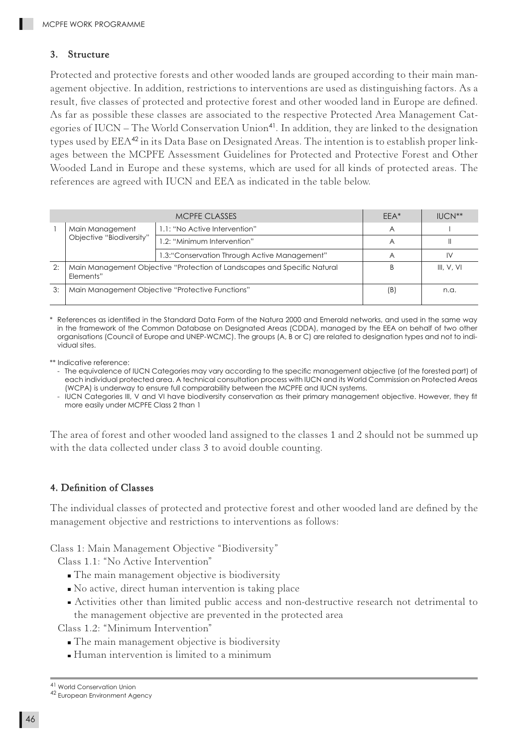## 3. Structure

Protected and protective forests and other wooded lands are grouped according to their main management objective. In addition, restrictions to interventions are used as distinguishing factors. As a result, five classes of protected and protective forest and other wooded land in Europe are defined. As far as possible these classes are associated to the respective Protected Area Management Categories of IUCN – The World Conservation Union[41]. In addition, they are linked to the designation types used by EEA[42] in its Data Base on Designated Areas. The intention is to establish proper linkages between the MCPFE Assessment Guidelines for Protected and Protective Forest and Other Wooded Land in Europe and these systems, which are used for all kinds of protected areas. The references are agreed with IUCN and EEA as indicated in the table below.

| MCPFE CLASSES | | | EEA* | IUCN** |
|---|---|---|---|---|
| 1 | Main Management Objective "Biodiversity" | 1.1: "No Active Intervention" | A | I |
| | | 1.2: "Minimum Intervention" | A | II |
| | | 1.3:"Conservation Through Active Management" | A | IV |
| 2: | Main Management Objective "Protection of Landscapes and Specific Natural Elements" | | B | III, V, VI |
| 3: | Main Management Objective "Protective Functions" | | (B) | n.a. |

\* References as identified in the Standard Data Form of the Natura 2000 and Emerald networks, and used in the same way in the framework of the Common Database on Designated Areas (CDDA), managed by the EEA on behalf of two other organisations (Council of Europe and UNEP-WCMC). The groups (A, B or C) are related to designation types and not to individual sites.

** Indicative reference:

- The equivalence of IUCN Categories may vary according to the specific management objective (of the forested part) of each individual protected area. A technical consultation process with IUCN and its World Commission on Protected Areas (WCPA) is underway to ensure full comparability between the MCPFE and IUCN systems.
- IUCN Categories III, V and VI have biodiversity conservation as their primary management objective. However, they fit more easily under MCPFE Class 2 than 1

The area of forest and other wooded land assigned to the classes 1 and 2 should not be summed up with the data collected under class 3 to avoid double counting.

## 4. Definition of Classes

The individual classes of protected and protective forest and other wooded land are defined by the management objective and restrictions to interventions as follows:

Class 1: Main Management Objective "Biodiversity"

Class 1.1: "No Active Intervention"

- The main management objective is biodiversity
- No active, direct human intervention is taking place
- Activities other than limited public access and non-destructive research not detrimental to the management objective are prevented in the protected area

Class 1.2: "Minimum Intervention"

- The main management objective is biodiversity
- Human intervention is limited to a minimum

[41] World Conservation Union

[42] European Environment Agency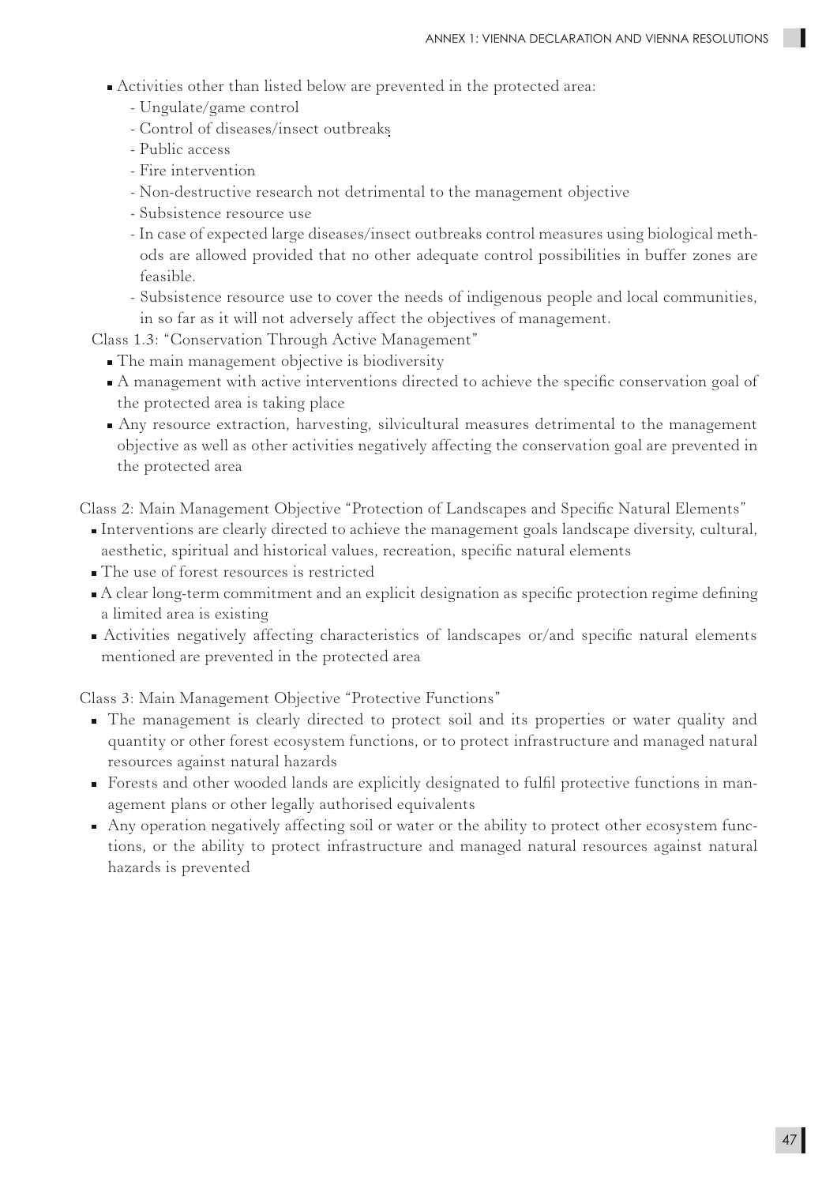- Activities other than listed below are prevented in the protected area:
  - Ungulate/game control
  - Control of diseases/insect outbreaks
  - Public access
  - Fire intervention
  - Non-destructive research not detrimental to the management objective
  - Subsistence resource use
  - In case of expected large diseases/insect outbreaks control measures using biological methods are allowed provided that no other adequate control possibilities in buffer zones are feasible.
  - Subsistence resource use to cover the needs of indigenous people and local communities, in so far as it will not adversely affect the objectives of management.

Class 1.3: "Conservation Through Active Management"

- The main management objective is biodiversity
- A management with active interventions directed to achieve the specific conservation goal of the protected area is taking place
- Any resource extraction, harvesting, silvicultural measures detrimental to the management objective as well as other activities negatively affecting the conservation goal are prevented in the protected area

Class 2: Main Management Objective "Protection of Landscapes and Specific Natural Elements"

- Interventions are clearly directed to achieve the management goals landscape diversity, cultural, aesthetic, spiritual and historical values, recreation, specific natural elements
- The use of forest resources is restricted
- A clear long-term commitment and an explicit designation as specific protection regime defining a limited area is existing
- Activities negatively affecting characteristics of landscapes or/and specific natural elements mentioned are prevented in the protected area

Class 3: Main Management Objective "Protective Functions"

- The management is clearly directed to protect soil and its properties or water quality and quantity or other forest ecosystem functions, or to protect infrastructure and managed natural resources against natural hazards
- Forests and other wooded lands are explicitly designated to fulfil protective functions in management plans or other legally authorised equivalents
- Any operation negatively affecting soil or water or the ability to protect other ecosystem functions, or the ability to protect infrastructure and managed natural resources against natural hazards is prevented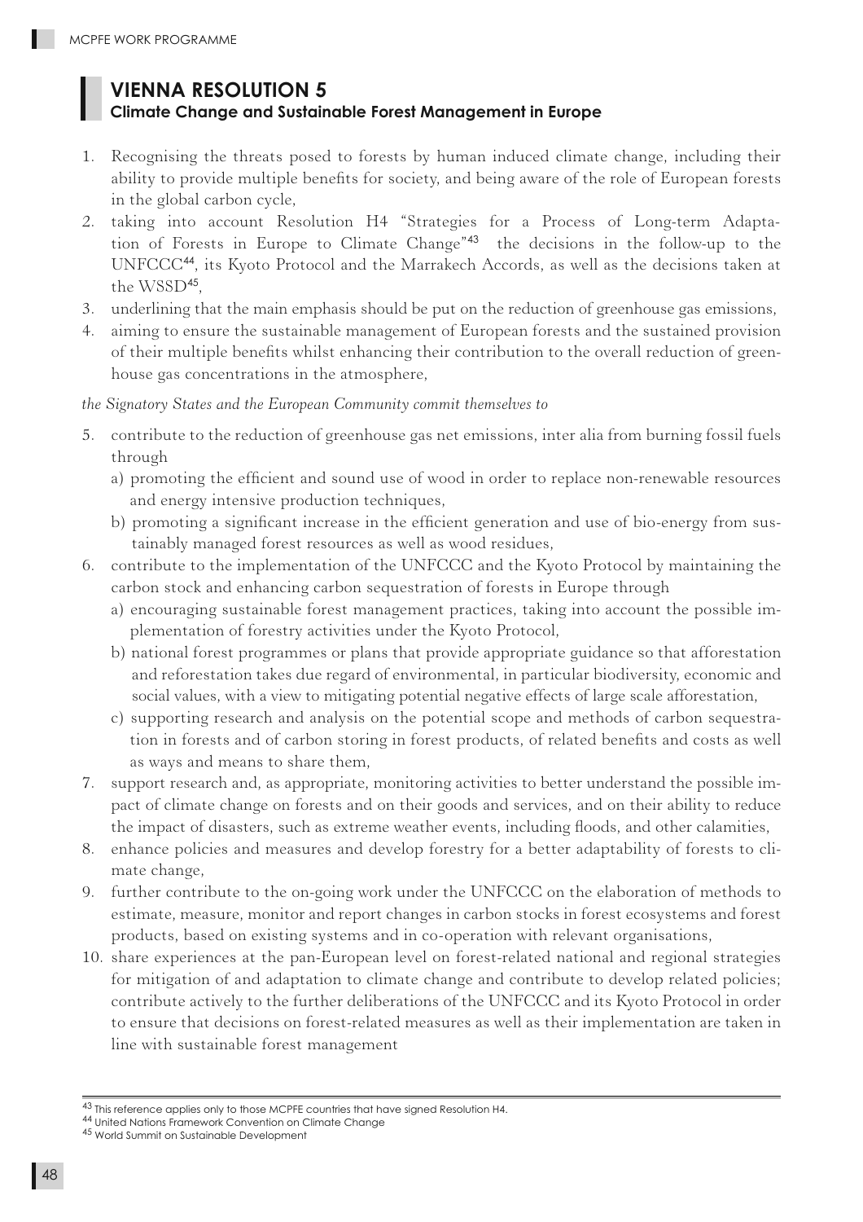# VIENNA RESOLUTION 5

## Climate Change and Sustainable Forest Management in Europe

1. Recognising the threats posed to forests by human induced climate change, including their ability to provide multiple benefits for society, and being aware of the role of European forests in the global carbon cycle,
2. taking into account Resolution H4 "Strategies for a Process of Long-term Adaptation of Forests in Europe to Climate Change"[43] the decisions in the follow-up to the UNFCCC[44], its Kyoto Protocol and the Marrakech Accords, as well as the decisions taken at the WSSD[45],
3. underlining that the main emphasis should be put on the reduction of greenhouse gas emissions,
4. aiming to ensure the sustainable management of European forests and the sustained provision of their multiple benefits whilst enhancing their contribution to the overall reduction of greenhouse gas concentrations in the atmosphere,

*the Signatory States and the European Community commit themselves to*

5. contribute to the reduction of greenhouse gas net emissions, inter alia from burning fossil fuels through
   a) promoting the efficient and sound use of wood in order to replace non-renewable resources and energy intensive production techniques,
   b) promoting a significant increase in the efficient generation and use of bio-energy from sustainably managed forest resources as well as wood residues,
6. contribute to the implementation of the UNFCCC and the Kyoto Protocol by maintaining the carbon stock and enhancing carbon sequestration of forests in Europe through
   a) encouraging sustainable forest management practices, taking into account the possible implementation of forestry activities under the Kyoto Protocol,
   b) national forest programmes or plans that provide appropriate guidance so that afforestation and reforestation takes due regard of environmental, in particular biodiversity, economic and social values, with a view to mitigating potential negative effects of large scale afforestation,
   c) supporting research and analysis on the potential scope and methods of carbon sequestration in forests and of carbon storing in forest products, of related benefits and costs as well as ways and means to share them,
7. support research and, as appropriate, monitoring activities to better understand the possible impact of climate change on forests and on their goods and services, and on their ability to reduce the impact of disasters, such as extreme weather events, including floods, and other calamities,
8. enhance policies and measures and develop forestry for a better adaptability of forests to climate change,
9. further contribute to the on-going work under the UNFCCC on the elaboration of methods to estimate, measure, monitor and report changes in carbon stocks in forest ecosystems and forest products, based on existing systems and in co-operation with relevant organisations,
10. share experiences at the pan-European level on forest-related national and regional strategies for mitigation of and adaptation to climate change and contribute to develop related policies; contribute actively to the further deliberations of the UNFCCC and its Kyoto Protocol in order to ensure that decisions on forest-related measures as well as their implementation are taken in line with sustainable forest management

[43] This reference applies only to those MCPFE countries that have signed Resolution H4.

[44] United Nations Framework Convention on Climate Change

[45] World Summit on Sustainable Development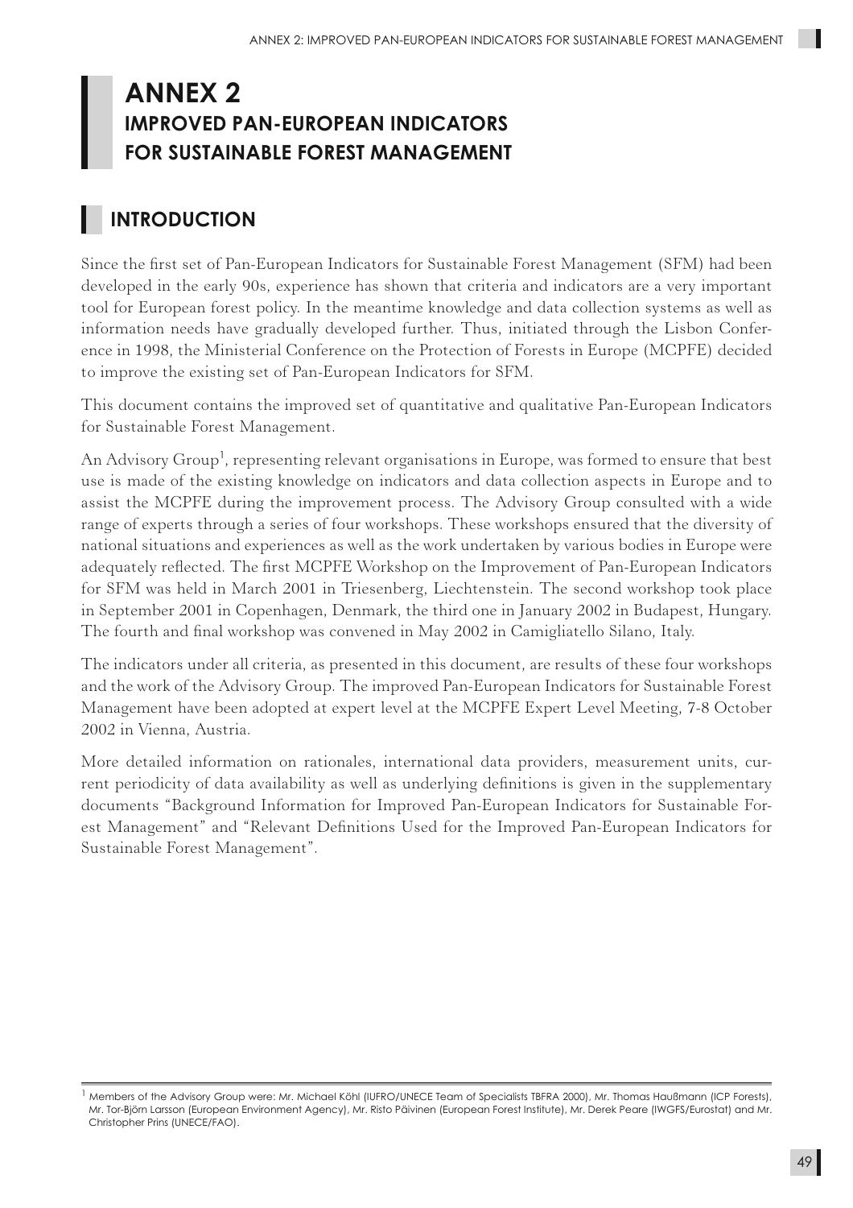# ANNEX 2

## IMPROVED PAN-EUROPEAN INDICATORS FOR SUSTAINABLE FOREST MANAGEMENT

## INTRODUCTION

Since the first set of Pan-European Indicators for Sustainable Forest Management (SFM) had been developed in the early 90s, experience has shown that criteria and indicators are a very important tool for European forest policy. In the meantime knowledge and data collection systems as well as information needs have gradually developed further. Thus, initiated through the Lisbon Conference in 1998, the Ministerial Conference on the Protection of Forests in Europe (MCPFE) decided to improve the existing set of Pan-European Indicators for SFM.

This document contains the improved set of quantitative and qualitative Pan-European Indicators for Sustainable Forest Management.

An Advisory Group[1], representing relevant organisations in Europe, was formed to ensure that best use is made of the existing knowledge on indicators and data collection aspects in Europe and to assist the MCPFE during the improvement process. The Advisory Group consulted with a wide range of experts through a series of four workshops. These workshops ensured that the diversity of national situations and experiences as well as the work undertaken by various bodies in Europe were adequately reflected. The first MCPFE Workshop on the Improvement of Pan-European Indicators for SFM was held in March 2001 in Triesenberg, Liechtenstein. The second workshop took place in September 2001 in Copenhagen, Denmark, the third one in January 2002 in Budapest, Hungary. The fourth and final workshop was convened in May 2002 in Camigliatello Silano, Italy.

The indicators under all criteria, as presented in this document, are results of these four workshops and the work of the Advisory Group. The improved Pan-European Indicators for Sustainable Forest Management have been adopted at expert level at the MCPFE Expert Level Meeting, 7-8 October 2002 in Vienna, Austria.

More detailed information on rationales, international data providers, measurement units, current periodicity of data availability as well as underlying definitions is given in the supplementary documents "Background Information for Improved Pan-European Indicators for Sustainable Forest Management" and "Relevant Definitions Used for the Improved Pan-European Indicators for Sustainable Forest Management".

---

[1] Members of the Advisory Group were: Mr. Michael Köhl (IUFRO/UNECE Team of Specialists TBFRA 2000), Mr. Thomas Haußmann (ICP Forests), Mr. Tor-Björn Larsson (European Environment Agency), Mr. Risto Päivinen (European Forest Institute), Mr. Derek Peare (IWGFS/Eurostat) and Mr. Christopher Prins (UNECE/FAO).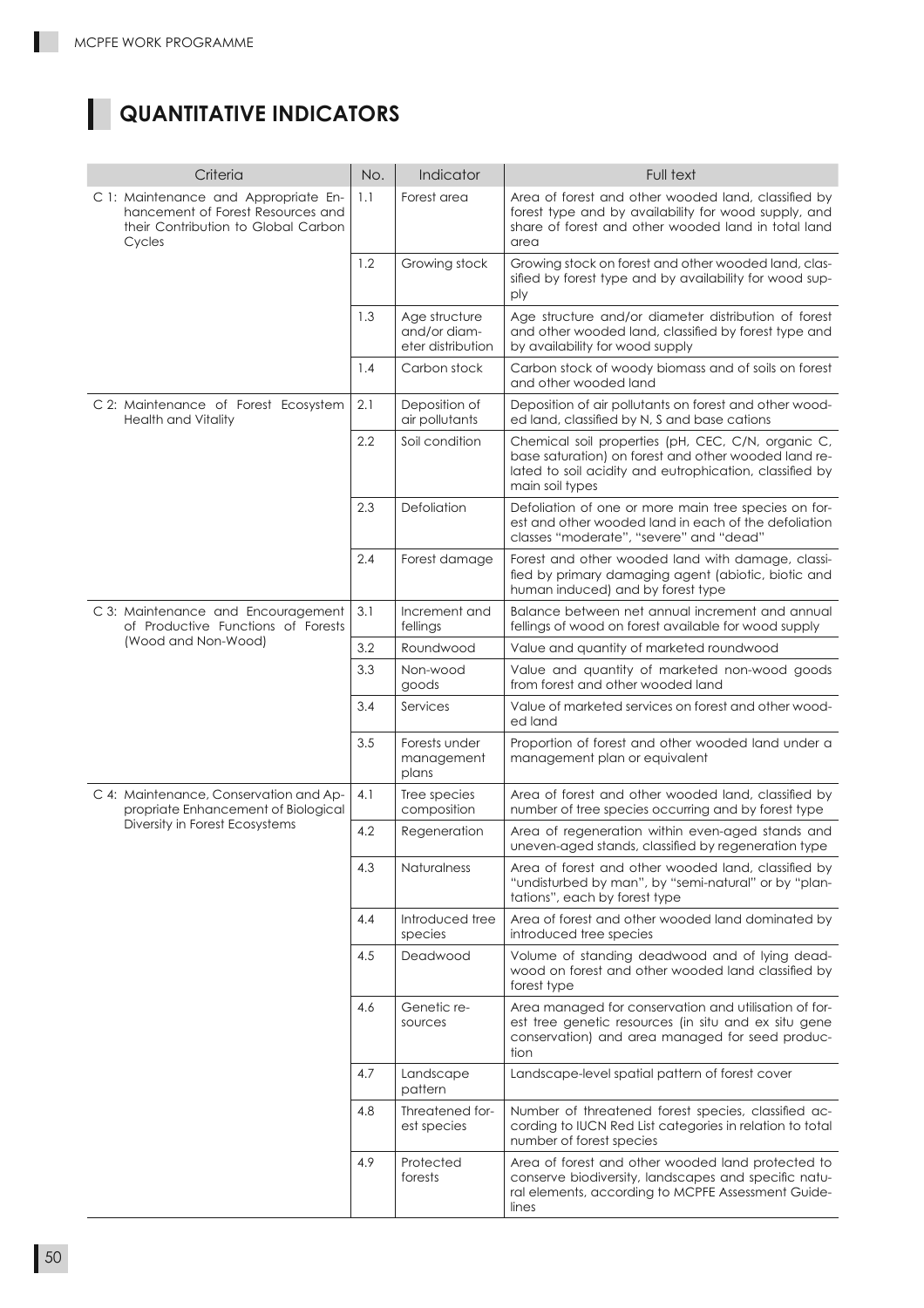# QUANTITATIVE INDICATORS

| Criteria | No. | Indicator | Full text |
|---|---|---|---|
| C 1: Maintenance and Appropriate Enhancement of Forest Resources and their Contribution to Global Carbon Cycles | 1.1 | Forest area | Area of forest and other wooded land, classified by forest type and by availability for wood supply, and share of forest and other wooded land in total land area |
| | 1.2 | Growing stock | Growing stock on forest and other wooded land, classified by forest type and by availability for wood supply |
| | 1.3 | Age structure and/or diameter distribution | Age structure and/or diameter distribution of forest and other wooded land, classified by forest type and by availability for wood supply |
| | 1.4 | Carbon stock | Carbon stock of woody biomass and of soils on forest and other wooded land |
| C 2: Maintenance of Forest Ecosystem Health and Vitality | 2.1 | Deposition of air pollutants | Deposition of air pollutants on forest and other wooded land, classified by N, S and base cations |
| | 2.2 | Soil condition | Chemical soil properties (pH, CEC, C/N, organic C, base saturation) on forest and other wooded land related to soil acidity and eutrophication, classified by main soil types |
| | 2.3 | Defoliation | Defoliation of one or more main tree species on forest and other wooded land in each of the defoliation classes "moderate", "severe" and "dead" |
| | 2.4 | Forest damage | Forest and other wooded land with damage, classified by primary damaging agent (abiotic, biotic and human induced) and by forest type |
| C 3: Maintenance and Encouragement of Productive Functions of Forests (Wood and Non-Wood) | 3.1 | Increment and fellings | Balance between net annual increment and annual fellings of wood on forest available for wood supply |
| | 3.2 | Roundwood | Value and quantity of marketed roundwood |
| | 3.3 | Non-wood goods | Value and quantity of marketed non-wood goods from forest and other wooded land |
| | 3.4 | Services | Value of marketed services on forest and other wooded land |
| | 3.5 | Forests under management plans | Proportion of forest and other wooded land under a management plan or equivalent |
| C 4: Maintenance, Conservation and Appropriate Enhancement of Biological Diversity in Forest Ecosystems | 4.1 | Tree species composition | Area of forest and other wooded land, classified by number of tree species occurring and by forest type |
| | 4.2 | Regeneration | Area of regeneration within even-aged stands and uneven-aged stands, classified by regeneration type |
| | 4.3 | Naturalness | Area of forest and other wooded land, classified by "undisturbed by man", by "semi-natural" or by "plantations", each by forest type |
| | 4.4 | Introduced tree species | Area of forest and other wooded land dominated by introduced tree species |
| | 4.5 | Deadwood | Volume of standing deadwood and of lying deadwood on forest and other wooded land classified by forest type |
| | 4.6 | Genetic resources | Area managed for conservation and utilisation of forest tree genetic resources (in situ and ex situ gene conservation) and area managed for seed production |
| | 4.7 | Landscape pattern | Landscape-level spatial pattern of forest cover |
| | 4.8 | Threatened forest species | Number of threatened forest species, classified according to IUCN Red List categories in relation to total number of forest species |
| | 4.9 | Protected forests | Area of forest and other wooded land protected to conserve biodiversity, landscapes and specific natural elements, according to MCPFE Assessment Guidelines |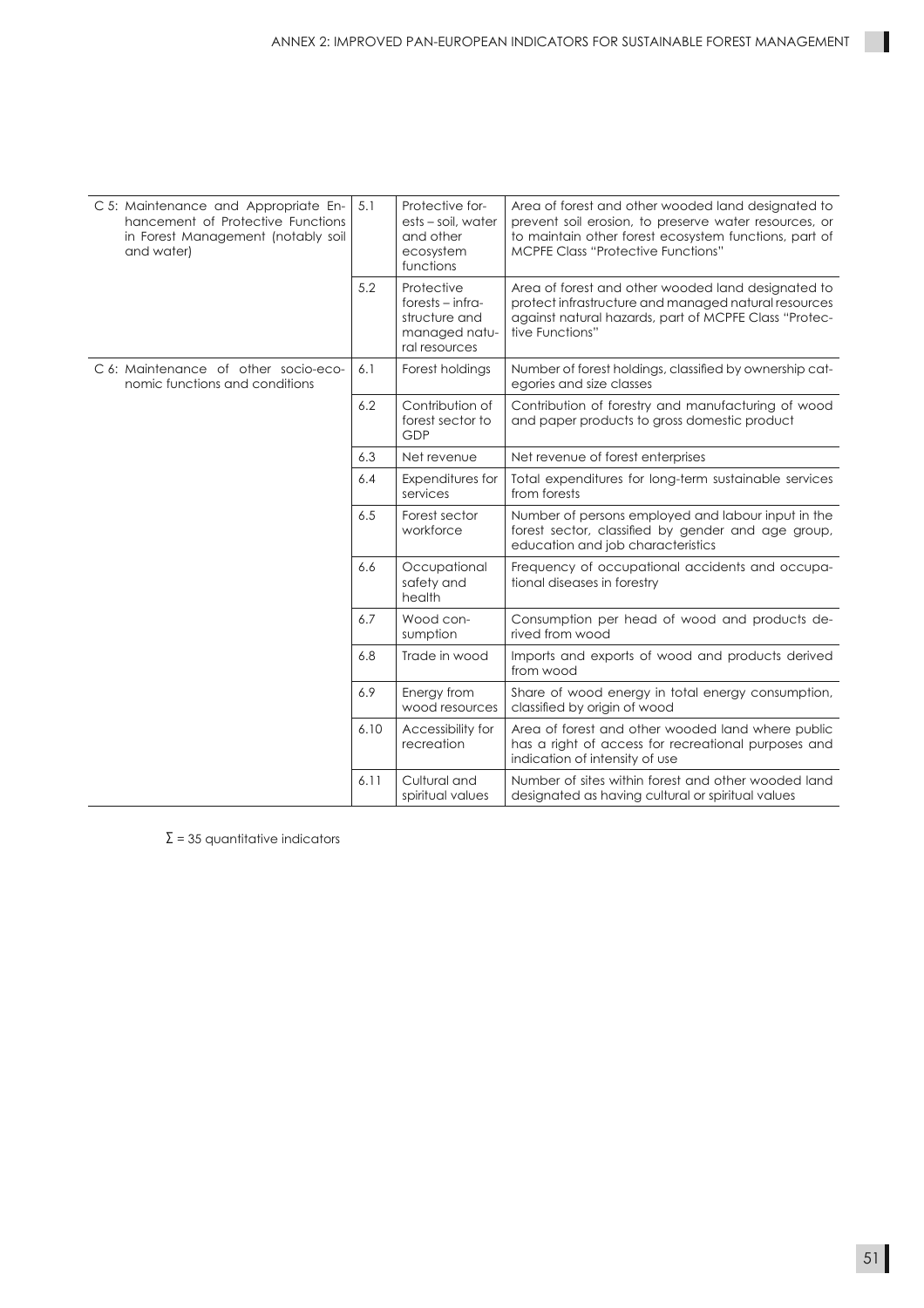| | | | |
|---|---|---|---|
| C 5: Maintenance and Appropriate Enhancement of Protective Functions in Forest Management (notably soil and water) | 5.1 | Protective forests – soil, water and other ecosystem functions | Area of forest and other wooded land designated to prevent soil erosion, to preserve water resources, or to maintain other forest ecosystem functions, part of MCPFE Class "Protective Functions" |
| | 5.2 | Protective forests – infrastructure and managed natural resources | Area of forest and other wooded land designated to protect infrastructure and managed natural resources against natural hazards, part of MCPFE Class "Protective Functions" |
| C 6: Maintenance of other socio-economic functions and conditions | 6.1 | Forest holdings | Number of forest holdings, classified by ownership categories and size classes |
| | 6.2 | Contribution of forest sector to GDP | Contribution of forestry and manufacturing of wood and paper products to gross domestic product |
| | 6.3 | Net revenue | Net revenue of forest enterprises |
| | 6.4 | Expenditures for services | Total expenditures for long-term sustainable services from forests |
| | 6.5 | Forest sector workforce | Number of persons employed and labour input in the forest sector, classified by gender and age group, education and job characteristics |
| | 6.6 | Occupational safety and health | Frequency of occupational accidents and occupational diseases in forestry |
| | 6.7 | Wood consumption | Consumption per head of wood and products derived from wood |
| | 6.8 | Trade in wood | Imports and exports of wood and products derived from wood |
| | 6.9 | Energy from wood resources | Share of wood energy in total energy consumption, classified by origin of wood |
| | 6.10 | Accessibility for recreation | Area of forest and other wooded land where public has a right of access for recreational purposes and indication of intensity of use |
| | 6.11 | Cultural and spiritual values | Number of sites within forest and other wooded land designated as having cultural or spiritual values |

$\Sigma$ = 35 quantitative indicators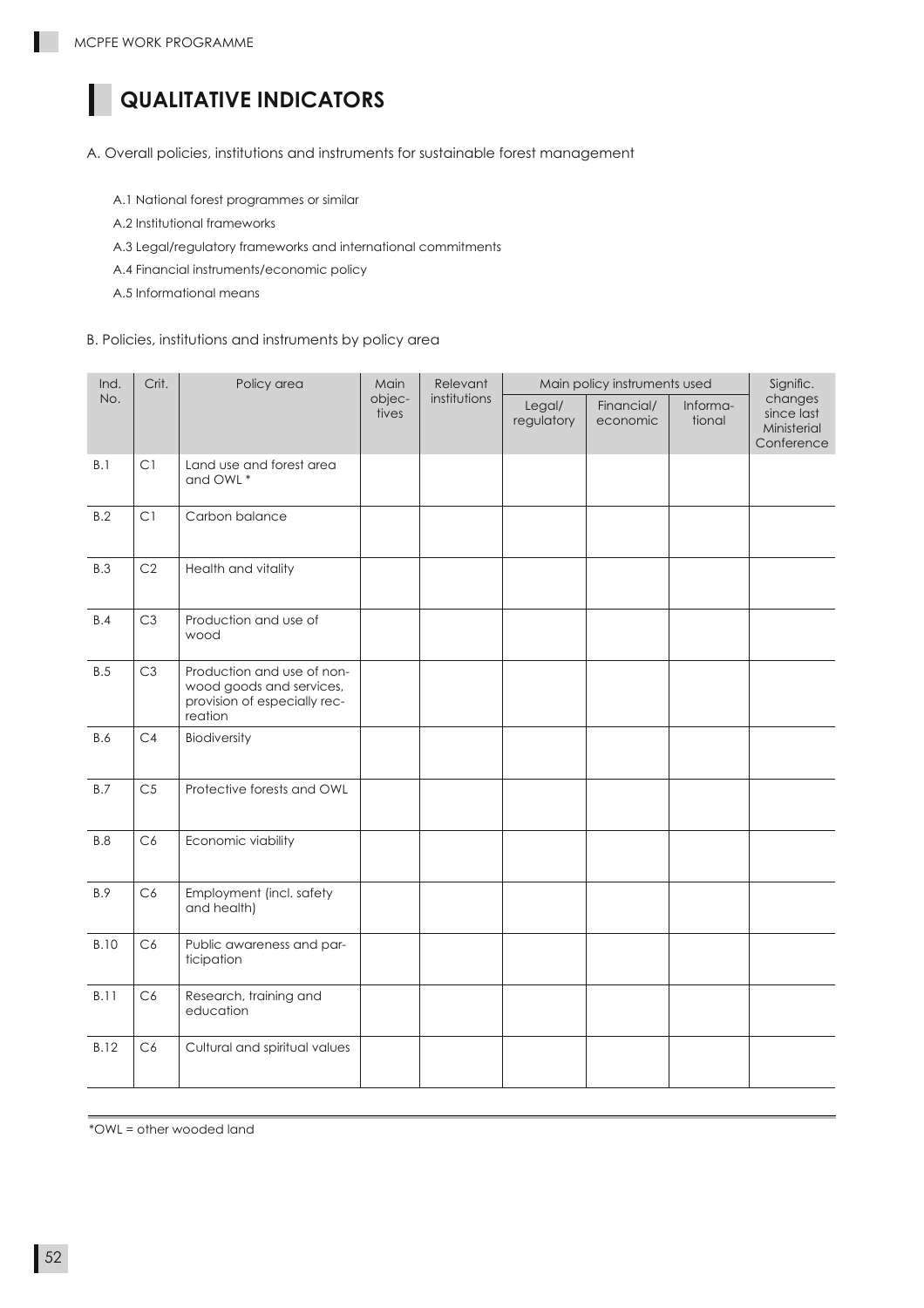# QUALITATIVE INDICATORS

A. Overall policies, institutions and instruments for sustainable forest management

- A.1 National forest programmes or similar
- A.2 Institutional frameworks
- A.3 Legal/regulatory frameworks and international commitments
- A.4 Financial instruments/economic policy
- A.5 Informational means

B. Policies, institutions and instruments by policy area

| Ind. No. | Crit. | Policy area | Main objectives | Relevant institutions | Main policy instruments used | | | Signific. changes since last Ministerial Conference |
|---|---|---|---|---|---|---|---|---|
| | | | | | Legal/ regulatory | Financial/ economic | Informational | |
| B.1 | C1 | Land use and forest area and OWL * | | | | | | |
| B.2 | C1 | Carbon balance | | | | | | |
| B.3 | C2 | Health and vitality | | | | | | |
| B.4 | C3 | Production and use of wood | | | | | | |
| B.5 | C3 | Production and use of non-wood goods and services, provision of especially recreation | | | | | | |
| B.6 | C4 | Biodiversity | | | | | | |
| B.7 | C5 | Protective forests and OWL | | | | | | |
| B.8 | C6 | Economic viability | | | | | | |
| B.9 | C6 | Employment (incl. safety and health) | | | | | | |
| B.10 | C6 | Public awareness and participation | | | | | | |
| B.11 | C6 | Research, training and education | | | | | | |
| B.12 | C6 | Cultural and spiritual values | | | | | | |

*OWL = other wooded land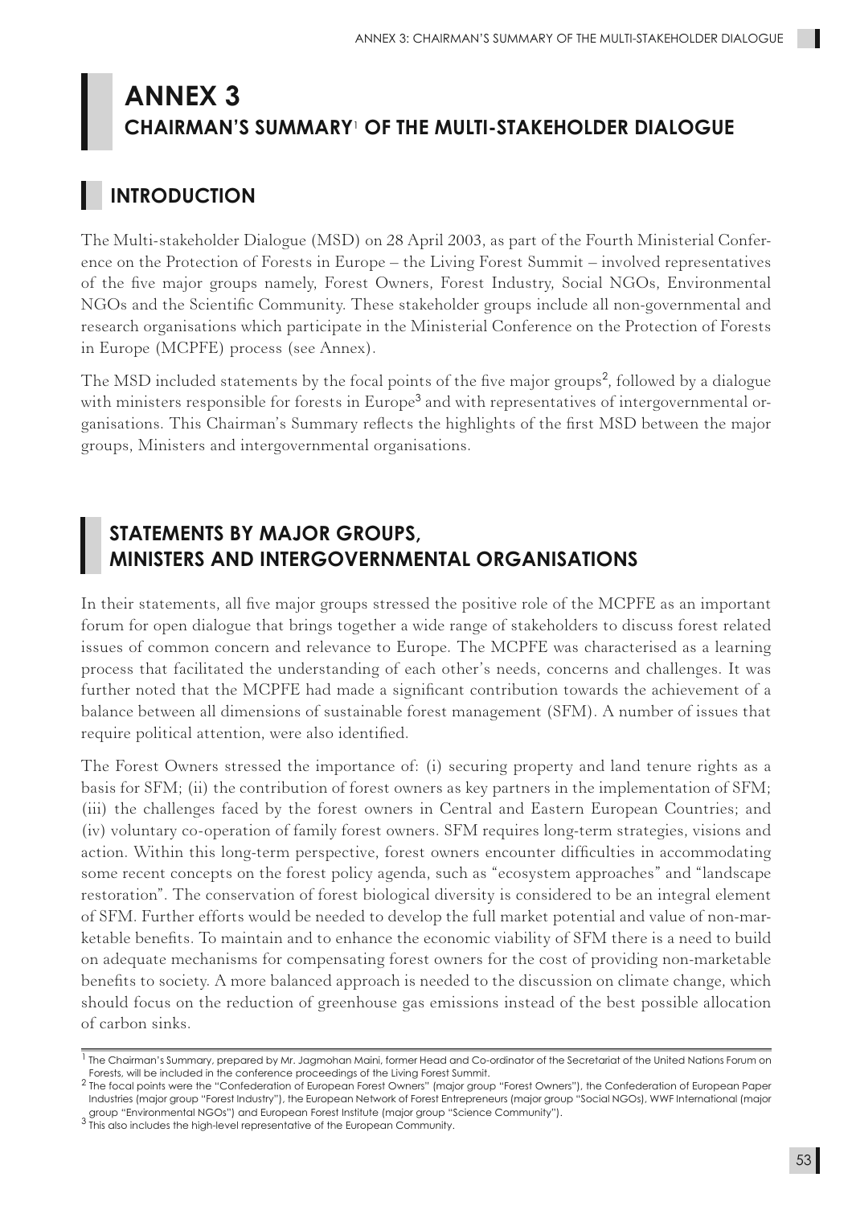# ANNEX 3

## CHAIRMAN'S SUMMARY[1] OF THE MULTI-STAKEHOLDER DIALOGUE

## INTRODUCTION

The Multi-stakeholder Dialogue (MSD) on 28 April 2003, as part of the Fourth Ministerial Conference on the Protection of Forests in Europe – the Living Forest Summit – involved representatives of the five major groups namely, Forest Owners, Forest Industry, Social NGOs, Environmental NGOs and the Scientific Community. These stakeholder groups include all non-governmental and research organisations which participate in the Ministerial Conference on the Protection of Forests in Europe (MCPFE) process (see Annex).

The MSD included statements by the focal points of the five major groups[2], followed by a dialogue with ministers responsible for forests in Europe[3] and with representatives of intergovernmental organisations. This Chairman's Summary reflects the highlights of the first MSD between the major groups, Ministers and intergovernmental organisations.

## STATEMENTS BY MAJOR GROUPS, MINISTERS AND INTERGOVERNMENTAL ORGANISATIONS

In their statements, all five major groups stressed the positive role of the MCPFE as an important forum for open dialogue that brings together a wide range of stakeholders to discuss forest related issues of common concern and relevance to Europe. The MCPFE was characterised as a learning process that facilitated the understanding of each other's needs, concerns and challenges. It was further noted that the MCPFE had made a significant contribution towards the achievement of a balance between all dimensions of sustainable forest management (SFM). A number of issues that require political attention, were also identified.

The Forest Owners stressed the importance of: (i) securing property and land tenure rights as a basis for SFM; (ii) the contribution of forest owners as key partners in the implementation of SFM; (iii) the challenges faced by the forest owners in Central and Eastern European Countries; and (iv) voluntary co-operation of family forest owners. SFM requires long-term strategies, visions and action. Within this long-term perspective, forest owners encounter difficulties in accommodating some recent concepts on the forest policy agenda, such as "ecosystem approaches" and "landscape restoration". The conservation of forest biological diversity is considered to be an integral element of SFM. Further efforts would be needed to develop the full market potential and value of non-marketable benefits. To maintain and to enhance the economic viability of SFM there is a need to build on adequate mechanisms for compensating forest owners for the cost of providing non-marketable benefits to society. A more balanced approach is needed to the discussion on climate change, which should focus on the reduction of greenhouse gas emissions instead of the best possible allocation of carbon sinks.

---

[1] The Chairman's Summary, prepared by Mr. Jagmohan Maini, former Head and Co-ordinator of the Secretariat of the United Nations Forum on Forests, will be included in the conference proceedings of the Living Forest Summit.

[2] The focal points were the "Confederation of European Forest Owners" (major group "Forest Owners"), the Confederation of European Paper Industries (major group "Forest Industry"), the European Network of Forest Entrepreneurs (major group "Social NGOs), WWF International (major group "Environmental NGOs") and European Forest Institute (major group "Science Community").

[3] This also includes the high-level representative of the European Community.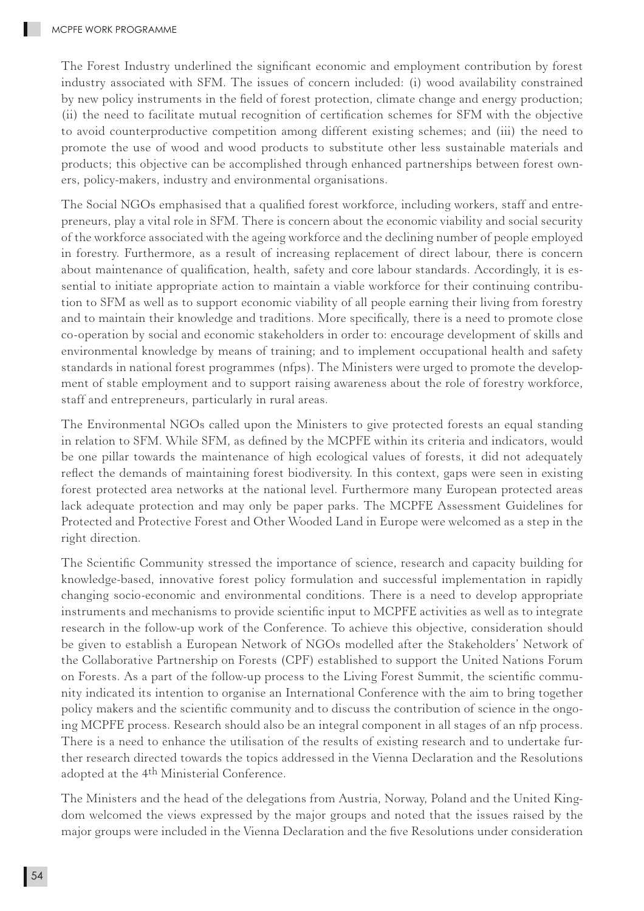The Forest Industry underlined the significant economic and employment contribution by forest industry associated with SFM. The issues of concern included: (i) wood availability constrained by new policy instruments in the field of forest protection, climate change and energy production; (ii) the need to facilitate mutual recognition of certification schemes for SFM with the objective to avoid counterproductive competition among different existing schemes; and (iii) the need to promote the use of wood and wood products to substitute other less sustainable materials and products; this objective can be accomplished through enhanced partnerships between forest owners, policy-makers, industry and environmental organisations.

The Social NGOs emphasised that a qualified forest workforce, including workers, staff and entrepreneurs, play a vital role in SFM. There is concern about the economic viability and social security of the workforce associated with the ageing workforce and the declining number of people employed in forestry. Furthermore, as a result of increasing replacement of direct labour, there is concern about maintenance of qualification, health, safety and core labour standards. Accordingly, it is essential to initiate appropriate action to maintain a viable workforce for their continuing contribution to SFM as well as to support economic viability of all people earning their living from forestry and to maintain their knowledge and traditions. More specifically, there is a need to promote close co-operation by social and economic stakeholders in order to: encourage development of skills and environmental knowledge by means of training; and to implement occupational health and safety standards in national forest programmes (nfps). The Ministers were urged to promote the development of stable employment and to support raising awareness about the role of forestry workforce, staff and entrepreneurs, particularly in rural areas.

The Environmental NGOs called upon the Ministers to give protected forests an equal standing in relation to SFM. While SFM, as defined by the MCPFE within its criteria and indicators, would be one pillar towards the maintenance of high ecological values of forests, it did not adequately reflect the demands of maintaining forest biodiversity. In this context, gaps were seen in existing forest protected area networks at the national level. Furthermore many European protected areas lack adequate protection and may only be paper parks. The MCPFE Assessment Guidelines for Protected and Protective Forest and Other Wooded Land in Europe were welcomed as a step in the right direction.

The Scientific Community stressed the importance of science, research and capacity building for knowledge-based, innovative forest policy formulation and successful implementation in rapidly changing socio-economic and environmental conditions. There is a need to develop appropriate instruments and mechanisms to provide scientific input to MCPFE activities as well as to integrate research in the follow-up work of the Conference. To achieve this objective, consideration should be given to establish a European Network of NGOs modelled after the Stakeholders' Network of the Collaborative Partnership on Forests (CPF) established to support the United Nations Forum on Forests. As a part of the follow-up process to the Living Forest Summit, the scientific community indicated its intention to organise an International Conference with the aim to bring together policy makers and the scientific community and to discuss the contribution of science in the ongoing MCPFE process. Research should also be an integral component in all stages of an nfp process. There is a need to enhance the utilisation of the results of existing research and to undertake further research directed towards the topics addressed in the Vienna Declaration and the Resolutions adopted at the 4th Ministerial Conference.

The Ministers and the head of the delegations from Austria, Norway, Poland and the United Kingdom welcomed the views expressed by the major groups and noted that the issues raised by the major groups were included in the Vienna Declaration and the five Resolutions under consideration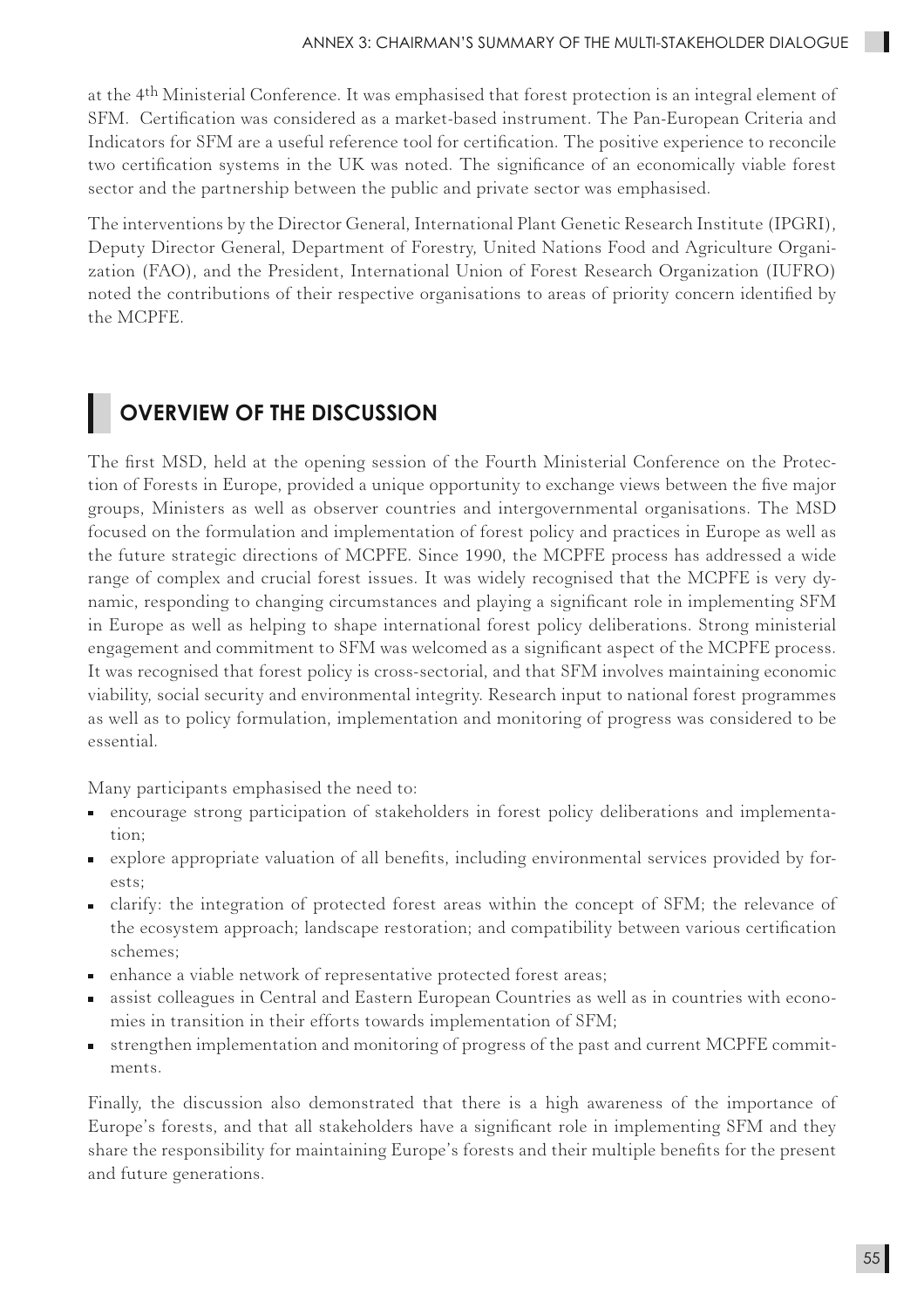at the 4th Ministerial Conference. It was emphasised that forest protection is an integral element of SFM. Certification was considered as a market-based instrument. The Pan-European Criteria and Indicators for SFM are a useful reference tool for certification. The positive experience to reconcile two certification systems in the UK was noted. The significance of an economically viable forest sector and the partnership between the public and private sector was emphasised.

The interventions by the Director General, International Plant Genetic Research Institute (IPGRI), Deputy Director General, Department of Forestry, United Nations Food and Agriculture Organization (FAO), and the President, International Union of Forest Research Organization (IUFRO) noted the contributions of their respective organisations to areas of priority concern identified by the MCPFE.

## OVERVIEW OF THE DISCUSSION

The first MSD, held at the opening session of the Fourth Ministerial Conference on the Protection of Forests in Europe, provided a unique opportunity to exchange views between the five major groups, Ministers as well as observer countries and intergovernmental organisations. The MSD focused on the formulation and implementation of forest policy and practices in Europe as well as the future strategic directions of MCPFE. Since 1990, the MCPFE process has addressed a wide range of complex and crucial forest issues. It was widely recognised that the MCPFE is very dynamic, responding to changing circumstances and playing a significant role in implementing SFM in Europe as well as helping to shape international forest policy deliberations. Strong ministerial engagement and commitment to SFM was welcomed as a significant aspect of the MCPFE process. It was recognised that forest policy is cross-sectorial, and that SFM involves maintaining economic viability, social security and environmental integrity. Research input to national forest programmes as well as to policy formulation, implementation and monitoring of progress was considered to be essential.

Many participants emphasised the need to:

- encourage strong participation of stakeholders in forest policy deliberations and implementation;
- explore appropriate valuation of all benefits, including environmental services provided by forests;
- clarify: the integration of protected forest areas within the concept of SFM; the relevance of the ecosystem approach; landscape restoration; and compatibility between various certification schemes;
- enhance a viable network of representative protected forest areas;
- assist colleagues in Central and Eastern European Countries as well as in countries with economies in transition in their efforts towards implementation of SFM;
- strengthen implementation and monitoring of progress of the past and current MCPFE commitments.

Finally, the discussion also demonstrated that there is a high awareness of the importance of Europe's forests, and that all stakeholders have a significant role in implementing SFM and they share the responsibility for maintaining Europe's forests and their multiple benefits for the present and future generations.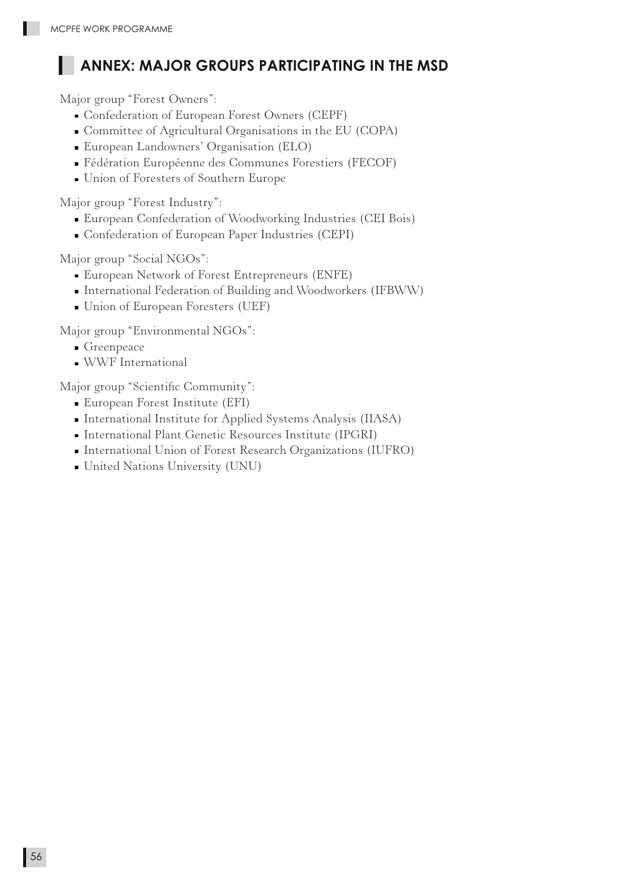## ANNEX: MAJOR GROUPS PARTICIPATING IN THE MSD

Major group "Forest Owners":

- Confederation of European Forest Owners (CEPF)
- Committee of Agricultural Organisations in the EU (COPA)
- European Landowners' Organisation (ELO)
- Fédération Européenne des Communes Forestiers (FECOF)
- Union of Foresters of Southern Europe

Major group "Forest Industry":

- European Confederation of Woodworking Industries (CEI Bois)
- Confederation of European Paper Industries (CEPI)

Major group "Social NGOs":

- European Network of Forest Entrepreneurs (ENFE)
- International Federation of Building and Woodworkers (IFBWW)
- Union of European Foresters (UEF)

Major group "Environmental NGOs":

- Greenpeace
- WWF International

Major group "Scientific Community":

- European Forest Institute (EFI)
- International Institute for Applied Systems Analysis (IIASA)
- International Plant Genetic Resources Institute (IPGRI)
- International Union of Forest Research Organizations (IUFRO)
- United Nations University (UNU)